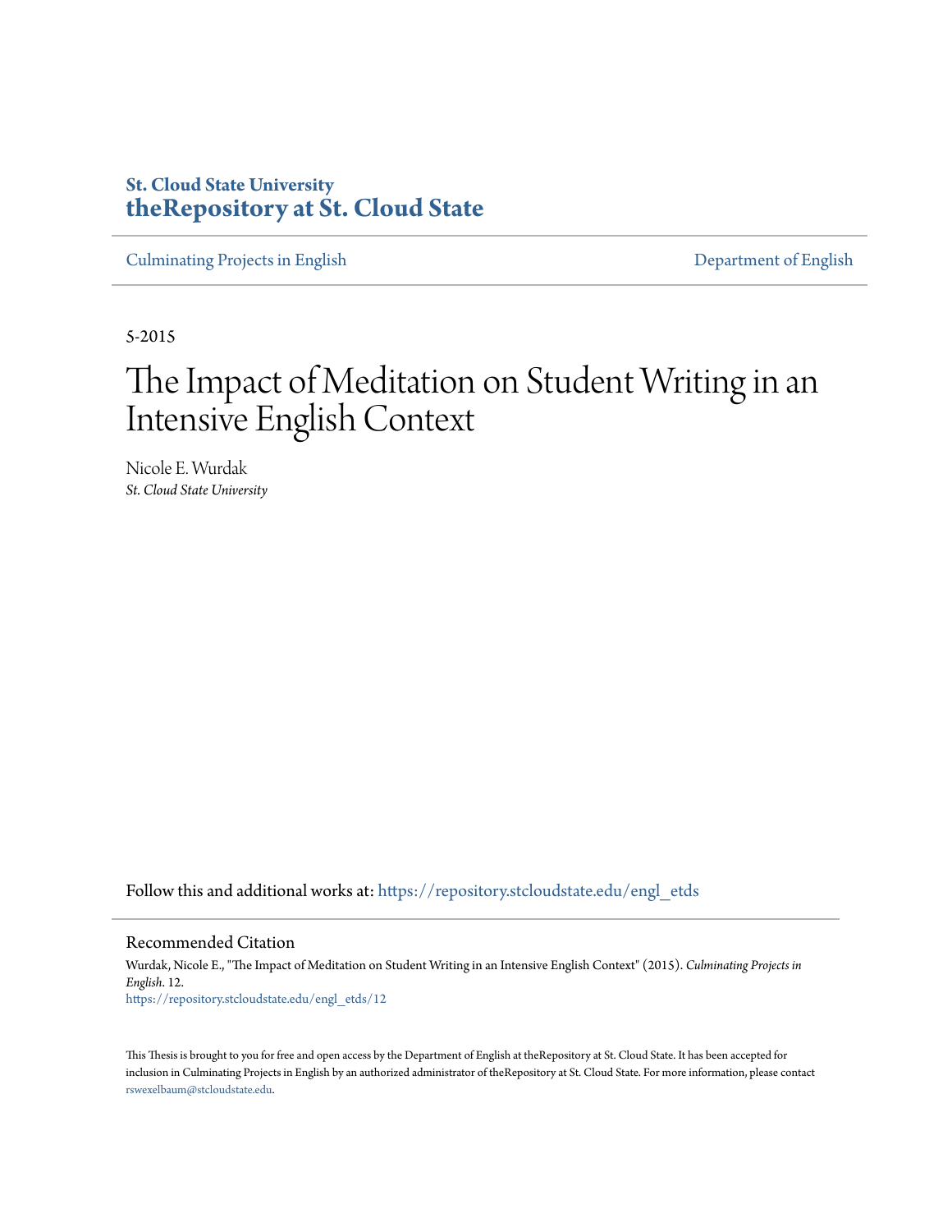**St. Cloud State University**
**theRepository at St. Cloud State**

Culminating Projects in English | Department of English

5-2015

# The Impact of Meditation on Student Writing in an Intensive English Context

Nicole E. Wurdak
*St. Cloud State University*

Follow this and additional works at: https://repository.stcloudstate.edu/engl_etds

## Recommended Citation

Wurdak, Nicole E., "The Impact of Meditation on Student Writing in an Intensive English Context" (2015). *Culminating Projects in English*. 12.
https://repository.stcloudstate.edu/engl_etds/12

This Thesis is brought to you for free and open access by the Department of English at theRepository at St. Cloud State. It has been accepted for inclusion in Culminating Projects in English by an authorized administrator of theRepository at St. Cloud State. For more information, please contact rswexelbaum@stcloudstate.edu.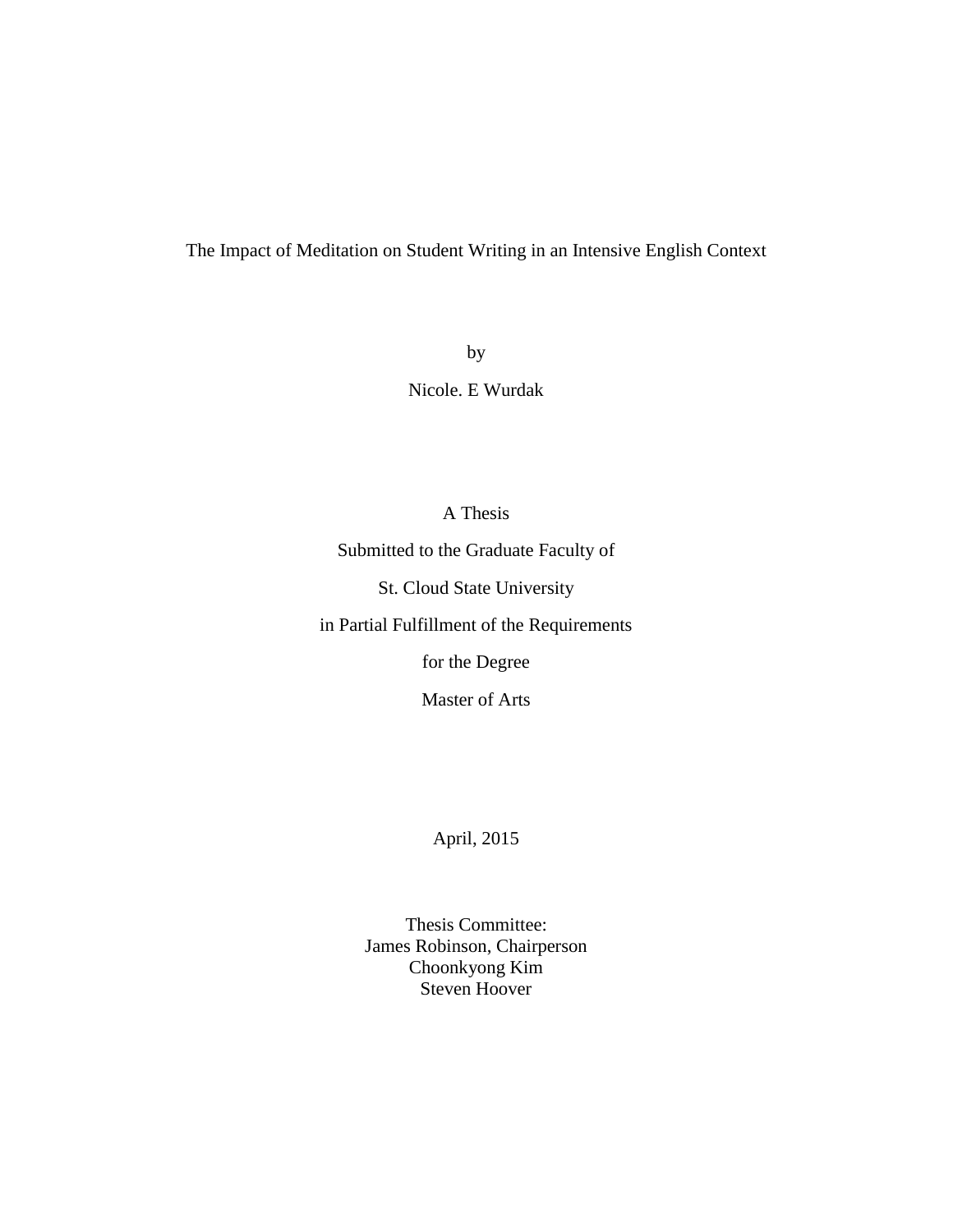# The Impact of Meditation on Student Writing in an Intensive English Context

by

Nicole. E Wurdak

A Thesis

Submitted to the Graduate Faculty of

St. Cloud State University

in Partial Fulfillment of the Requirements

for the Degree

Master of Arts

April, 2015

Thesis Committee:
James Robinson, Chairperson
Choonkyong Kim
Steven Hoover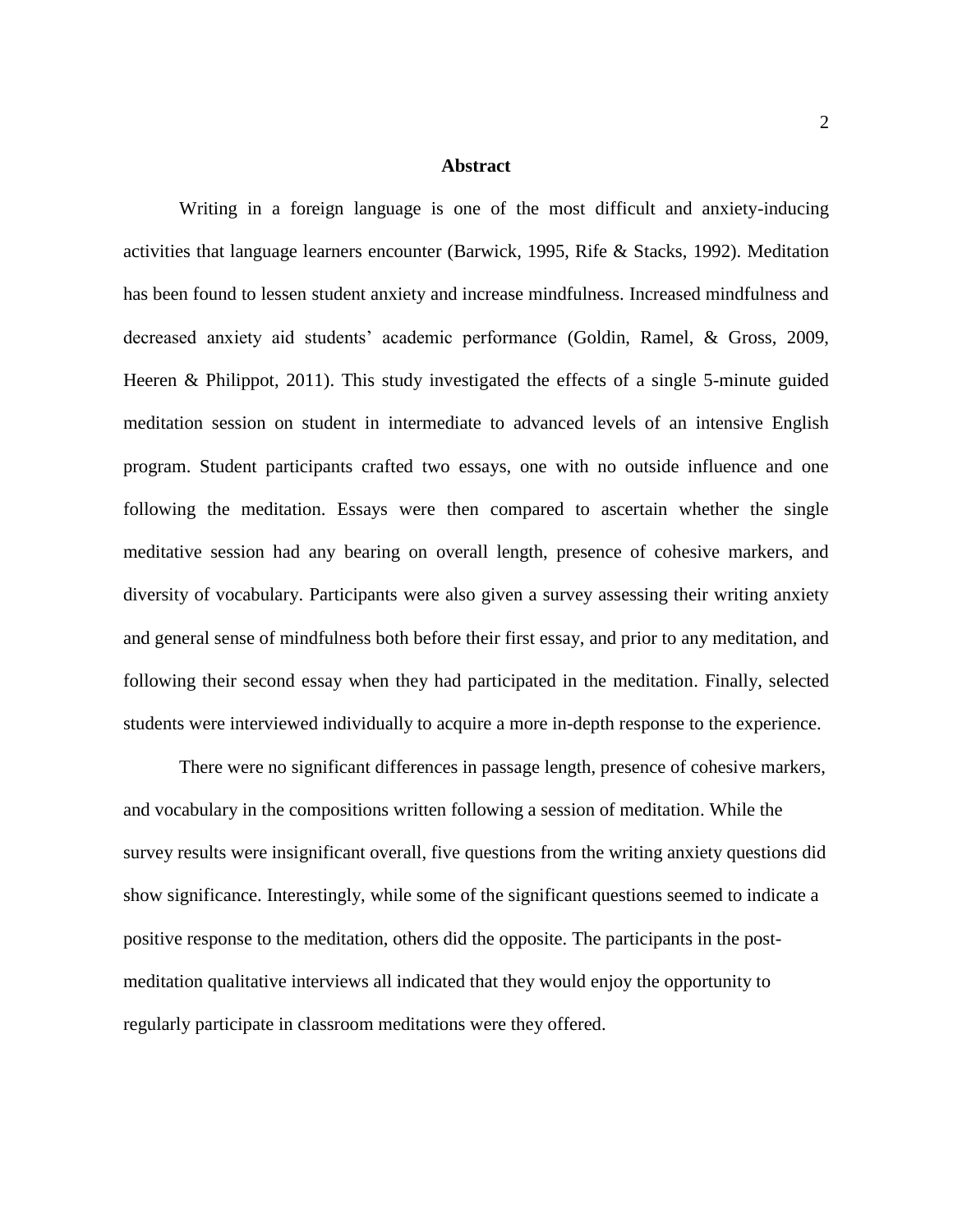# Abstract

Writing in a foreign language is one of the most difficult and anxiety-inducing activities that language learners encounter (Barwick, 1995, Rife & Stacks, 1992). Meditation has been found to lessen student anxiety and increase mindfulness. Increased mindfulness and decreased anxiety aid students' academic performance (Goldin, Ramel, & Gross, 2009, Heeren & Philippot, 2011). This study investigated the effects of a single 5-minute guided meditation session on student in intermediate to advanced levels of an intensive English program. Student participants crafted two essays, one with no outside influence and one following the meditation. Essays were then compared to ascertain whether the single meditative session had any bearing on overall length, presence of cohesive markers, and diversity of vocabulary. Participants were also given a survey assessing their writing anxiety and general sense of mindfulness both before their first essay, and prior to any meditation, and following their second essay when they had participated in the meditation. Finally, selected students were interviewed individually to acquire a more in-depth response to the experience.

There were no significant differences in passage length, presence of cohesive markers, and vocabulary in the compositions written following a session of meditation. While the survey results were insignificant overall, five questions from the writing anxiety questions did show significance. Interestingly, while some of the significant questions seemed to indicate a positive response to the meditation, others did the opposite. The participants in the post-meditation qualitative interviews all indicated that they would enjoy the opportunity to regularly participate in classroom meditations were they offered.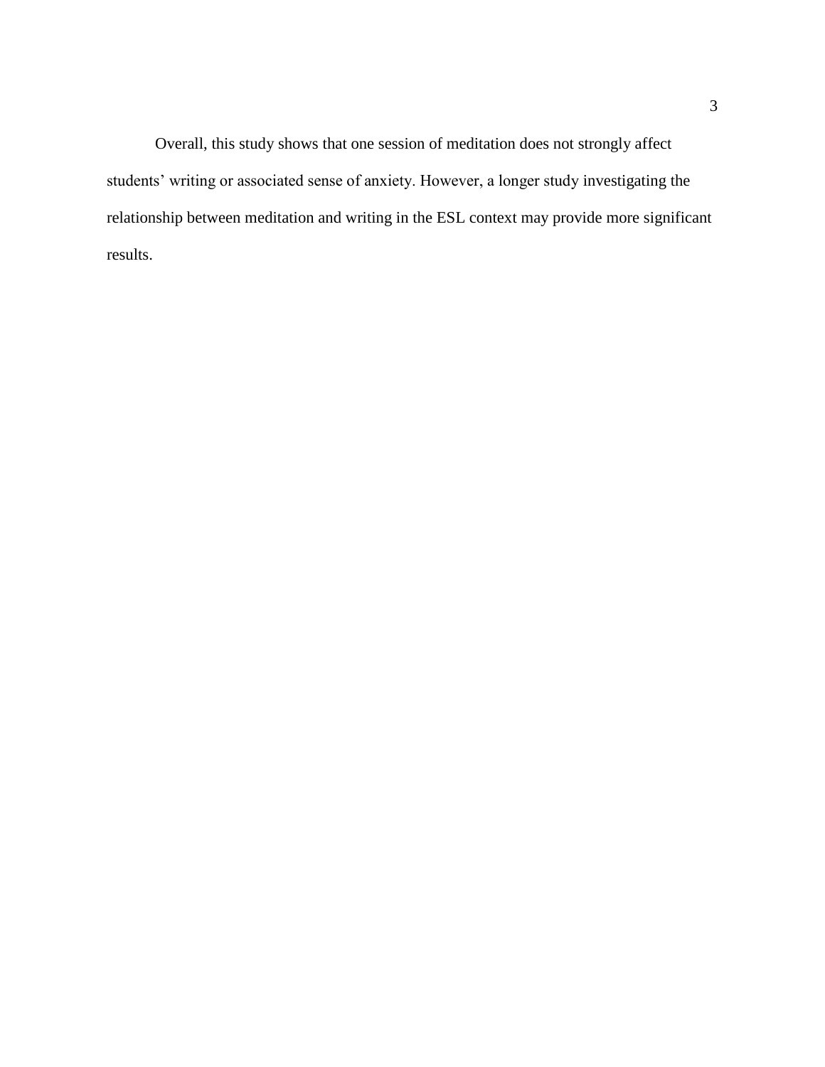Overall, this study shows that one session of meditation does not strongly affect students' writing or associated sense of anxiety. However, a longer study investigating the relationship between meditation and writing in the ESL context may provide more significant results.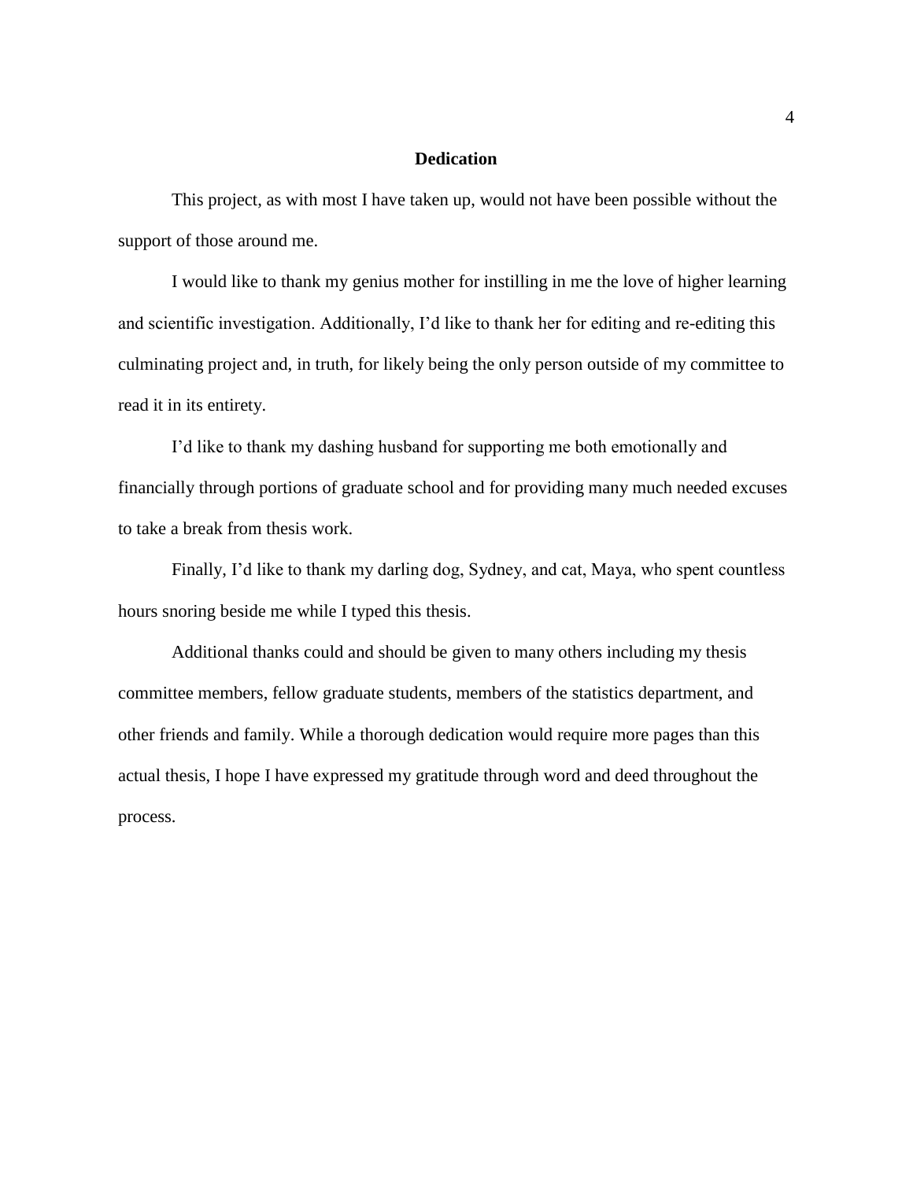## Dedication

This project, as with most I have taken up, would not have been possible without the support of those around me.

I would like to thank my genius mother for instilling in me the love of higher learning and scientific investigation. Additionally, I'd like to thank her for editing and re-editing this culminating project and, in truth, for likely being the only person outside of my committee to read it in its entirety.

I'd like to thank my dashing husband for supporting me both emotionally and financially through portions of graduate school and for providing many much needed excuses to take a break from thesis work.

Finally, I'd like to thank my darling dog, Sydney, and cat, Maya, who spent countless hours snoring beside me while I typed this thesis.

Additional thanks could and should be given to many others including my thesis committee members, fellow graduate students, members of the statistics department, and other friends and family. While a thorough dedication would require more pages than this actual thesis, I hope I have expressed my gratitude through word and deed throughout the process.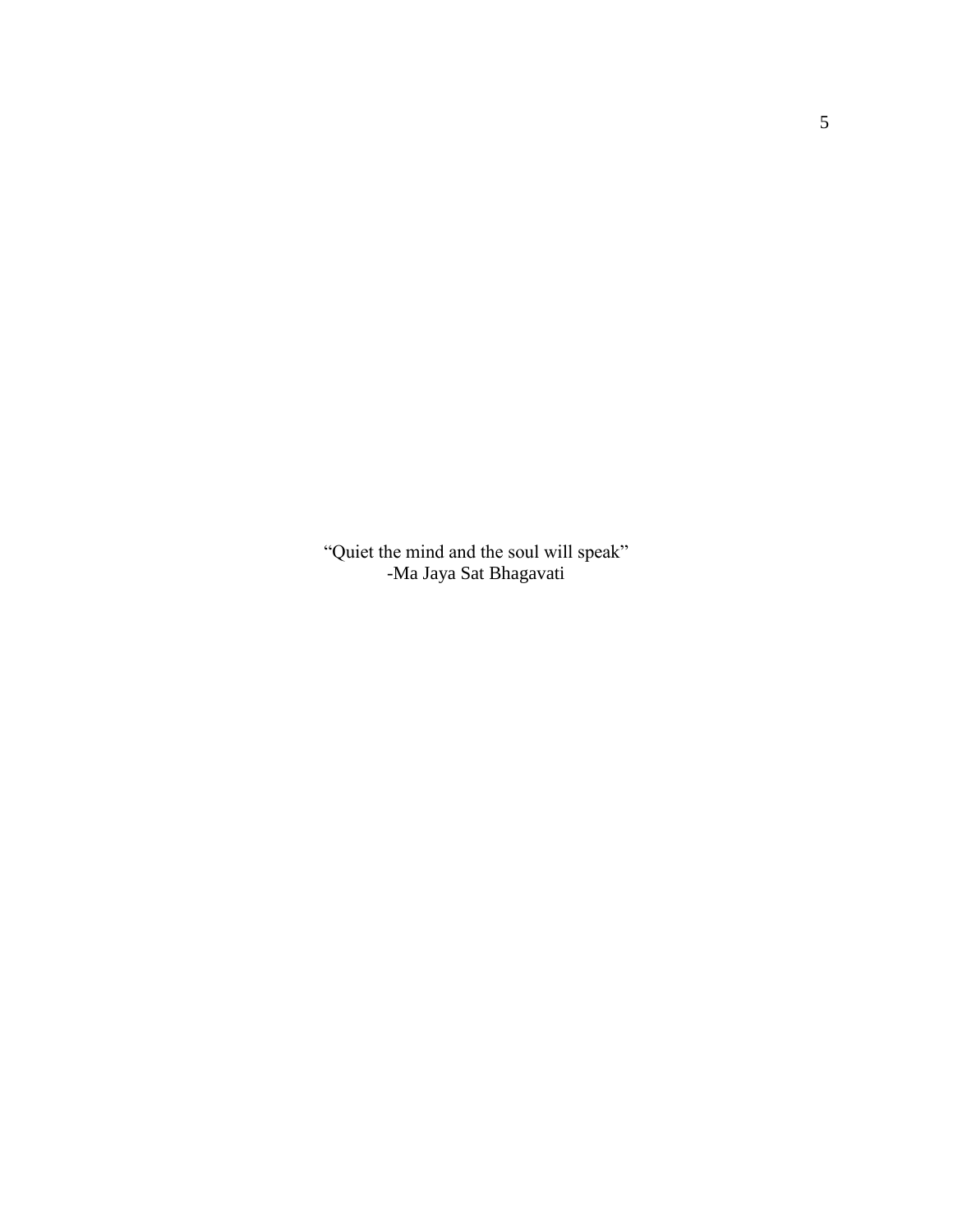"Quiet the mind and the soul will speak"
-Ma Jaya Sat Bhagavati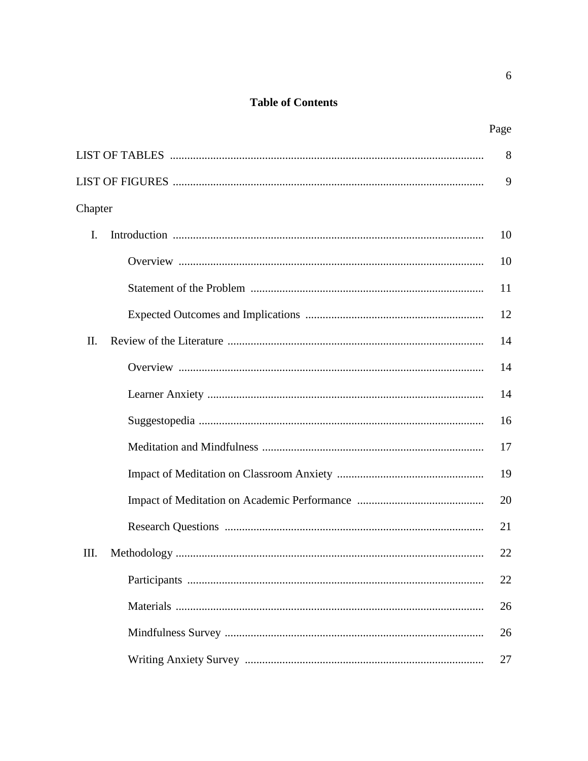**Table of Contents**

| | Page |
|---|---|
| LIST OF TABLES | 8 |
| LIST OF FIGURES | 9 |
| Chapter | |
| I. Introduction | 10 |
| Overview | 10 |
| Statement of the Problem | 11 |
| Expected Outcomes and Implications | 12 |
| II. Review of the Literature | 14 |
| Overview | 14 |
| Learner Anxiety | 14 |
| Suggestopedia | 16 |
| Meditation and Mindfulness | 17 |
| Impact of Meditation on Classroom Anxiety | 19 |
| Impact of Meditation on Academic Performance | 20 |
| Research Questions | 21 |
| III. Methodology | 22 |
| Participants | 22 |
| Materials | 26 |
| Mindfulness Survey | 26 |
| Writing Anxiety Survey | 27 |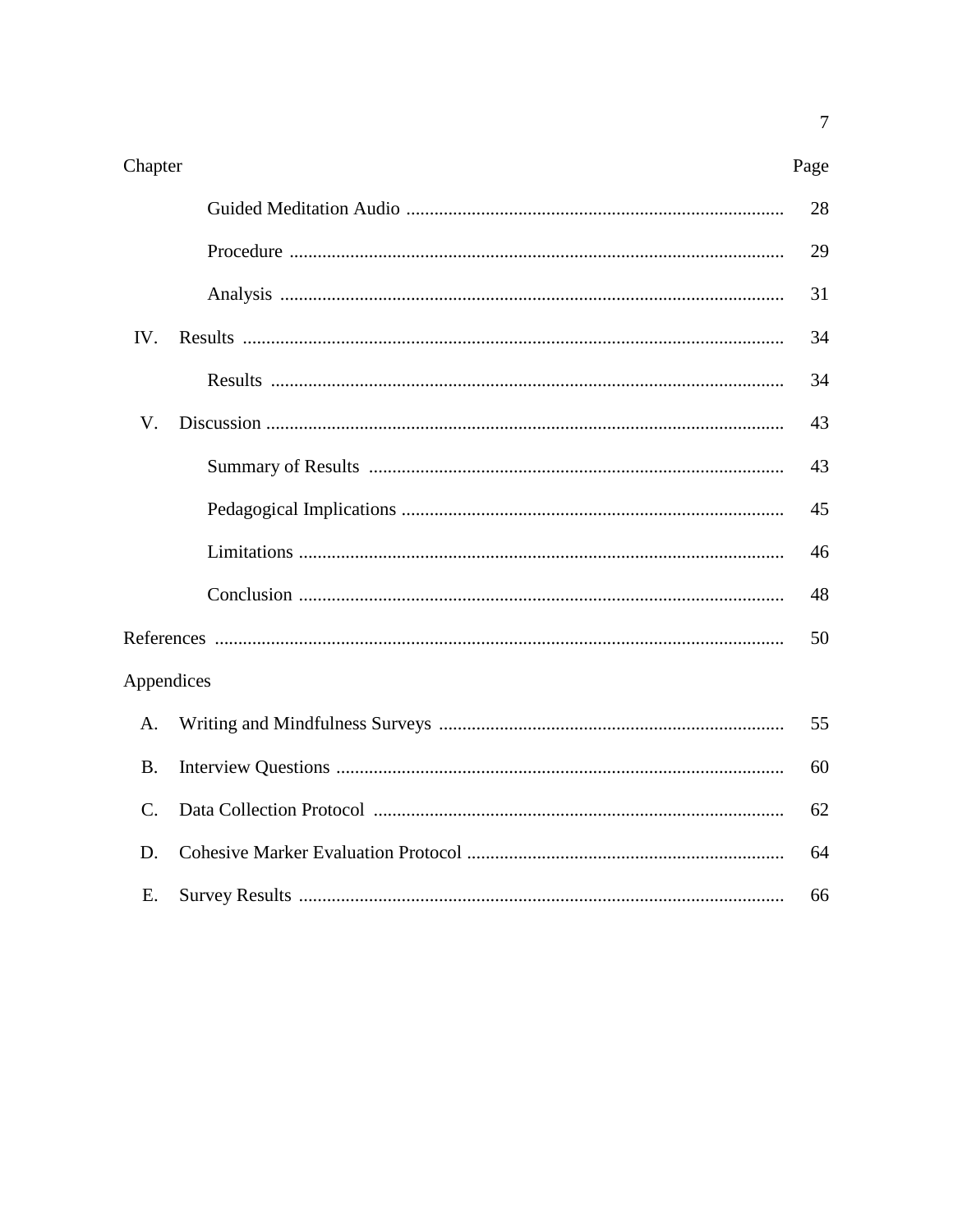| Chapter | | Page |
|---|---|---|
| | Guided Meditation Audio | 28 |
| | Procedure | 29 |
| | Analysis | 31 |
| IV. | Results | 34 |
| | Results | 34 |
| V. | Discussion | 43 |
| | Summary of Results | 43 |
| | Pedagogical Implications | 45 |
| | Limitations | 46 |
| | Conclusion | 48 |
| References | | 50 |
| Appendices | | |
| A. | Writing and Mindfulness Surveys | 55 |
| B. | Interview Questions | 60 |
| C. | Data Collection Protocol | 62 |
| D. | Cohesive Marker Evaluation Protocol | 64 |
| E. | Survey Results | 66 |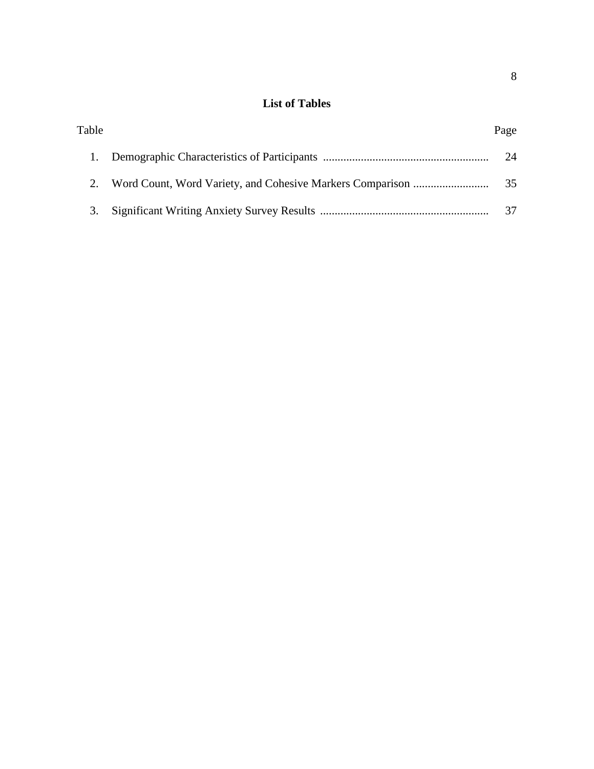## List of Tables

| Table | | Page |
|---|---|---|
| 1. | Demographic Characteristics of Participants | 24 |
| 2. | Word Count, Word Variety, and Cohesive Markers Comparison | 35 |
| 3. | Significant Writing Anxiety Survey Results | 37 |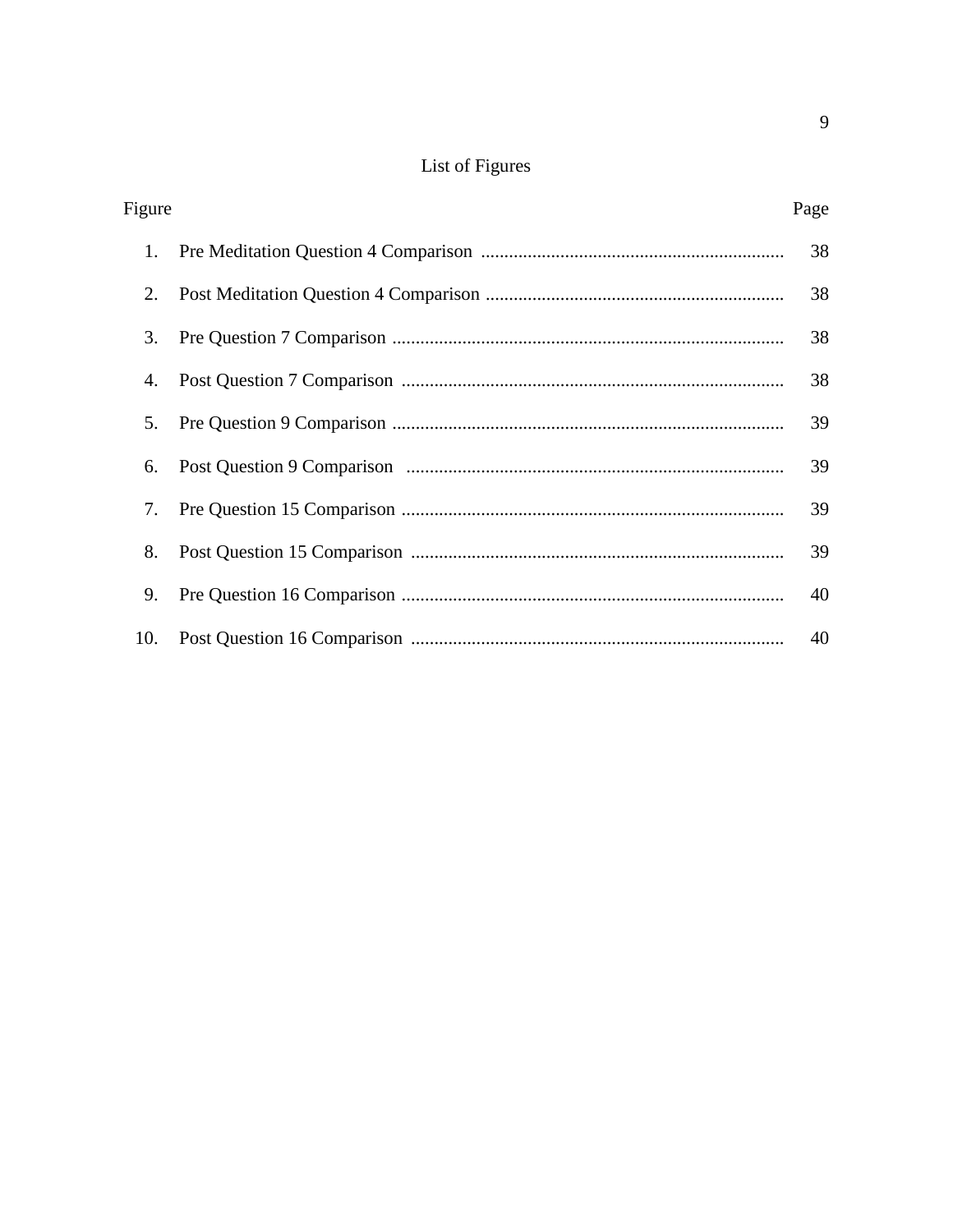# List of Figures

| Figure | | Page |
|---|---|---|
| 1. | Pre Meditation Question 4 Comparison | 38 |
| 2. | Post Meditation Question 4 Comparison | 38 |
| 3. | Pre Question 7 Comparison | 38 |
| 4. | Post Question 7 Comparison | 38 |
| 5. | Pre Question 9 Comparison | 39 |
| 6. | Post Question 9 Comparison | 39 |
| 7. | Pre Question 15 Comparison | 39 |
| 8. | Post Question 15 Comparison | 39 |
| 9. | Pre Question 16 Comparison | 40 |
| 10. | Post Question 16 Comparison | 40 |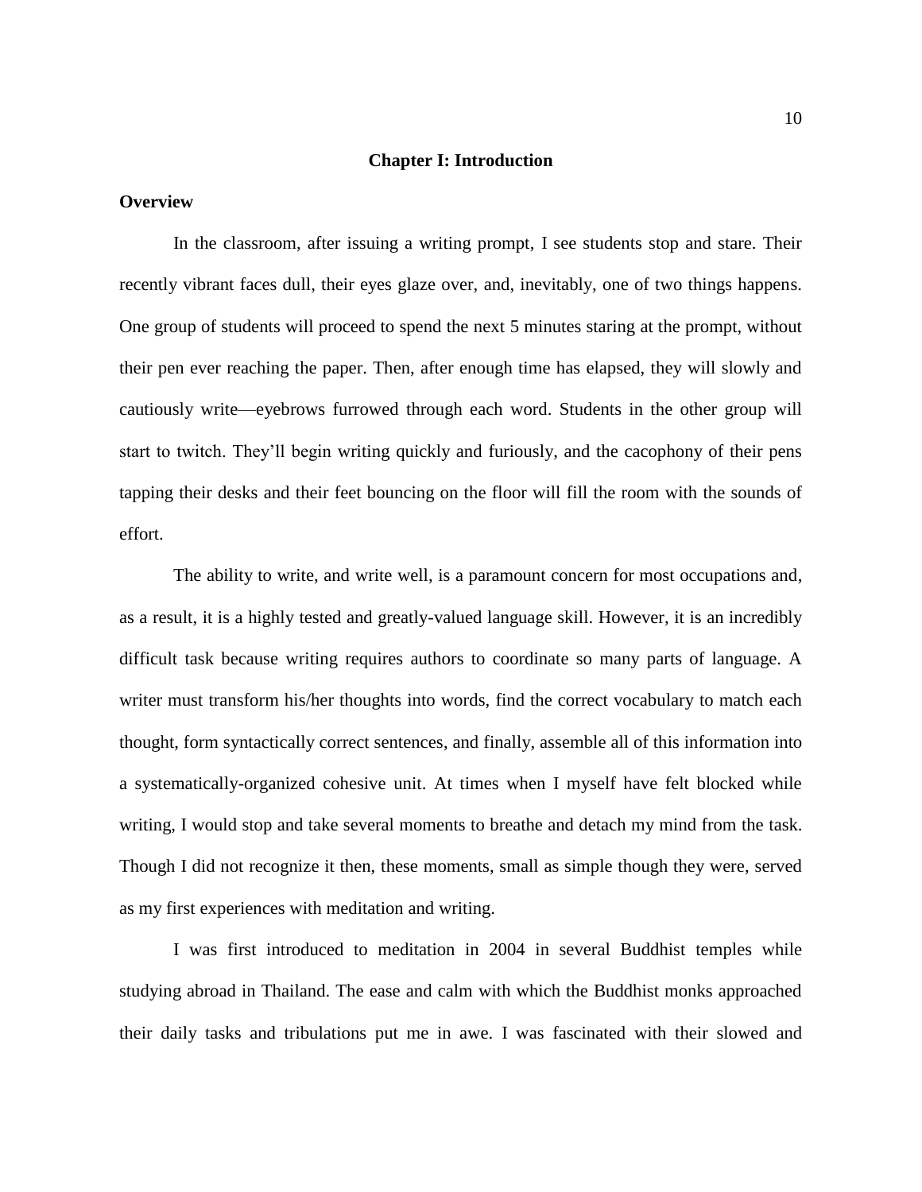# Chapter I: Introduction

## Overview

In the classroom, after issuing a writing prompt, I see students stop and stare. Their recently vibrant faces dull, their eyes glaze over, and, inevitably, one of two things happens. One group of students will proceed to spend the next 5 minutes staring at the prompt, without their pen ever reaching the paper. Then, after enough time has elapsed, they will slowly and cautiously write—eyebrows furrowed through each word. Students in the other group will start to twitch. They'll begin writing quickly and furiously, and the cacophony of their pens tapping their desks and their feet bouncing on the floor will fill the room with the sounds of effort.

The ability to write, and write well, is a paramount concern for most occupations and, as a result, it is a highly tested and greatly-valued language skill. However, it is an incredibly difficult task because writing requires authors to coordinate so many parts of language. A writer must transform his/her thoughts into words, find the correct vocabulary to match each thought, form syntactically correct sentences, and finally, assemble all of this information into a systematically-organized cohesive unit. At times when I myself have felt blocked while writing, I would stop and take several moments to breathe and detach my mind from the task. Though I did not recognize it then, these moments, small as simple though they were, served as my first experiences with meditation and writing.

I was first introduced to meditation in 2004 in several Buddhist temples while studying abroad in Thailand. The ease and calm with which the Buddhist monks approached their daily tasks and tribulations put me in awe. I was fascinated with their slowed and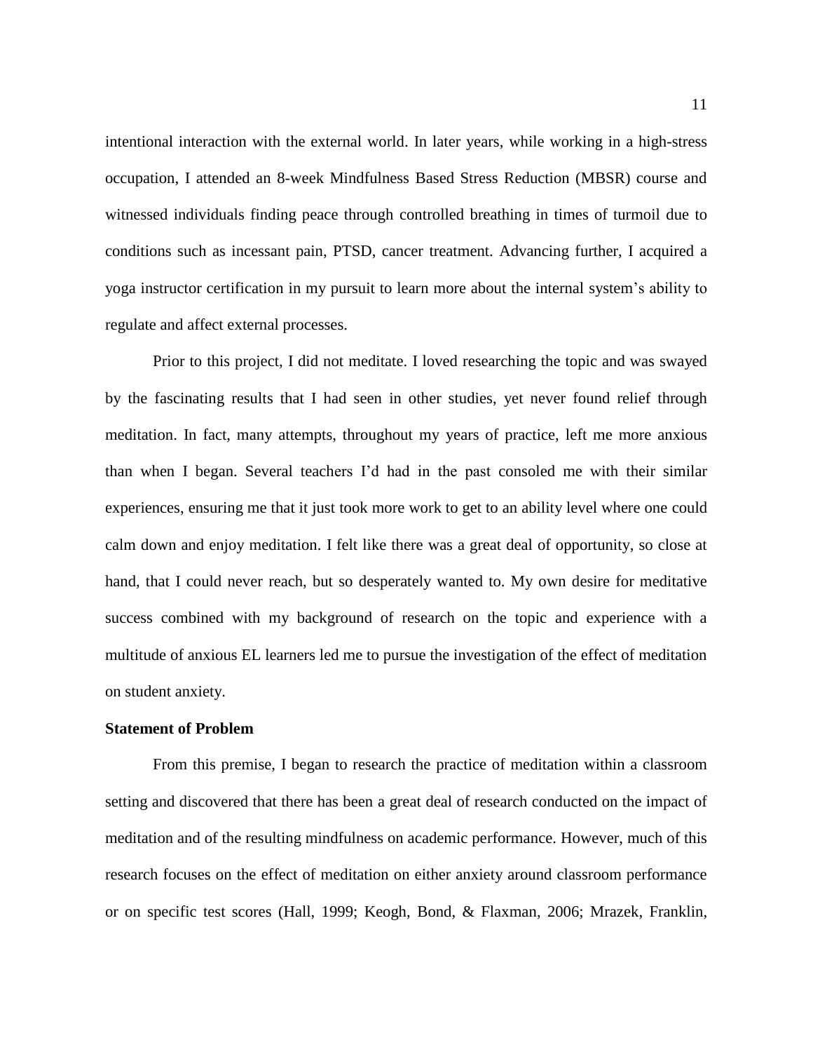intentional interaction with the external world. In later years, while working in a high-stress occupation, I attended an 8-week Mindfulness Based Stress Reduction (MBSR) course and witnessed individuals finding peace through controlled breathing in times of turmoil due to conditions such as incessant pain, PTSD, cancer treatment. Advancing further, I acquired a yoga instructor certification in my pursuit to learn more about the internal system's ability to regulate and affect external processes.

Prior to this project, I did not meditate. I loved researching the topic and was swayed by the fascinating results that I had seen in other studies, yet never found relief through meditation. In fact, many attempts, throughout my years of practice, left me more anxious than when I began. Several teachers I'd had in the past consoled me with their similar experiences, ensuring me that it just took more work to get to an ability level where one could calm down and enjoy meditation. I felt like there was a great deal of opportunity, so close at hand, that I could never reach, but so desperately wanted to. My own desire for meditative success combined with my background of research on the topic and experience with a multitude of anxious EL learners led me to pursue the investigation of the effect of meditation on student anxiety.

**Statement of Problem**

From this premise, I began to research the practice of meditation within a classroom setting and discovered that there has been a great deal of research conducted on the impact of meditation and of the resulting mindfulness on academic performance. However, much of this research focuses on the effect of meditation on either anxiety around classroom performance or on specific test scores (Hall, 1999; Keogh, Bond, & Flaxman, 2006; Mrazek, Franklin,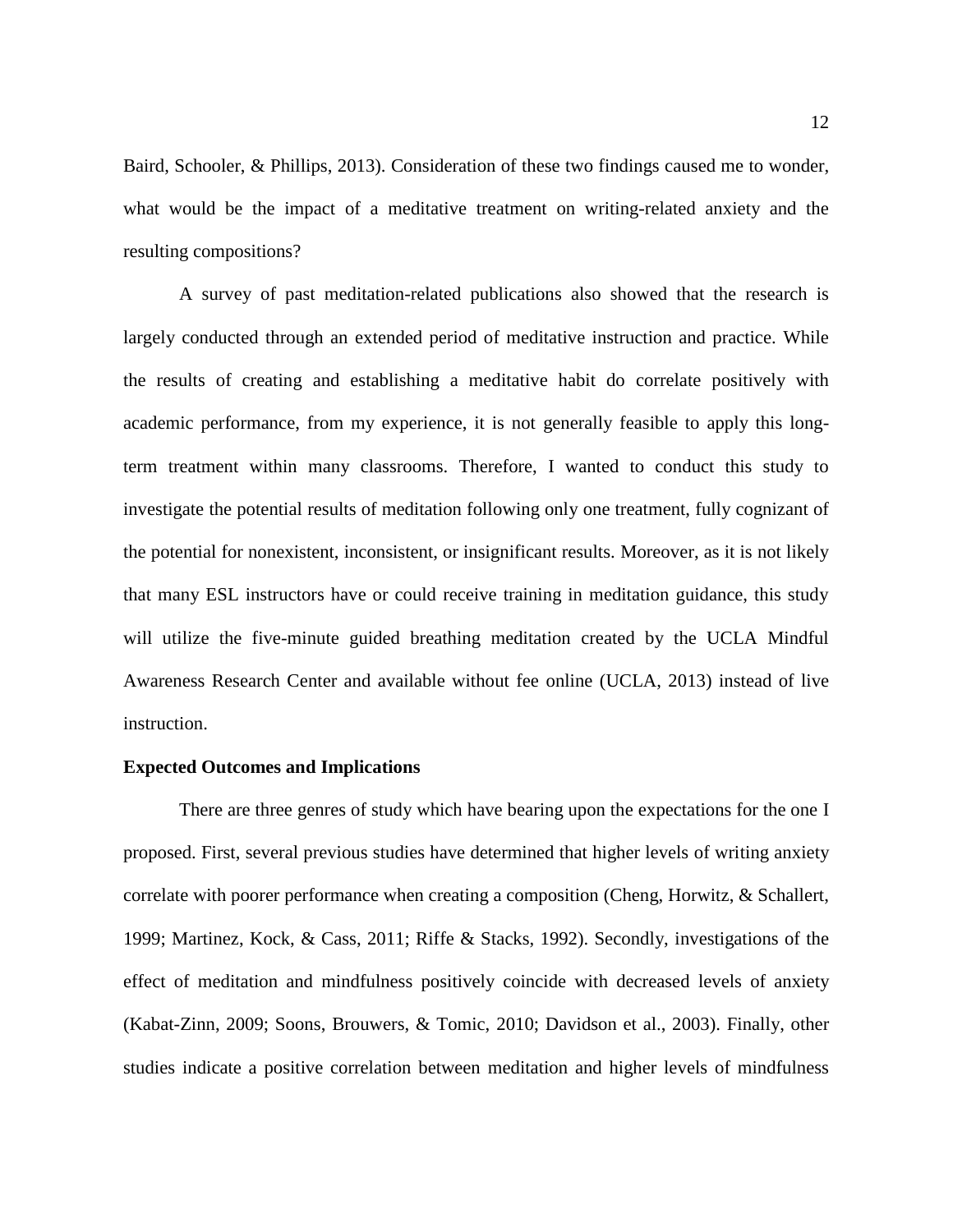Baird, Schooler, & Phillips, 2013). Consideration of these two findings caused me to wonder, what would be the impact of a meditative treatment on writing-related anxiety and the resulting compositions?

A survey of past meditation-related publications also showed that the research is largely conducted through an extended period of meditative instruction and practice. While the results of creating and establishing a meditative habit do correlate positively with academic performance, from my experience, it is not generally feasible to apply this long-term treatment within many classrooms. Therefore, I wanted to conduct this study to investigate the potential results of meditation following only one treatment, fully cognizant of the potential for nonexistent, inconsistent, or insignificant results. Moreover, as it is not likely that many ESL instructors have or could receive training in meditation guidance, this study will utilize the five-minute guided breathing meditation created by the UCLA Mindful Awareness Research Center and available without fee online (UCLA, 2013) instead of live instruction.

**Expected Outcomes and Implications**

There are three genres of study which have bearing upon the expectations for the one I proposed. First, several previous studies have determined that higher levels of writing anxiety correlate with poorer performance when creating a composition (Cheng, Horwitz, & Schallert, 1999; Martinez, Kock, & Cass, 2011; Riffe & Stacks, 1992). Secondly, investigations of the effect of meditation and mindfulness positively coincide with decreased levels of anxiety (Kabat-Zinn, 2009; Soons, Brouwers, & Tomic, 2010; Davidson et al., 2003). Finally, other studies indicate a positive correlation between meditation and higher levels of mindfulness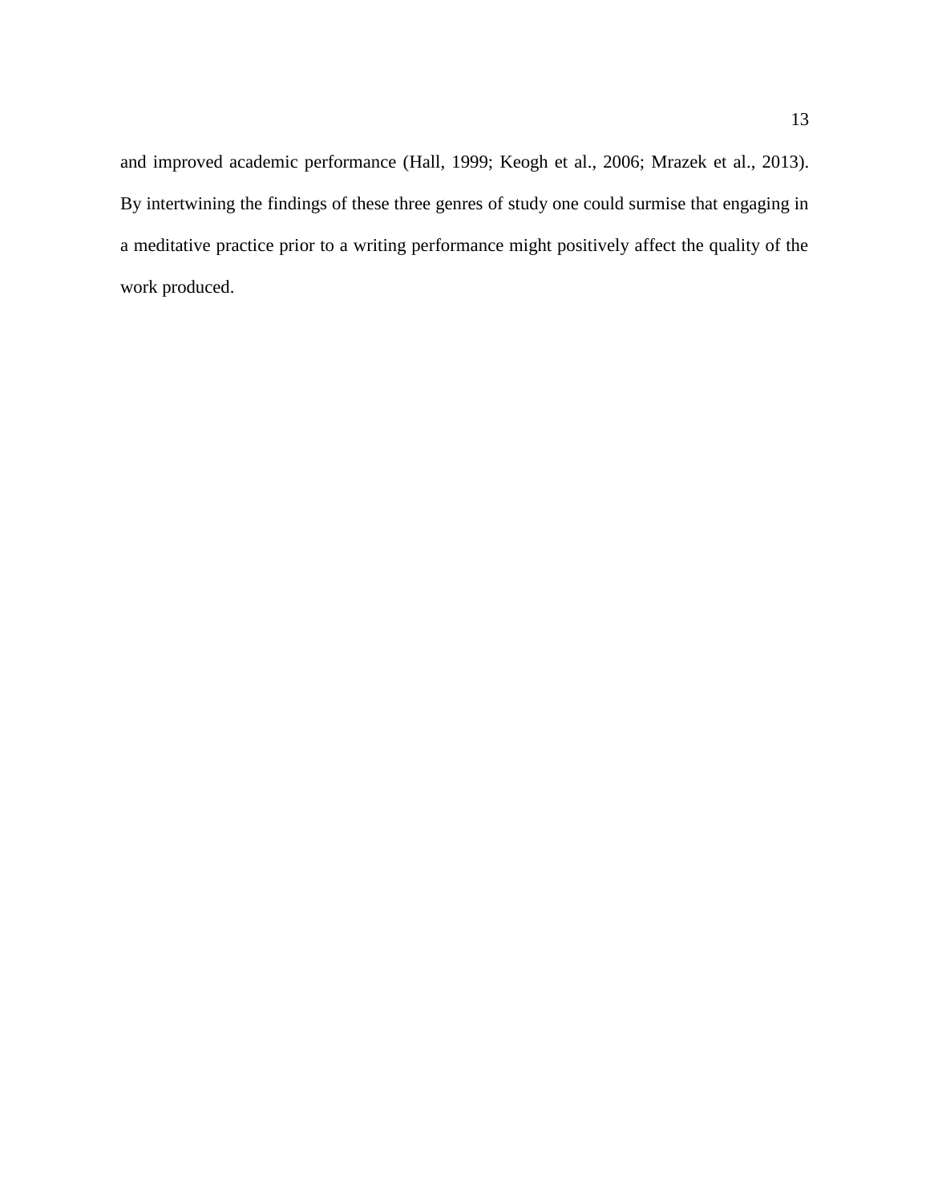and improved academic performance (Hall, 1999; Keogh et al., 2006; Mrazek et al., 2013). By intertwining the findings of these three genres of study one could surmise that engaging in a meditative practice prior to a writing performance might positively affect the quality of the work produced.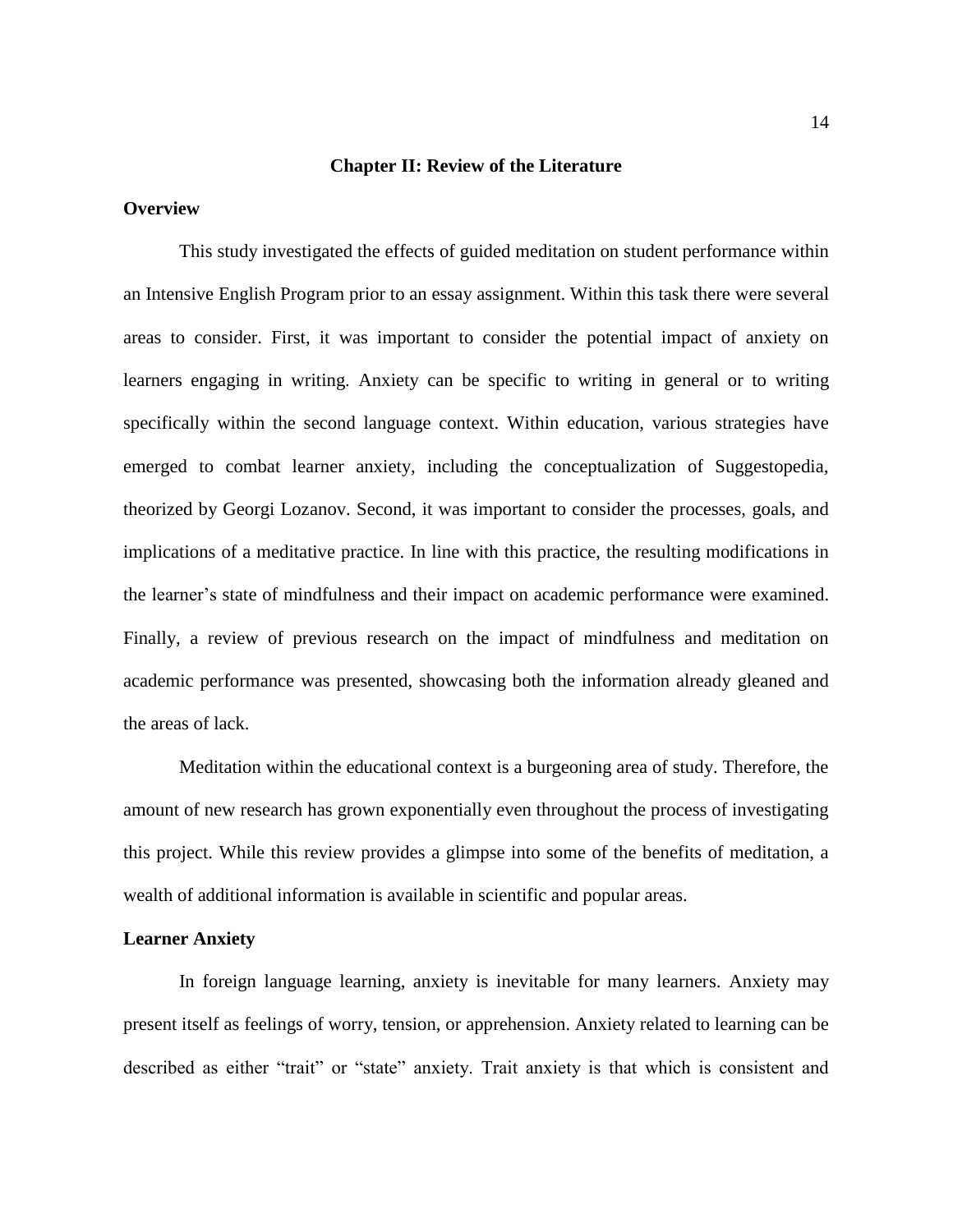# Chapter II: Review of the Literature

## Overview

This study investigated the effects of guided meditation on student performance within an Intensive English Program prior to an essay assignment. Within this task there were several areas to consider. First, it was important to consider the potential impact of anxiety on learners engaging in writing. Anxiety can be specific to writing in general or to writing specifically within the second language context. Within education, various strategies have emerged to combat learner anxiety, including the conceptualization of Suggestopedia, theorized by Georgi Lozanov. Second, it was important to consider the processes, goals, and implications of a meditative practice. In line with this practice, the resulting modifications in the learner's state of mindfulness and their impact on academic performance were examined. Finally, a review of previous research on the impact of mindfulness and meditation on academic performance was presented, showcasing both the information already gleaned and the areas of lack.

Meditation within the educational context is a burgeoning area of study. Therefore, the amount of new research has grown exponentially even throughout the process of investigating this project. While this review provides a glimpse into some of the benefits of meditation, a wealth of additional information is available in scientific and popular areas.

## Learner Anxiety

In foreign language learning, anxiety is inevitable for many learners. Anxiety may present itself as feelings of worry, tension, or apprehension. Anxiety related to learning can be described as either "trait" or "state" anxiety. Trait anxiety is that which is consistent and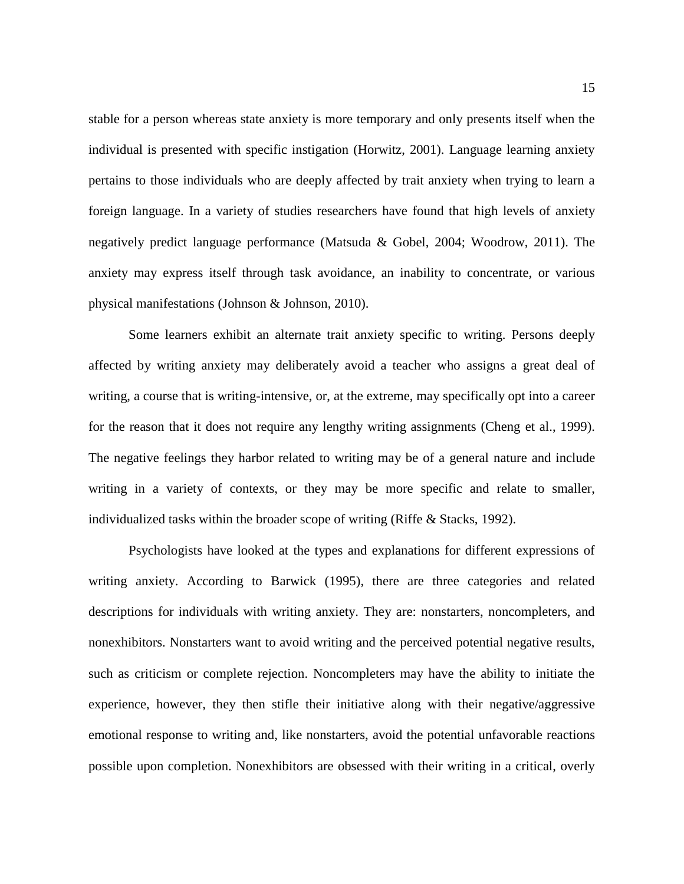stable for a person whereas state anxiety is more temporary and only presents itself when the individual is presented with specific instigation (Horwitz, 2001). Language learning anxiety pertains to those individuals who are deeply affected by trait anxiety when trying to learn a foreign language. In a variety of studies researchers have found that high levels of anxiety negatively predict language performance (Matsuda & Gobel, 2004; Woodrow, 2011). The anxiety may express itself through task avoidance, an inability to concentrate, or various physical manifestations (Johnson & Johnson, 2010).

Some learners exhibit an alternate trait anxiety specific to writing. Persons deeply affected by writing anxiety may deliberately avoid a teacher who assigns a great deal of writing, a course that is writing-intensive, or, at the extreme, may specifically opt into a career for the reason that it does not require any lengthy writing assignments (Cheng et al., 1999). The negative feelings they harbor related to writing may be of a general nature and include writing in a variety of contexts, or they may be more specific and relate to smaller, individualized tasks within the broader scope of writing (Riffe & Stacks, 1992).

Psychologists have looked at the types and explanations for different expressions of writing anxiety. According to Barwick (1995), there are three categories and related descriptions for individuals with writing anxiety. They are: nonstarters, noncompleters, and nonexhibitors. Nonstarters want to avoid writing and the perceived potential negative results, such as criticism or complete rejection. Noncompleters may have the ability to initiate the experience, however, they then stifle their initiative along with their negative/aggressive emotional response to writing and, like nonstarters, avoid the potential unfavorable reactions possible upon completion. Nonexhibitors are obsessed with their writing in a critical, overly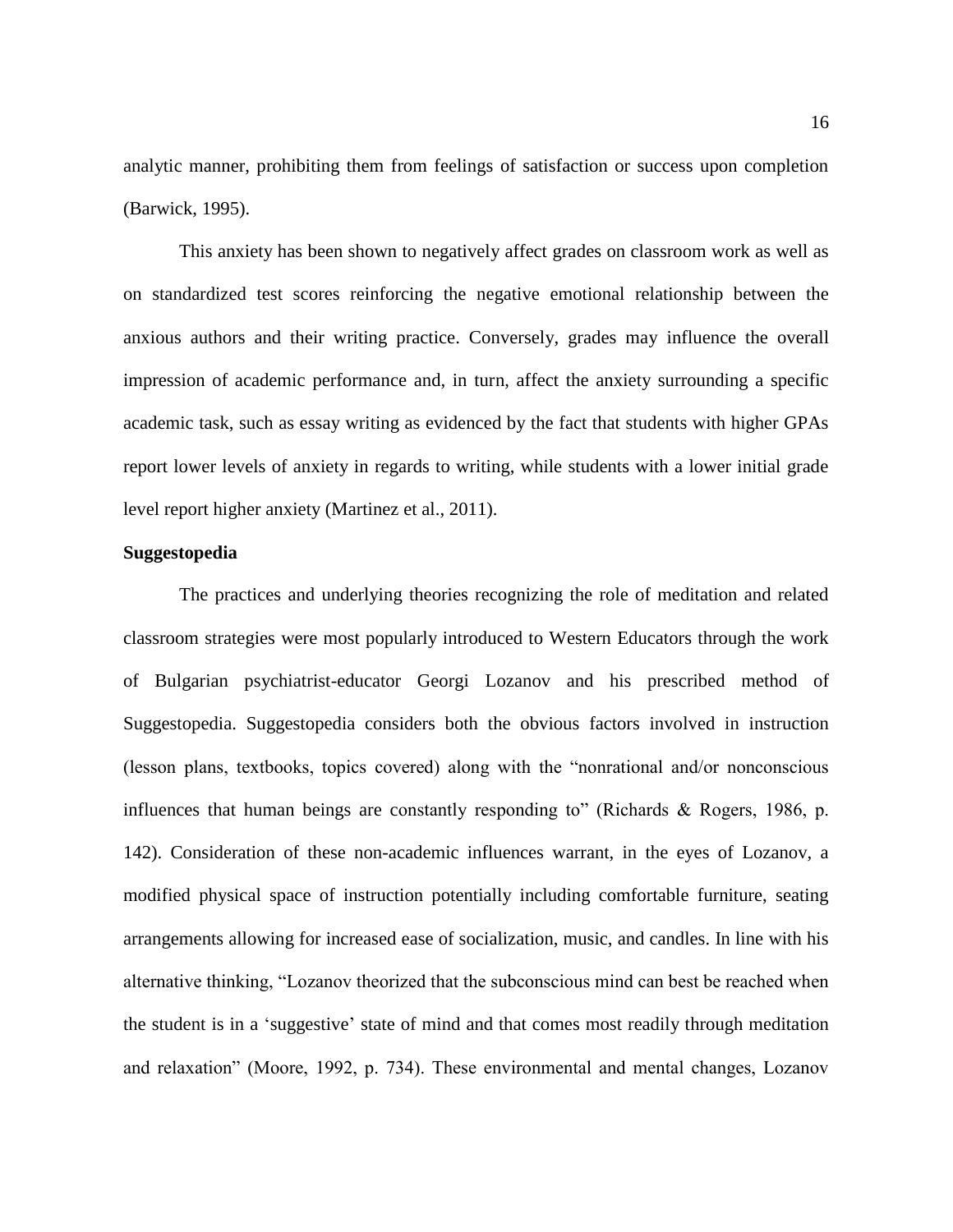analytic manner, prohibiting them from feelings of satisfaction or success upon completion (Barwick, 1995).

This anxiety has been shown to negatively affect grades on classroom work as well as on standardized test scores reinforcing the negative emotional relationship between the anxious authors and their writing practice. Conversely, grades may influence the overall impression of academic performance and, in turn, affect the anxiety surrounding a specific academic task, such as essay writing as evidenced by the fact that students with higher GPAs report lower levels of anxiety in regards to writing, while students with a lower initial grade level report higher anxiety (Martinez et al., 2011).

**Suggestopedia**

The practices and underlying theories recognizing the role of meditation and related classroom strategies were most popularly introduced to Western Educators through the work of Bulgarian psychiatrist-educator Georgi Lozanov and his prescribed method of Suggestopedia. Suggestopedia considers both the obvious factors involved in instruction (lesson plans, textbooks, topics covered) along with the "nonrational and/or nonconscious influences that human beings are constantly responding to" (Richards & Rogers, 1986, p. 142). Consideration of these non-academic influences warrant, in the eyes of Lozanov, a modified physical space of instruction potentially including comfortable furniture, seating arrangements allowing for increased ease of socialization, music, and candles. In line with his alternative thinking, "Lozanov theorized that the subconscious mind can best be reached when the student is in a 'suggestive' state of mind and that comes most readily through meditation and relaxation" (Moore, 1992, p. 734). These environmental and mental changes, Lozanov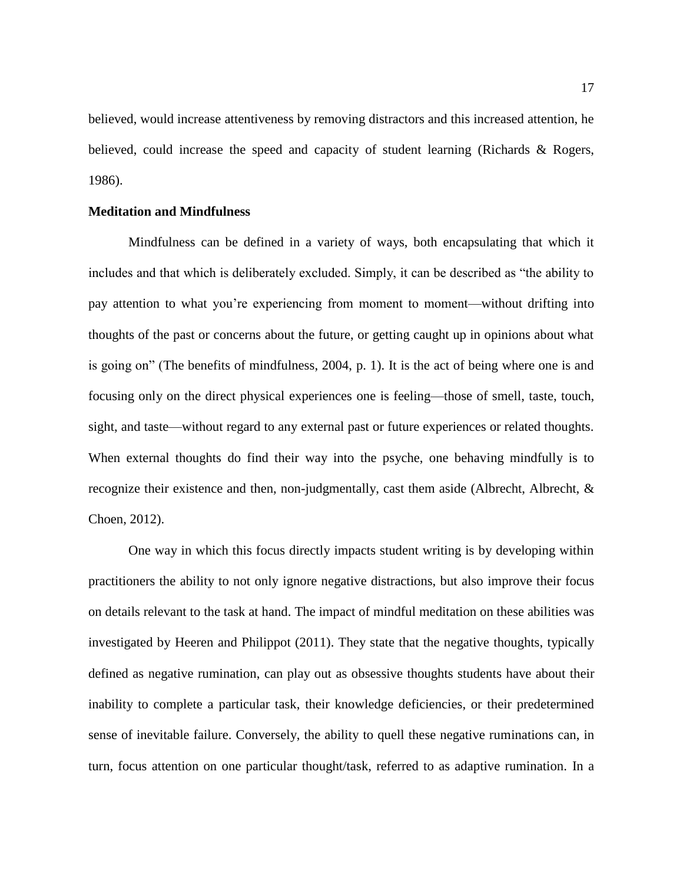believed, would increase attentiveness by removing distractors and this increased attention, he believed, could increase the speed and capacity of student learning (Richards & Rogers, 1986).

## Meditation and Mindfulness

Mindfulness can be defined in a variety of ways, both encapsulating that which it includes and that which is deliberately excluded. Simply, it can be described as "the ability to pay attention to what you're experiencing from moment to moment—without drifting into thoughts of the past or concerns about the future, or getting caught up in opinions about what is going on" (The benefits of mindfulness, 2004, p. 1). It is the act of being where one is and focusing only on the direct physical experiences one is feeling—those of smell, taste, touch, sight, and taste—without regard to any external past or future experiences or related thoughts. When external thoughts do find their way into the psyche, one behaving mindfully is to recognize their existence and then, non-judgmentally, cast them aside (Albrecht, Albrecht, & Choen, 2012).

One way in which this focus directly impacts student writing is by developing within practitioners the ability to not only ignore negative distractions, but also improve their focus on details relevant to the task at hand. The impact of mindful meditation on these abilities was investigated by Heeren and Philippot (2011). They state that the negative thoughts, typically defined as negative rumination, can play out as obsessive thoughts students have about their inability to complete a particular task, their knowledge deficiencies, or their predetermined sense of inevitable failure. Conversely, the ability to quell these negative ruminations can, in turn, focus attention on one particular thought/task, referred to as adaptive rumination. In a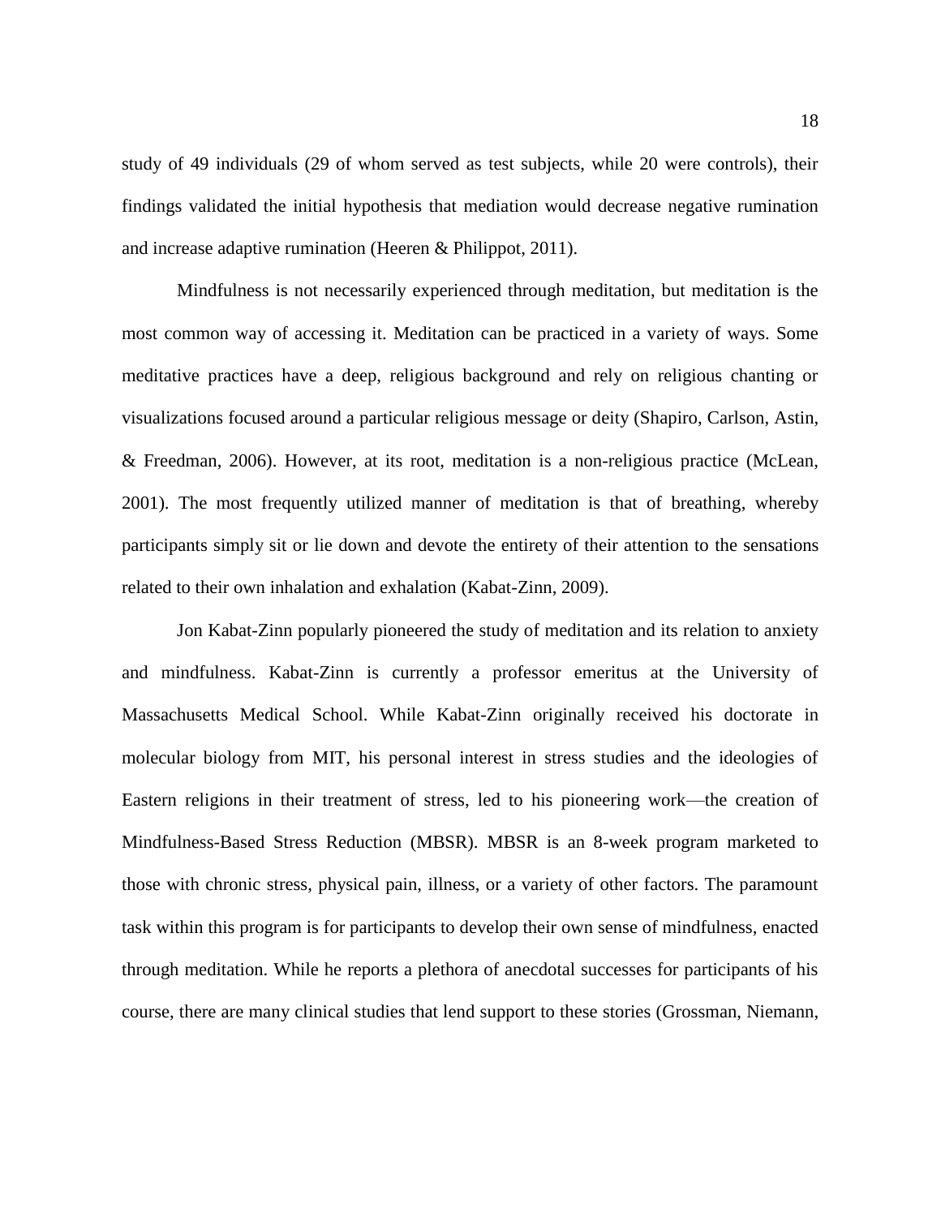study of 49 individuals (29 of whom served as test subjects, while 20 were controls), their findings validated the initial hypothesis that mediation would decrease negative rumination and increase adaptive rumination (Heeren & Philippot, 2011).

Mindfulness is not necessarily experienced through meditation, but meditation is the most common way of accessing it. Meditation can be practiced in a variety of ways. Some meditative practices have a deep, religious background and rely on religious chanting or visualizations focused around a particular religious message or deity (Shapiro, Carlson, Astin, & Freedman, 2006). However, at its root, meditation is a non-religious practice (McLean, 2001). The most frequently utilized manner of meditation is that of breathing, whereby participants simply sit or lie down and devote the entirety of their attention to the sensations related to their own inhalation and exhalation (Kabat-Zinn, 2009).

Jon Kabat-Zinn popularly pioneered the study of meditation and its relation to anxiety and mindfulness. Kabat-Zinn is currently a professor emeritus at the University of Massachusetts Medical School. While Kabat-Zinn originally received his doctorate in molecular biology from MIT, his personal interest in stress studies and the ideologies of Eastern religions in their treatment of stress, led to his pioneering work—the creation of Mindfulness-Based Stress Reduction (MBSR). MBSR is an 8-week program marketed to those with chronic stress, physical pain, illness, or a variety of other factors. The paramount task within this program is for participants to develop their own sense of mindfulness, enacted through meditation. While he reports a plethora of anecdotal successes for participants of his course, there are many clinical studies that lend support to these stories (Grossman, Niemann,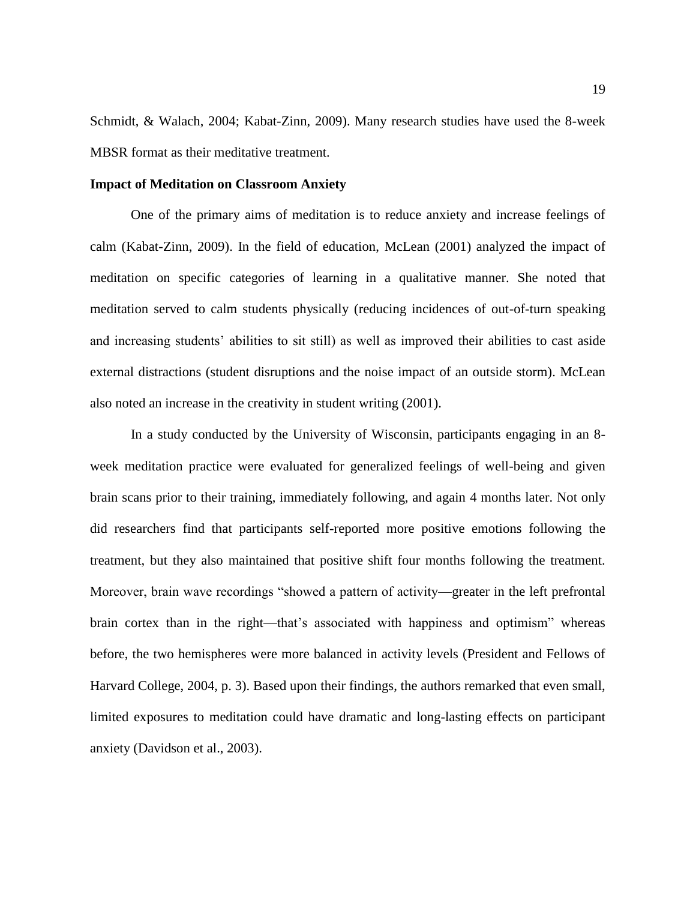Schmidt, & Walach, 2004; Kabat-Zinn, 2009). Many research studies have used the 8-week MBSR format as their meditative treatment.

**Impact of Meditation on Classroom Anxiety**

One of the primary aims of meditation is to reduce anxiety and increase feelings of calm (Kabat-Zinn, 2009). In the field of education, McLean (2001) analyzed the impact of meditation on specific categories of learning in a qualitative manner. She noted that meditation served to calm students physically (reducing incidences of out-of-turn speaking and increasing students' abilities to sit still) as well as improved their abilities to cast aside external distractions (student disruptions and the noise impact of an outside storm). McLean also noted an increase in the creativity in student writing (2001).

In a study conducted by the University of Wisconsin, participants engaging in an 8-week meditation practice were evaluated for generalized feelings of well-being and given brain scans prior to their training, immediately following, and again 4 months later. Not only did researchers find that participants self-reported more positive emotions following the treatment, but they also maintained that positive shift four months following the treatment. Moreover, brain wave recordings "showed a pattern of activity—greater in the left prefrontal brain cortex than in the right—that's associated with happiness and optimism" whereas before, the two hemispheres were more balanced in activity levels (President and Fellows of Harvard College, 2004, p. 3). Based upon their findings, the authors remarked that even small, limited exposures to meditation could have dramatic and long-lasting effects on participant anxiety (Davidson et al., 2003).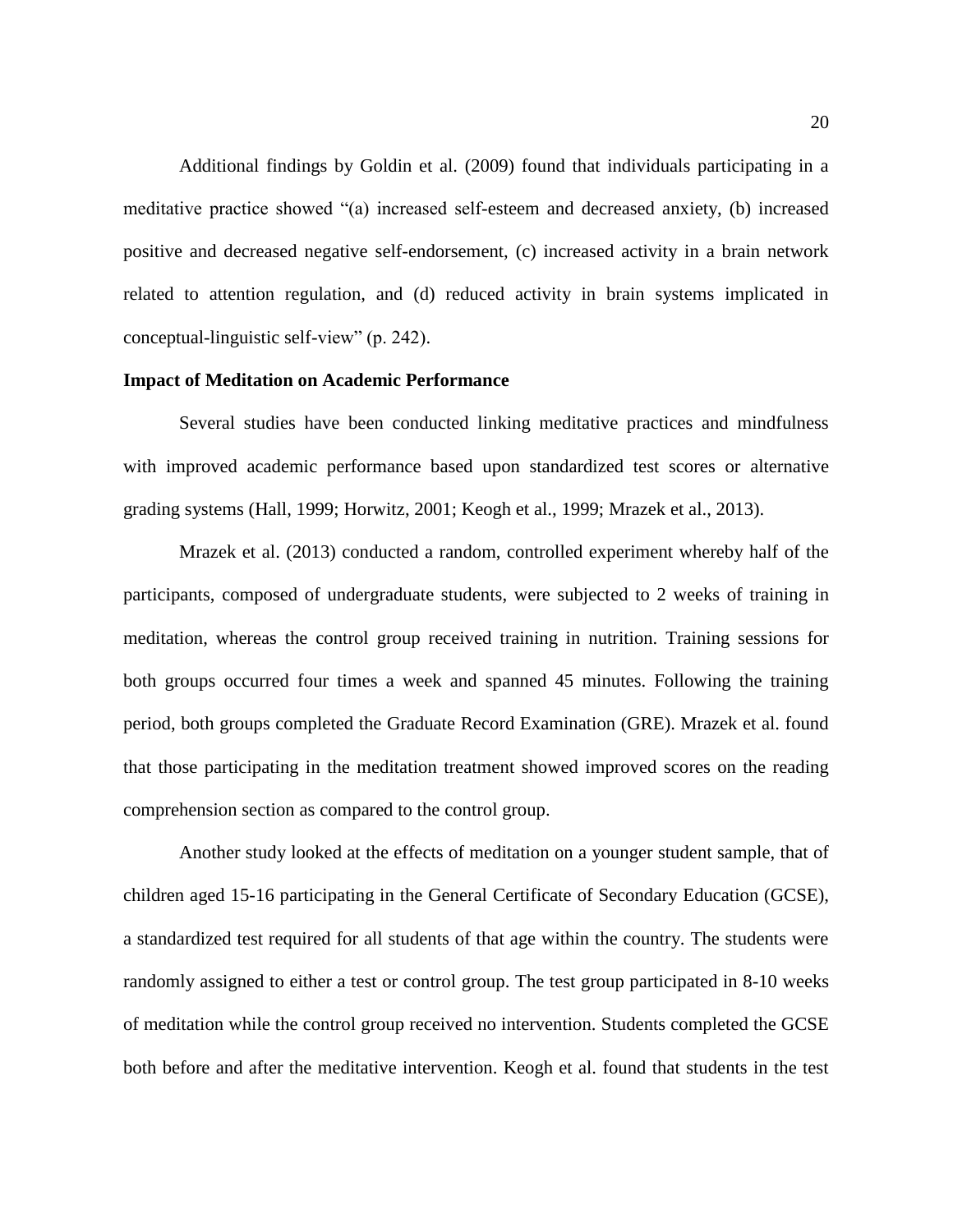Additional findings by Goldin et al. (2009) found that individuals participating in a meditative practice showed "(a) increased self-esteem and decreased anxiety, (b) increased positive and decreased negative self-endorsement, (c) increased activity in a brain network related to attention regulation, and (d) reduced activity in brain systems implicated in conceptual-linguistic self-view" (p. 242).

**Impact of Meditation on Academic Performance**

Several studies have been conducted linking meditative practices and mindfulness with improved academic performance based upon standardized test scores or alternative grading systems (Hall, 1999; Horwitz, 2001; Keogh et al., 1999; Mrazek et al., 2013).

Mrazek et al. (2013) conducted a random, controlled experiment whereby half of the participants, composed of undergraduate students, were subjected to 2 weeks of training in meditation, whereas the control group received training in nutrition. Training sessions for both groups occurred four times a week and spanned 45 minutes. Following the training period, both groups completed the Graduate Record Examination (GRE). Mrazek et al. found that those participating in the meditation treatment showed improved scores on the reading comprehension section as compared to the control group.

Another study looked at the effects of meditation on a younger student sample, that of children aged 15-16 participating in the General Certificate of Secondary Education (GCSE), a standardized test required for all students of that age within the country. The students were randomly assigned to either a test or control group. The test group participated in 8-10 weeks of meditation while the control group received no intervention. Students completed the GCSE both before and after the meditative intervention. Keogh et al. found that students in the test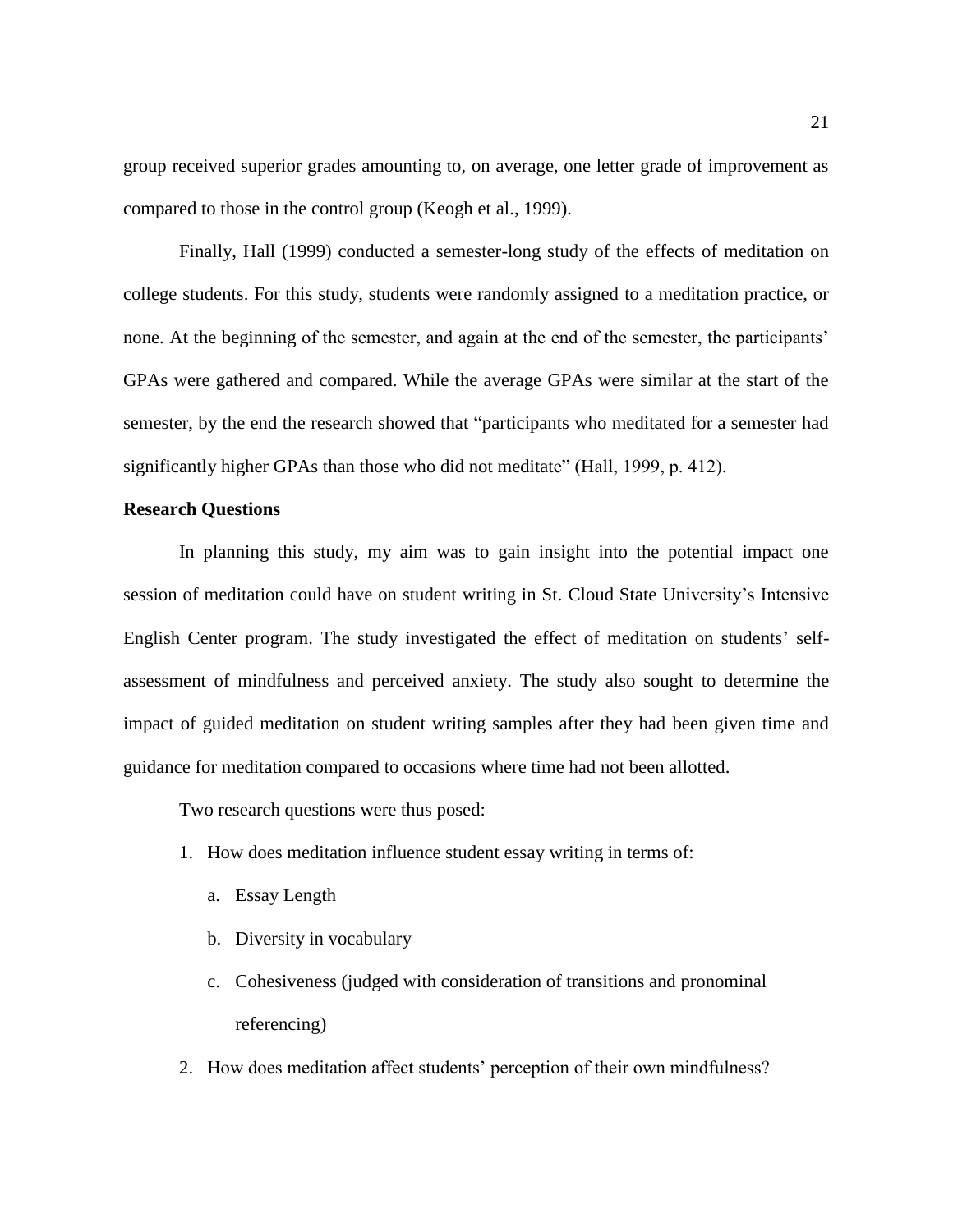group received superior grades amounting to, on average, one letter grade of improvement as compared to those in the control group (Keogh et al., 1999).

Finally, Hall (1999) conducted a semester-long study of the effects of meditation on college students. For this study, students were randomly assigned to a meditation practice, or none. At the beginning of the semester, and again at the end of the semester, the participants' GPAs were gathered and compared. While the average GPAs were similar at the start of the semester, by the end the research showed that "participants who meditated for a semester had significantly higher GPAs than those who did not meditate" (Hall, 1999, p. 412).

**Research Questions**

In planning this study, my aim was to gain insight into the potential impact one session of meditation could have on student writing in St. Cloud State University's Intensive English Center program. The study investigated the effect of meditation on students' self-assessment of mindfulness and perceived anxiety. The study also sought to determine the impact of guided meditation on student writing samples after they had been given time and guidance for meditation compared to occasions where time had not been allotted.

Two research questions were thus posed:

1. How does meditation influence student essay writing in terms of:
    a. Essay Length
    b. Diversity in vocabulary
    c. Cohesiveness (judged with consideration of transitions and pronominal referencing)
2. How does meditation affect students' perception of their own mindfulness?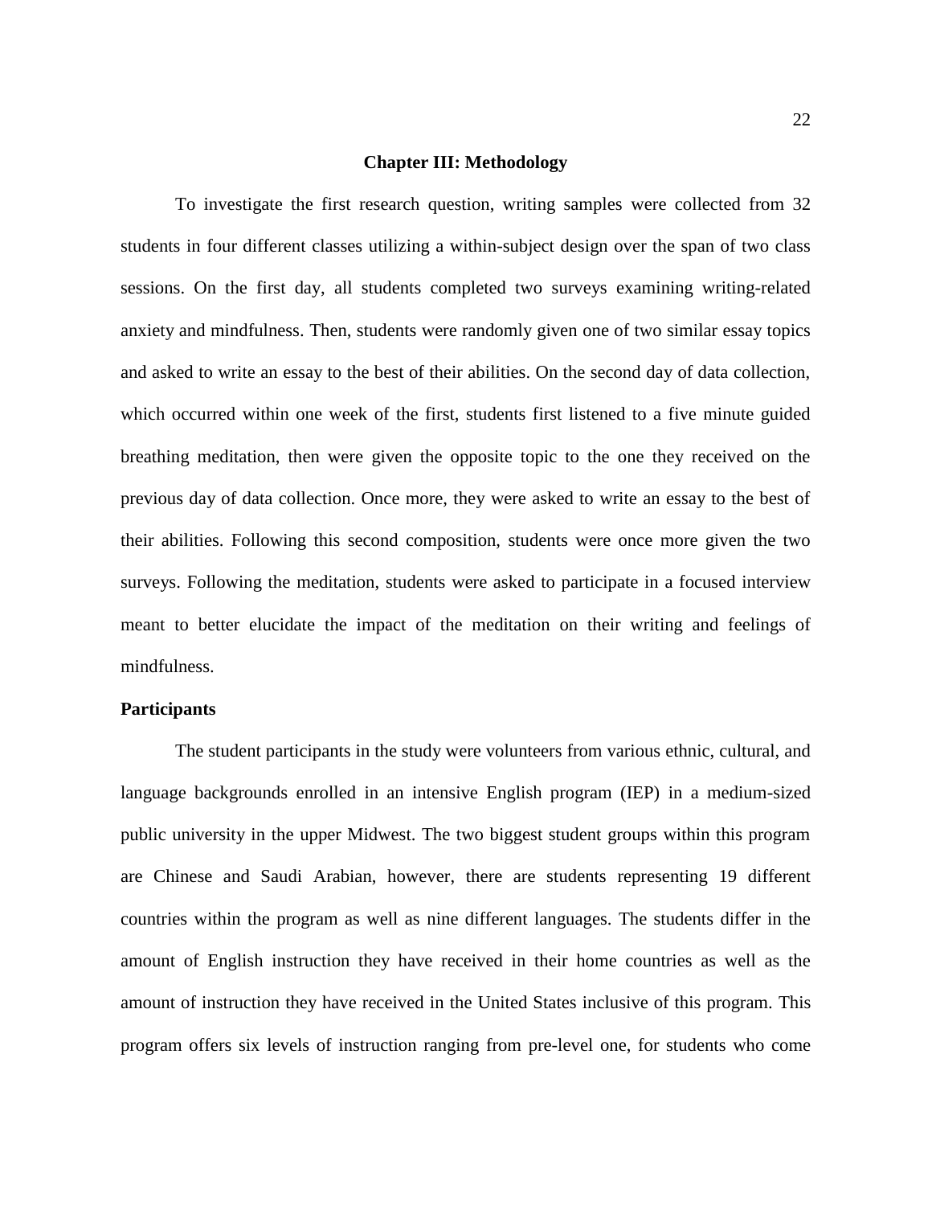## Chapter III: Methodology

To investigate the first research question, writing samples were collected from 32 students in four different classes utilizing a within-subject design over the span of two class sessions. On the first day, all students completed two surveys examining writing-related anxiety and mindfulness. Then, students were randomly given one of two similar essay topics and asked to write an essay to the best of their abilities. On the second day of data collection, which occurred within one week of the first, students first listened to a five minute guided breathing meditation, then were given the opposite topic to the one they received on the previous day of data collection. Once more, they were asked to write an essay to the best of their abilities. Following this second composition, students were once more given the two surveys. Following the meditation, students were asked to participate in a focused interview meant to better elucidate the impact of the meditation on their writing and feelings of mindfulness.

### Participants

The student participants in the study were volunteers from various ethnic, cultural, and language backgrounds enrolled in an intensive English program (IEP) in a medium-sized public university in the upper Midwest. The two biggest student groups within this program are Chinese and Saudi Arabian, however, there are students representing 19 different countries within the program as well as nine different languages. The students differ in the amount of English instruction they have received in their home countries as well as the amount of instruction they have received in the United States inclusive of this program. This program offers six levels of instruction ranging from pre-level one, for students who come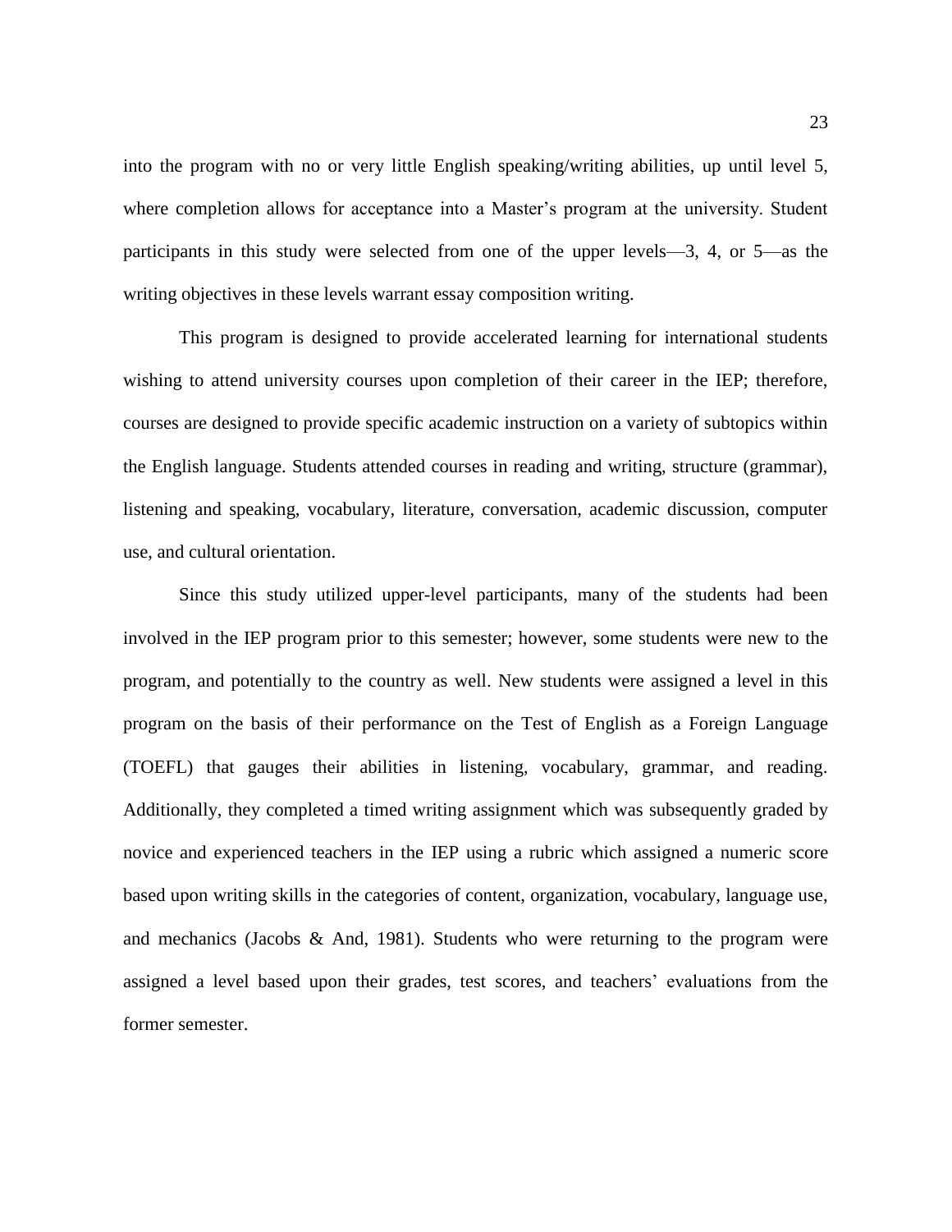into the program with no or very little English speaking/writing abilities, up until level 5, where completion allows for acceptance into a Master's program at the university. Student participants in this study were selected from one of the upper levels—3, 4, or 5—as the writing objectives in these levels warrant essay composition writing.

This program is designed to provide accelerated learning for international students wishing to attend university courses upon completion of their career in the IEP; therefore, courses are designed to provide specific academic instruction on a variety of subtopics within the English language. Students attended courses in reading and writing, structure (grammar), listening and speaking, vocabulary, literature, conversation, academic discussion, computer use, and cultural orientation.

Since this study utilized upper-level participants, many of the students had been involved in the IEP program prior to this semester; however, some students were new to the program, and potentially to the country as well. New students were assigned a level in this program on the basis of their performance on the Test of English as a Foreign Language (TOEFL) that gauges their abilities in listening, vocabulary, grammar, and reading. Additionally, they completed a timed writing assignment which was subsequently graded by novice and experienced teachers in the IEP using a rubric which assigned a numeric score based upon writing skills in the categories of content, organization, vocabulary, language use, and mechanics (Jacobs & And, 1981). Students who were returning to the program were assigned a level based upon their grades, test scores, and teachers' evaluations from the former semester.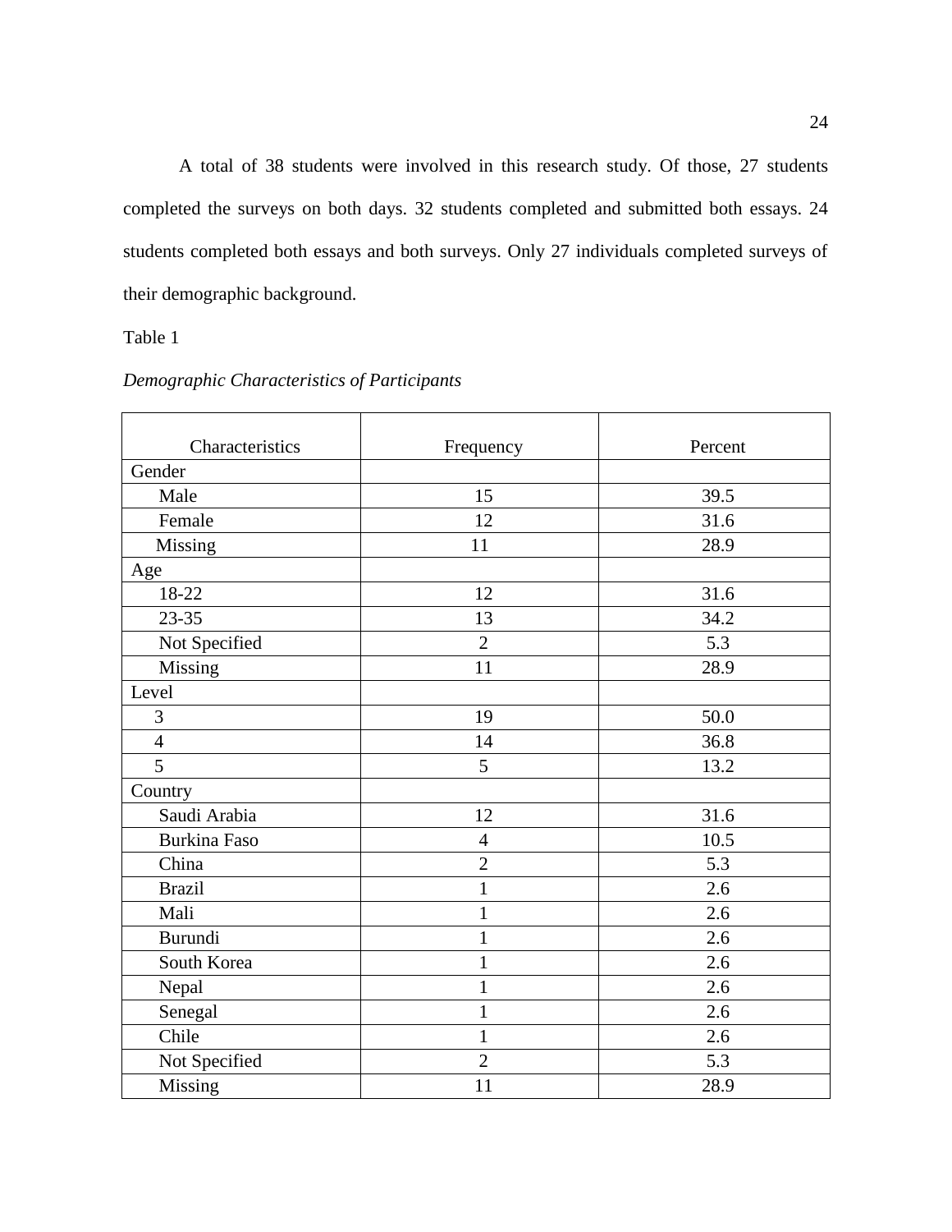A total of 38 students were involved in this research study. Of those, 27 students completed the surveys on both days. 32 students completed and submitted both essays. 24 students completed both essays and both surveys. Only 27 individuals completed surveys of their demographic background.

Table 1

*Demographic Characteristics of Participants*

| Characteristics | Frequency | Percent |
|---|---|---|
| Gender | | |
| Male | 15 | 39.5 |
| Female | 12 | 31.6 |
| Missing | 11 | 28.9 |
| Age | | |
| 18-22 | 12 | 31.6 |
| 23-35 | 13 | 34.2 |
| Not Specified | 2 | 5.3 |
| Missing | 11 | 28.9 |
| Level | | |
| 3 | 19 | 50.0 |
| 4 | 14 | 36.8 |
| 5 | 5 | 13.2 |
| Country | | |
| Saudi Arabia | 12 | 31.6 |
| Burkina Faso | 4 | 10.5 |
| China | 2 | 5.3 |
| Brazil | 1 | 2.6 |
| Mali | 1 | 2.6 |
| Burundi | 1 | 2.6 |
| South Korea | 1 | 2.6 |
| Nepal | 1 | 2.6 |
| Senegal | 1 | 2.6 |
| Chile | 1 | 2.6 |
| Not Specified | 2 | 5.3 |
| Missing | 11 | 28.9 |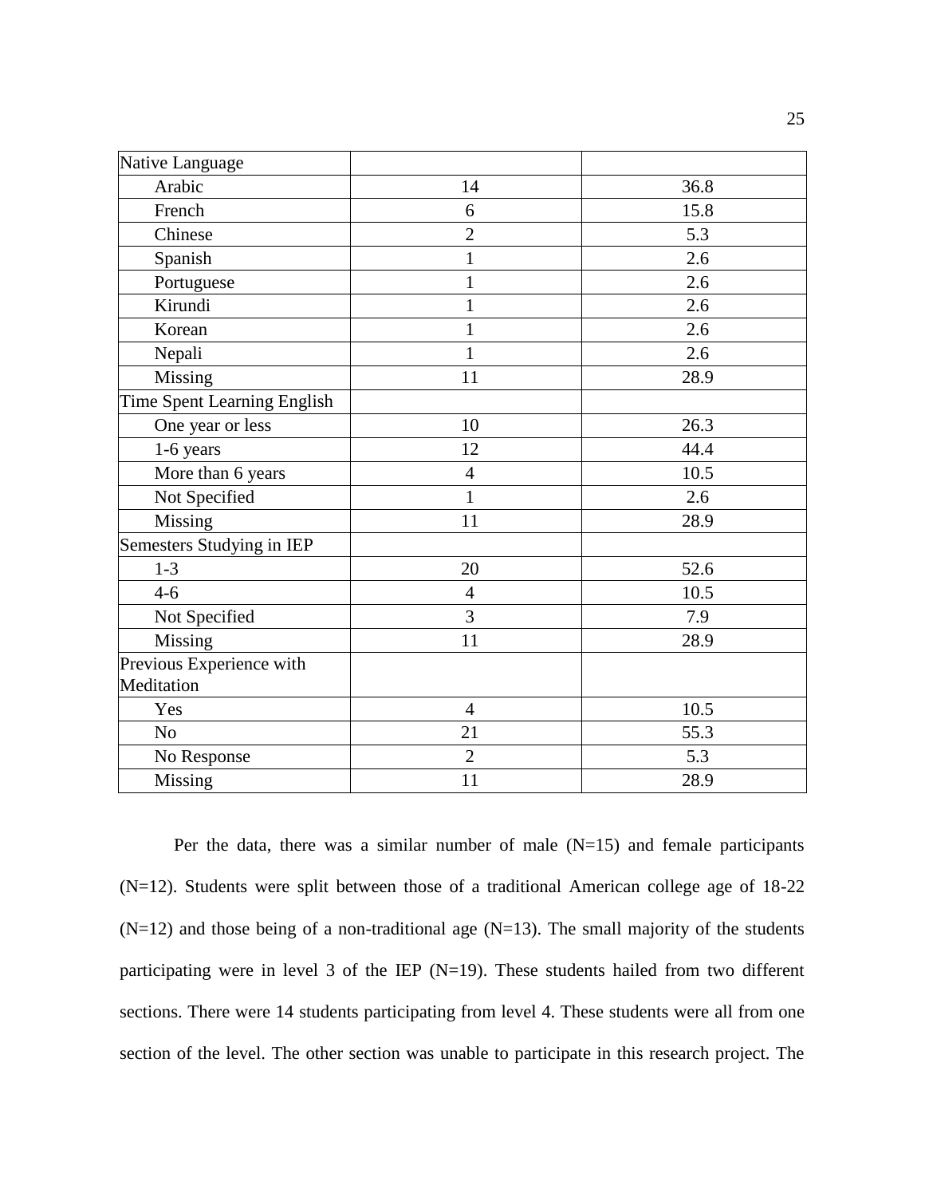| | | |
|---|---|---|
| Native Language | | |
| Arabic | 14 | 36.8 |
| French | 6 | 15.8 |
| Chinese | 2 | 5.3 |
| Spanish | 1 | 2.6 |
| Portuguese | 1 | 2.6 |
| Kirundi | 1 | 2.6 |
| Korean | 1 | 2.6 |
| Nepali | 1 | 2.6 |
| Missing | 11 | 28.9 |
| Time Spent Learning English | | |
| One year or less | 10 | 26.3 |
| 1-6 years | 12 | 44.4 |
| More than 6 years | 4 | 10.5 |
| Not Specified | 1 | 2.6 |
| Missing | 11 | 28.9 |
| Semesters Studying in IEP | | |
| 1-3 | 20 | 52.6 |
| 4-6 | 4 | 10.5 |
| Not Specified | 3 | 7.9 |
| Missing | 11 | 28.9 |
| Previous Experience with Meditation | | |
| Yes | 4 | 10.5 |
| No | 21 | 55.3 |
| No Response | 2 | 5.3 |
| Missing | 11 | 28.9 |

Per the data, there was a similar number of male (N=15) and female participants (N=12). Students were split between those of a traditional American college age of 18-22 (N=12) and those being of a non-traditional age (N=13). The small majority of the students participating were in level 3 of the IEP (N=19). These students hailed from two different sections. There were 14 students participating from level 4. These students were all from one section of the level. The other section was unable to participate in this research project. The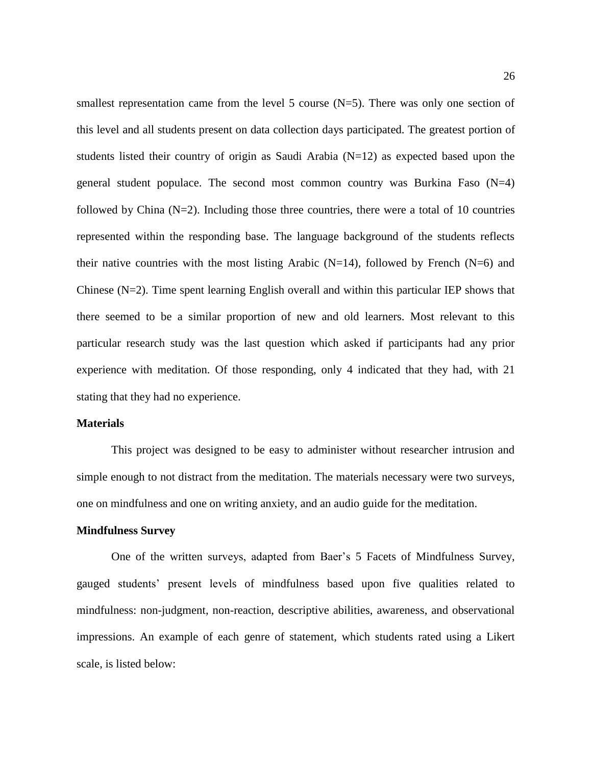smallest representation came from the level 5 course (N=5). There was only one section of this level and all students present on data collection days participated. The greatest portion of students listed their country of origin as Saudi Arabia (N=12) as expected based upon the general student populace. The second most common country was Burkina Faso (N=4) followed by China (N=2). Including those three countries, there were a total of 10 countries represented within the responding base. The language background of the students reflects their native countries with the most listing Arabic (N=14), followed by French (N=6) and Chinese (N=2). Time spent learning English overall and within this particular IEP shows that there seemed to be a similar proportion of new and old learners. Most relevant to this particular research study was the last question which asked if participants had any prior experience with meditation. Of those responding, only 4 indicated that they had, with 21 stating that they had no experience.

## Materials

This project was designed to be easy to administer without researcher intrusion and simple enough to not distract from the meditation. The materials necessary were two surveys, one on mindfulness and one on writing anxiety, and an audio guide for the meditation.

### Mindfulness Survey

One of the written surveys, adapted from Baer's 5 Facets of Mindfulness Survey, gauged students' present levels of mindfulness based upon five qualities related to mindfulness: non-judgment, non-reaction, descriptive abilities, awareness, and observational impressions. An example of each genre of statement, which students rated using a Likert scale, is listed below: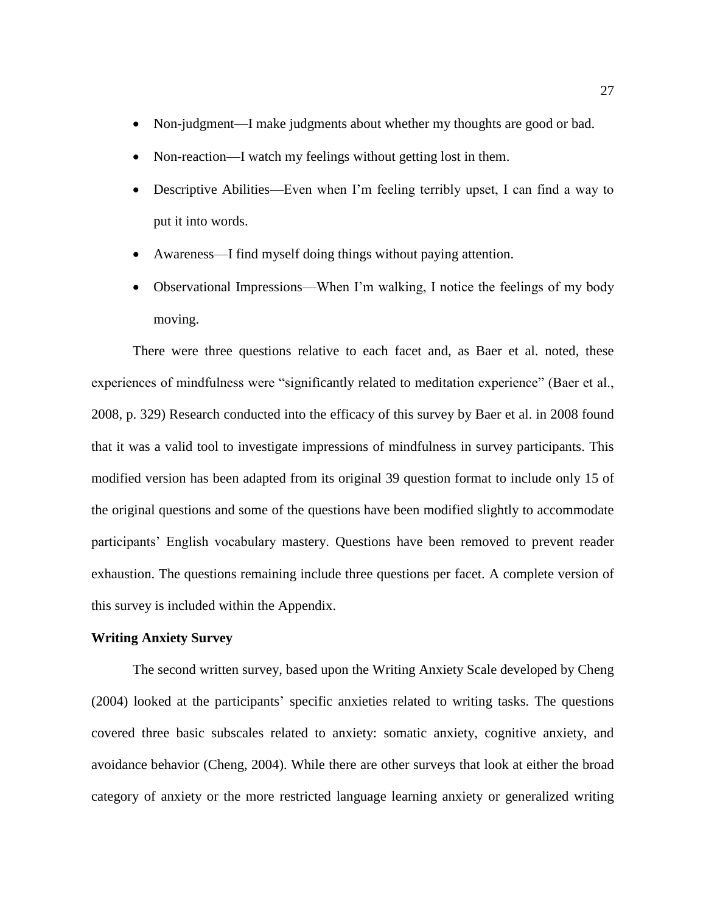- Non-judgment—I make judgments about whether my thoughts are good or bad.
- Non-reaction—I watch my feelings without getting lost in them.
- Descriptive Abilities—Even when I'm feeling terribly upset, I can find a way to put it into words.
- Awareness—I find myself doing things without paying attention.
- Observational Impressions—When I'm walking, I notice the feelings of my body moving.

There were three questions relative to each facet and, as Baer et al. noted, these experiences of mindfulness were "significantly related to meditation experience" (Baer et al., 2008, p. 329) Research conducted into the efficacy of this survey by Baer et al. in 2008 found that it was a valid tool to investigate impressions of mindfulness in survey participants. This modified version has been adapted from its original 39 question format to include only 15 of the original questions and some of the questions have been modified slightly to accommodate participants' English vocabulary mastery. Questions have been removed to prevent reader exhaustion. The questions remaining include three questions per facet. A complete version of this survey is included within the Appendix.

**Writing Anxiety Survey**

The second written survey, based upon the Writing Anxiety Scale developed by Cheng (2004) looked at the participants' specific anxieties related to writing tasks. The questions covered three basic subscales related to anxiety: somatic anxiety, cognitive anxiety, and avoidance behavior (Cheng, 2004). While there are other surveys that look at either the broad category of anxiety or the more restricted language learning anxiety or generalized writing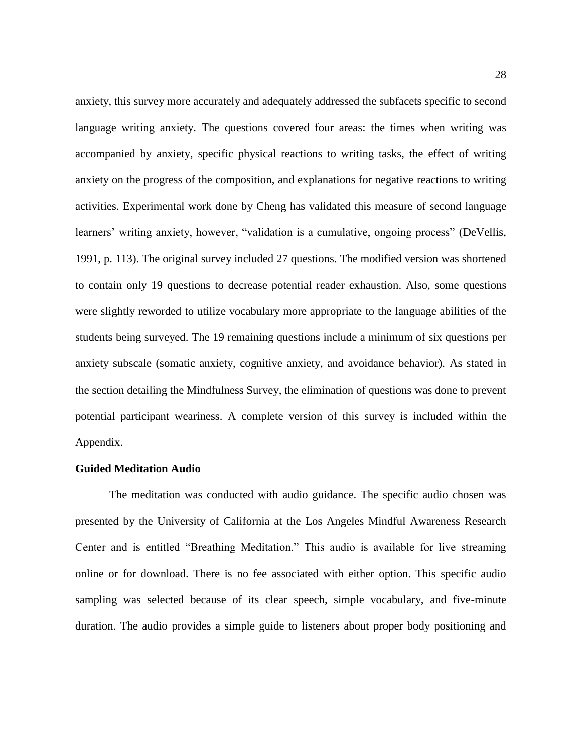anxiety, this survey more accurately and adequately addressed the subfacets specific to second language writing anxiety. The questions covered four areas: the times when writing was accompanied by anxiety, specific physical reactions to writing tasks, the effect of writing anxiety on the progress of the composition, and explanations for negative reactions to writing activities. Experimental work done by Cheng has validated this measure of second language learners' writing anxiety, however, "validation is a cumulative, ongoing process" (DeVellis, 1991, p. 113). The original survey included 27 questions. The modified version was shortened to contain only 19 questions to decrease potential reader exhaustion. Also, some questions were slightly reworded to utilize vocabulary more appropriate to the language abilities of the students being surveyed. The 19 remaining questions include a minimum of six questions per anxiety subscale (somatic anxiety, cognitive anxiety, and avoidance behavior). As stated in the section detailing the Mindfulness Survey, the elimination of questions was done to prevent potential participant weariness. A complete version of this survey is included within the Appendix.

**Guided Meditation Audio**

The meditation was conducted with audio guidance. The specific audio chosen was presented by the University of California at the Los Angeles Mindful Awareness Research Center and is entitled "Breathing Meditation." This audio is available for live streaming online or for download. There is no fee associated with either option. This specific audio sampling was selected because of its clear speech, simple vocabulary, and five-minute duration. The audio provides a simple guide to listeners about proper body positioning and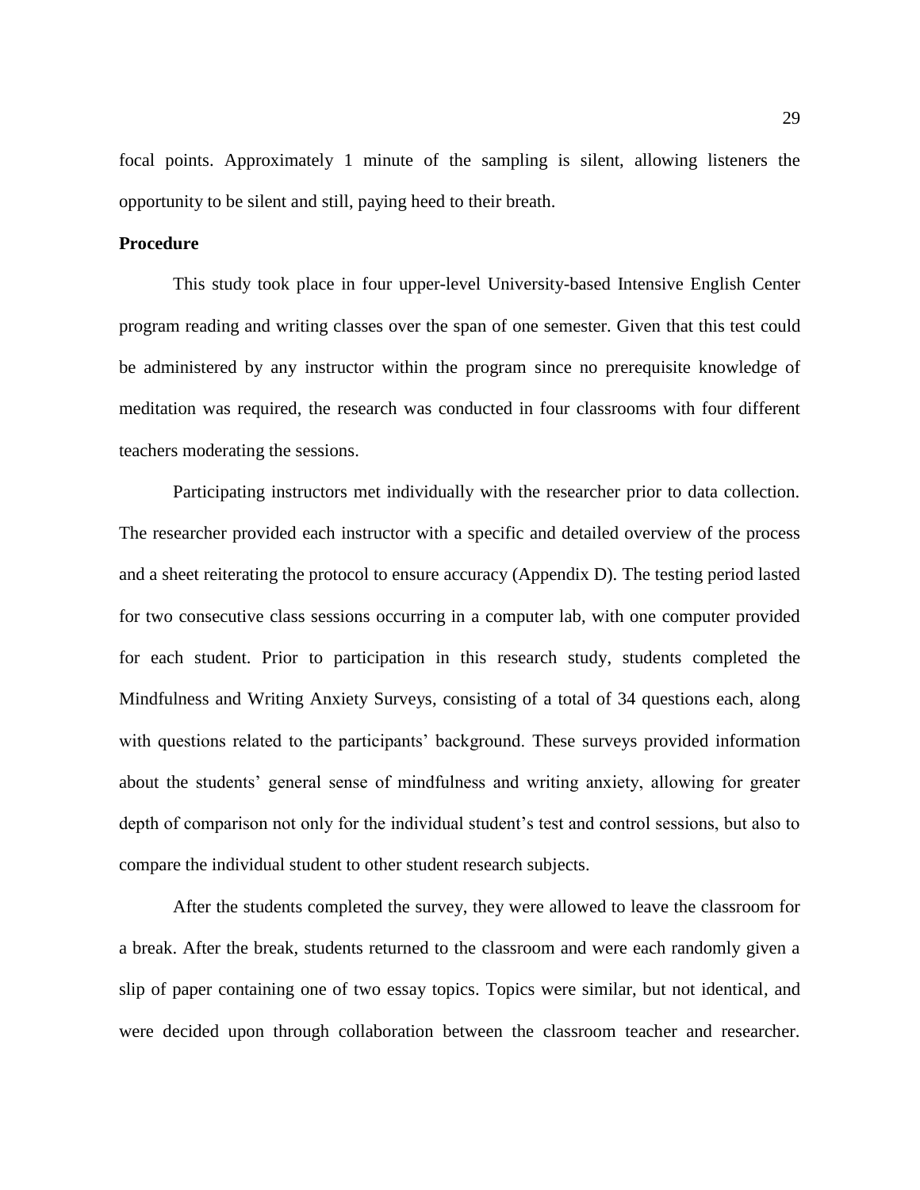focal points. Approximately 1 minute of the sampling is silent, allowing listeners the opportunity to be silent and still, paying heed to their breath.

**Procedure**

This study took place in four upper-level University-based Intensive English Center program reading and writing classes over the span of one semester. Given that this test could be administered by any instructor within the program since no prerequisite knowledge of meditation was required, the research was conducted in four classrooms with four different teachers moderating the sessions.

Participating instructors met individually with the researcher prior to data collection. The researcher provided each instructor with a specific and detailed overview of the process and a sheet reiterating the protocol to ensure accuracy (Appendix D). The testing period lasted for two consecutive class sessions occurring in a computer lab, with one computer provided for each student. Prior to participation in this research study, students completed the Mindfulness and Writing Anxiety Surveys, consisting of a total of 34 questions each, along with questions related to the participants' background. These surveys provided information about the students' general sense of mindfulness and writing anxiety, allowing for greater depth of comparison not only for the individual student's test and control sessions, but also to compare the individual student to other student research subjects.

After the students completed the survey, they were allowed to leave the classroom for a break. After the break, students returned to the classroom and were each randomly given a slip of paper containing one of two essay topics. Topics were similar, but not identical, and were decided upon through collaboration between the classroom teacher and researcher.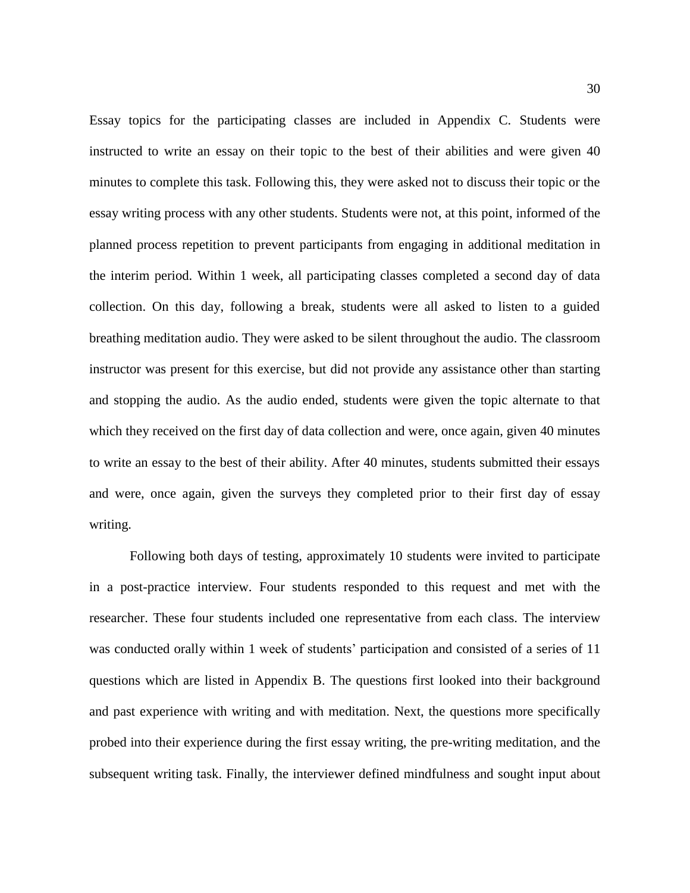Essay topics for the participating classes are included in Appendix C. Students were instructed to write an essay on their topic to the best of their abilities and were given 40 minutes to complete this task. Following this, they were asked not to discuss their topic or the essay writing process with any other students. Students were not, at this point, informed of the planned process repetition to prevent participants from engaging in additional meditation in the interim period. Within 1 week, all participating classes completed a second day of data collection. On this day, following a break, students were all asked to listen to a guided breathing meditation audio. They were asked to be silent throughout the audio. The classroom instructor was present for this exercise, but did not provide any assistance other than starting and stopping the audio. As the audio ended, students were given the topic alternate to that which they received on the first day of data collection and were, once again, given 40 minutes to write an essay to the best of their ability. After 40 minutes, students submitted their essays and were, once again, given the surveys they completed prior to their first day of essay writing.

Following both days of testing, approximately 10 students were invited to participate in a post-practice interview. Four students responded to this request and met with the researcher. These four students included one representative from each class. The interview was conducted orally within 1 week of students' participation and consisted of a series of 11 questions which are listed in Appendix B. The questions first looked into their background and past experience with writing and with meditation. Next, the questions more specifically probed into their experience during the first essay writing, the pre-writing meditation, and the subsequent writing task. Finally, the interviewer defined mindfulness and sought input about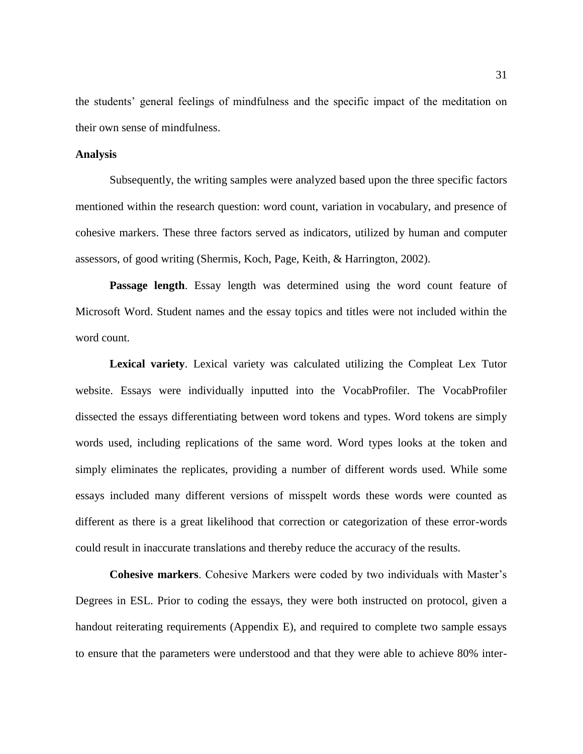the students' general feelings of mindfulness and the specific impact of the meditation on their own sense of mindfulness.

## Analysis

Subsequently, the writing samples were analyzed based upon the three specific factors mentioned within the research question: word count, variation in vocabulary, and presence of cohesive markers. These three factors served as indicators, utilized by human and computer assessors, of good writing (Shermis, Koch, Page, Keith, & Harrington, 2002).

**Passage length**. Essay length was determined using the word count feature of Microsoft Word. Student names and the essay topics and titles were not included within the word count.

**Lexical variety**. Lexical variety was calculated utilizing the Compleat Lex Tutor website. Essays were individually inputted into the VocabProfiler. The VocabProfiler dissected the essays differentiating between word tokens and types. Word tokens are simply words used, including replications of the same word. Word types looks at the token and simply eliminates the replicates, providing a number of different words used. While some essays included many different versions of misspelt words these words were counted as different as there is a great likelihood that correction or categorization of these error-words could result in inaccurate translations and thereby reduce the accuracy of the results.

**Cohesive markers**. Cohesive Markers were coded by two individuals with Master's Degrees in ESL. Prior to coding the essays, they were both instructed on protocol, given a handout reiterating requirements (Appendix E), and required to complete two sample essays to ensure that the parameters were understood and that they were able to achieve 80% inter-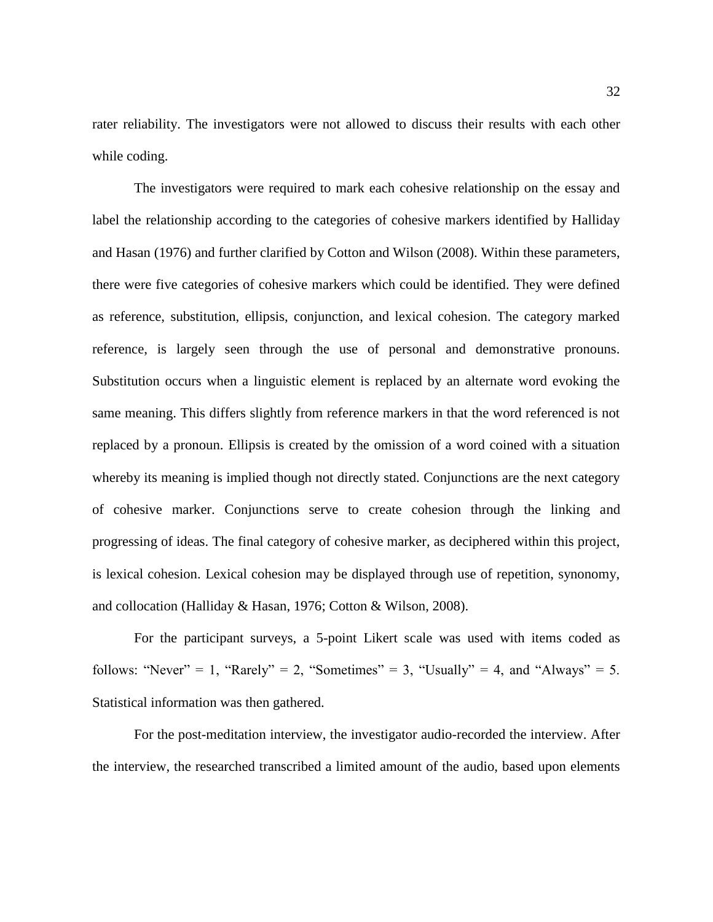rater reliability. The investigators were not allowed to discuss their results with each other while coding.

The investigators were required to mark each cohesive relationship on the essay and label the relationship according to the categories of cohesive markers identified by Halliday and Hasan (1976) and further clarified by Cotton and Wilson (2008). Within these parameters, there were five categories of cohesive markers which could be identified. They were defined as reference, substitution, ellipsis, conjunction, and lexical cohesion. The category marked reference, is largely seen through the use of personal and demonstrative pronouns. Substitution occurs when a linguistic element is replaced by an alternate word evoking the same meaning. This differs slightly from reference markers in that the word referenced is not replaced by a pronoun. Ellipsis is created by the omission of a word coined with a situation whereby its meaning is implied though not directly stated. Conjunctions are the next category of cohesive marker. Conjunctions serve to create cohesion through the linking and progressing of ideas. The final category of cohesive marker, as deciphered within this project, is lexical cohesion. Lexical cohesion may be displayed through use of repetition, synonomy, and collocation (Halliday & Hasan, 1976; Cotton & Wilson, 2008).

For the participant surveys, a 5-point Likert scale was used with items coded as follows: "Never" = 1, "Rarely" = 2, "Sometimes" = 3, "Usually" = 4, and "Always" = 5. Statistical information was then gathered.

For the post-meditation interview, the investigator audio-recorded the interview. After the interview, the researched transcribed a limited amount of the audio, based upon elements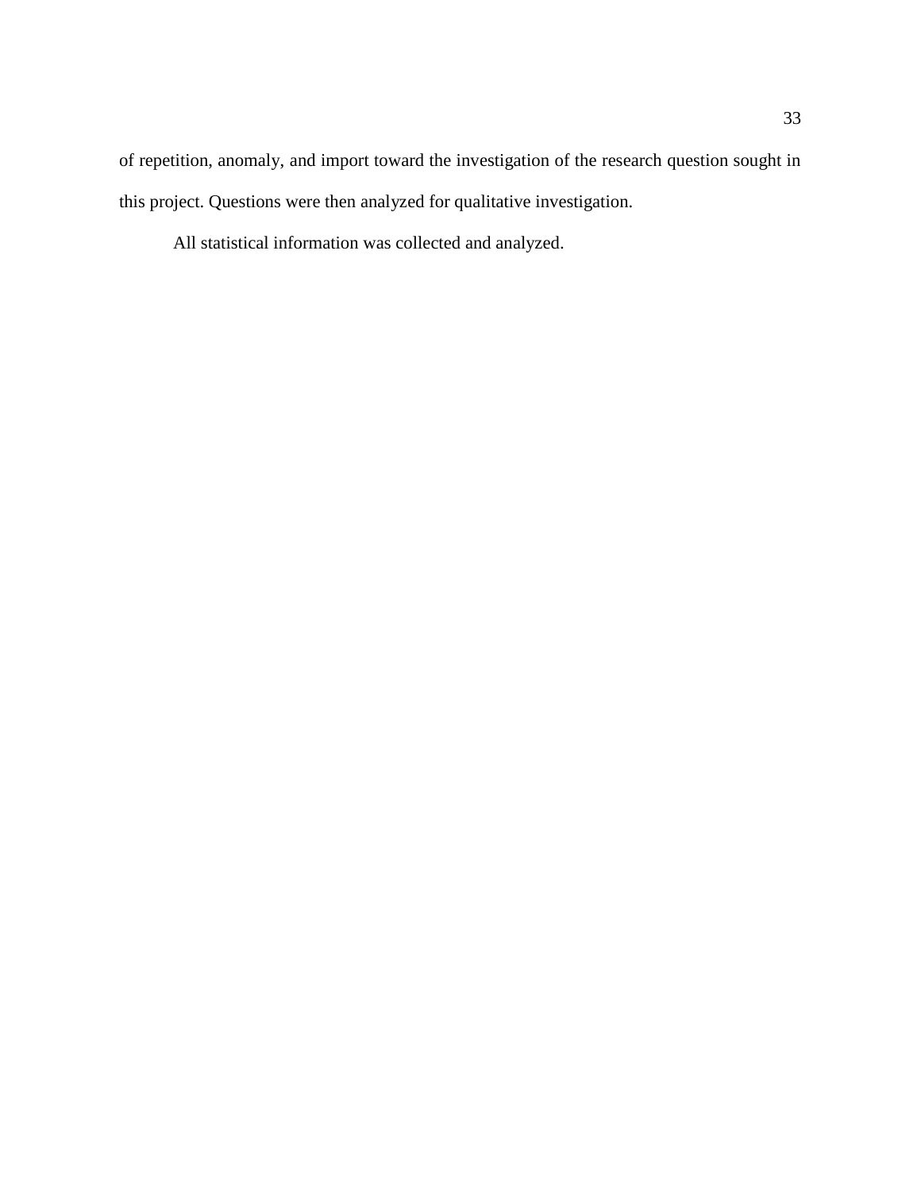of repetition, anomaly, and import toward the investigation of the research question sought in this project. Questions were then analyzed for qualitative investigation.

All statistical information was collected and analyzed.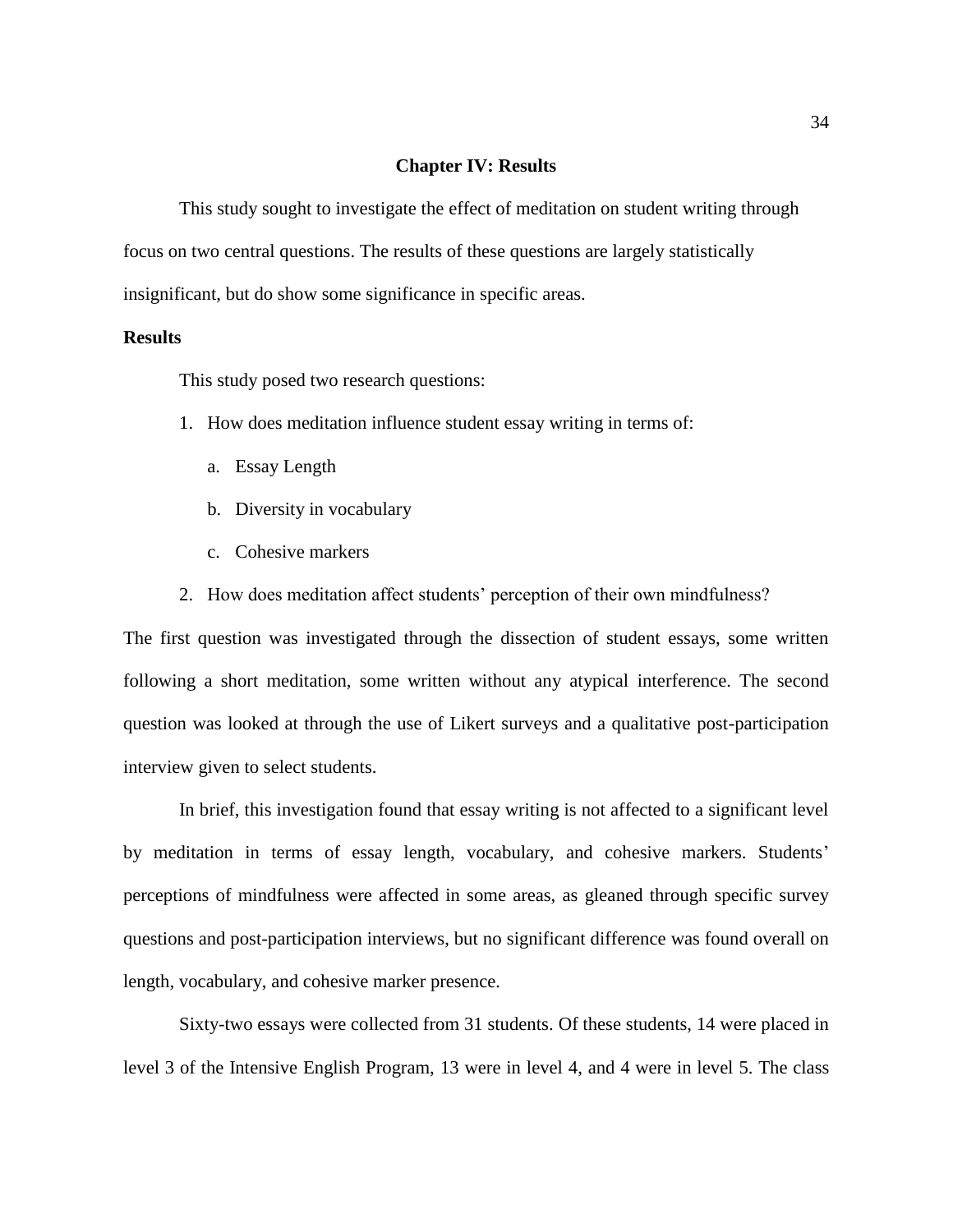## Chapter IV: Results

This study sought to investigate the effect of meditation on student writing through focus on two central questions. The results of these questions are largely statistically insignificant, but do show some significance in specific areas.

### Results

This study posed two research questions:

1. How does meditation influence student essay writing in terms of:
    a. Essay Length
    b. Diversity in vocabulary
    c. Cohesive markers
2. How does meditation affect students' perception of their own mindfulness?

The first question was investigated through the dissection of student essays, some written following a short meditation, some written without any atypical interference. The second question was looked at through the use of Likert surveys and a qualitative post-participation interview given to select students.

In brief, this investigation found that essay writing is not affected to a significant level by meditation in terms of essay length, vocabulary, and cohesive markers. Students' perceptions of mindfulness were affected in some areas, as gleaned through specific survey questions and post-participation interviews, but no significant difference was found overall on length, vocabulary, and cohesive marker presence.

Sixty-two essays were collected from 31 students. Of these students, 14 were placed in level 3 of the Intensive English Program, 13 were in level 4, and 4 were in level 5. The class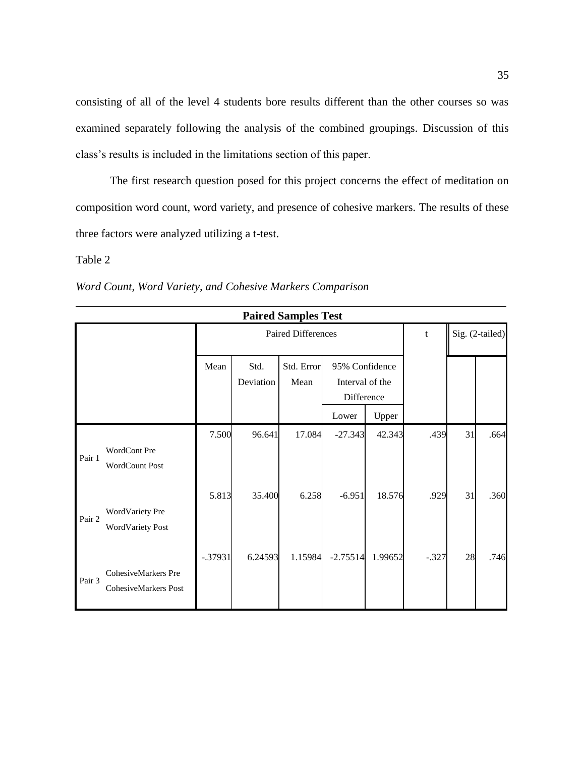consisting of all of the level 4 students bore results different than the other courses so was examined separately following the analysis of the combined groupings. Discussion of this class's results is included in the limitations section of this paper.

The first research question posed for this project concerns the effect of meditation on composition word count, word variety, and presence of cohesive markers. The results of these three factors were analyzed utilizing a t-test.

Table 2

*Word Count, Word Variety, and Cohesive Markers Comparison*

**Paired Samples Test**

| | | Paired Differences | | | | | t | df | Sig. (2-tailed) |
|---|---|---|---|---|---|---|---|---|---|
| | | Mean | Std. Deviation | Std. Error Mean | 95% Confidence Interval of the Difference | | | | |
| | | | | | Lower | Upper | | | |
| Pair 1 | WordCont Pre WordCount Post | 7.500 | 96.641 | 17.084 | -27.343 | 42.343 | .439 | 31 | .664 |
| Pair 2 | WordVariety Pre WordVariety Post | 5.813 | 35.400 | 6.258 | -6.951 | 18.576 | .929 | 31 | .360 |
| Pair 3 | CohesiveMarkers Pre CohesiveMarkers Post | -.37931 | 6.24593 | 1.15984 | -2.75514 | 1.99652 | -.327 | 28 | .746 |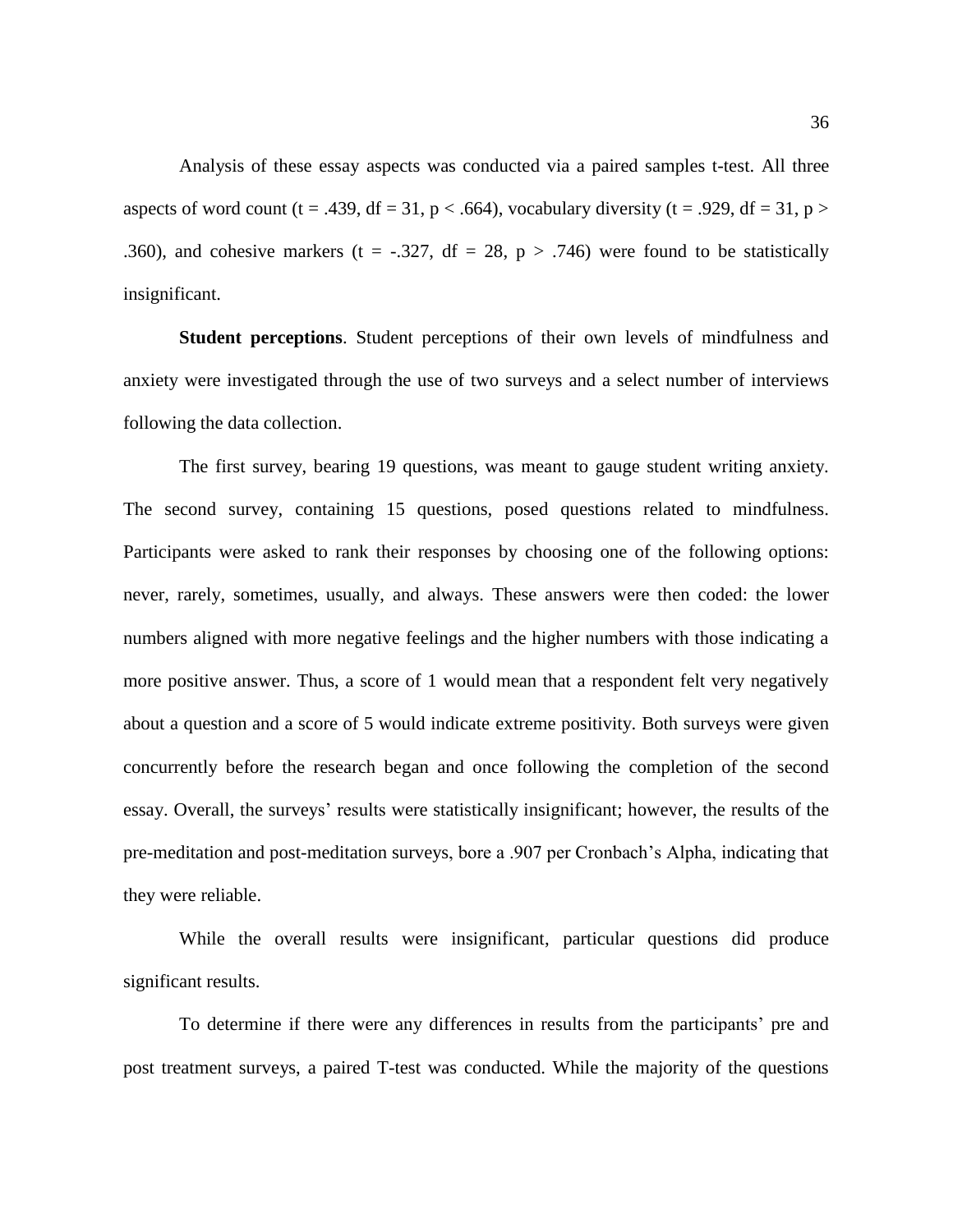Analysis of these essay aspects was conducted via a paired samples t-test. All three aspects of word count ($t = .439$, $df = 31$, $p < .664$), vocabulary diversity ($t = .929$, $df = 31$, $p > .360$), and cohesive markers ($t = -.327$, $df = 28$, $p > .746$) were found to be statistically insignificant.

**Student perceptions**. Student perceptions of their own levels of mindfulness and anxiety were investigated through the use of two surveys and a select number of interviews following the data collection.

The first survey, bearing 19 questions, was meant to gauge student writing anxiety. The second survey, containing 15 questions, posed questions related to mindfulness. Participants were asked to rank their responses by choosing one of the following options: never, rarely, sometimes, usually, and always. These answers were then coded: the lower numbers aligned with more negative feelings and the higher numbers with those indicating a more positive answer. Thus, a score of 1 would mean that a respondent felt very negatively about a question and a score of 5 would indicate extreme positivity. Both surveys were given concurrently before the research began and once following the completion of the second essay. Overall, the surveys' results were statistically insignificant; however, the results of the pre-meditation and post-meditation surveys, bore a .907 per Cronbach's Alpha, indicating that they were reliable.

While the overall results were insignificant, particular questions did produce significant results.

To determine if there were any differences in results from the participants' pre and post treatment surveys, a paired T-test was conducted. While the majority of the questions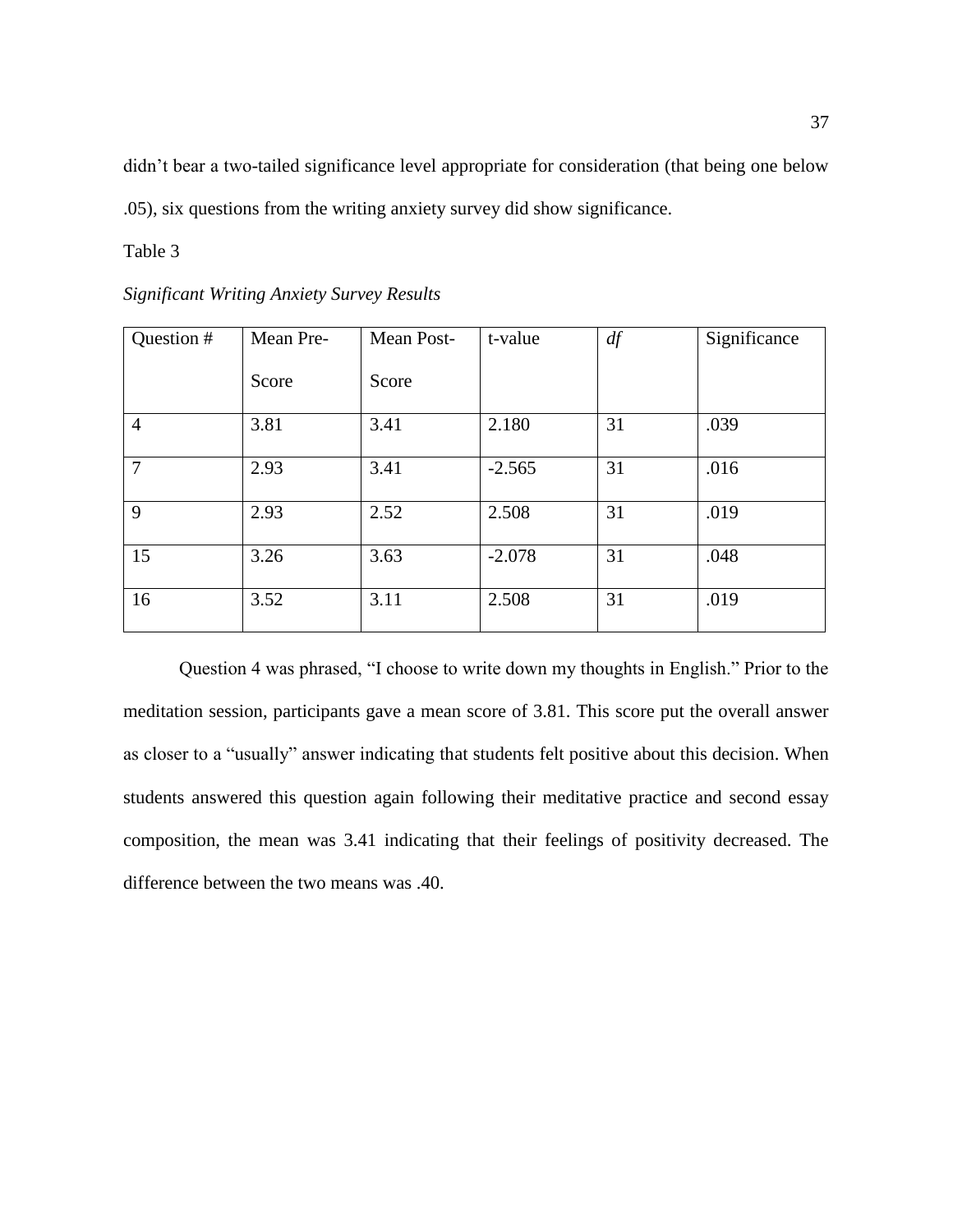didn't bear a two-tailed significance level appropriate for consideration (that being one below .05), six questions from the writing anxiety survey did show significance.

Table 3

*Significant Writing Anxiety Survey Results*

| Question # | Mean Pre-Score | Mean Post-Score | t-value | *df* | Significance |
|---|---|---|---|---|---|
| 4 | 3.81 | 3.41 | 2.180 | 31 | .039 |
| 7 | 2.93 | 3.41 | -2.565 | 31 | .016 |
| 9 | 2.93 | 2.52 | 2.508 | 31 | .019 |
| 15 | 3.26 | 3.63 | -2.078 | 31 | .048 |
| 16 | 3.52 | 3.11 | 2.508 | 31 | .019 |

Question 4 was phrased, "I choose to write down my thoughts in English." Prior to the meditation session, participants gave a mean score of 3.81. This score put the overall answer as closer to a "usually" answer indicating that students felt positive about this decision. When students answered this question again following their meditative practice and second essay composition, the mean was 3.41 indicating that their feelings of positivity decreased. The difference between the two means was .40.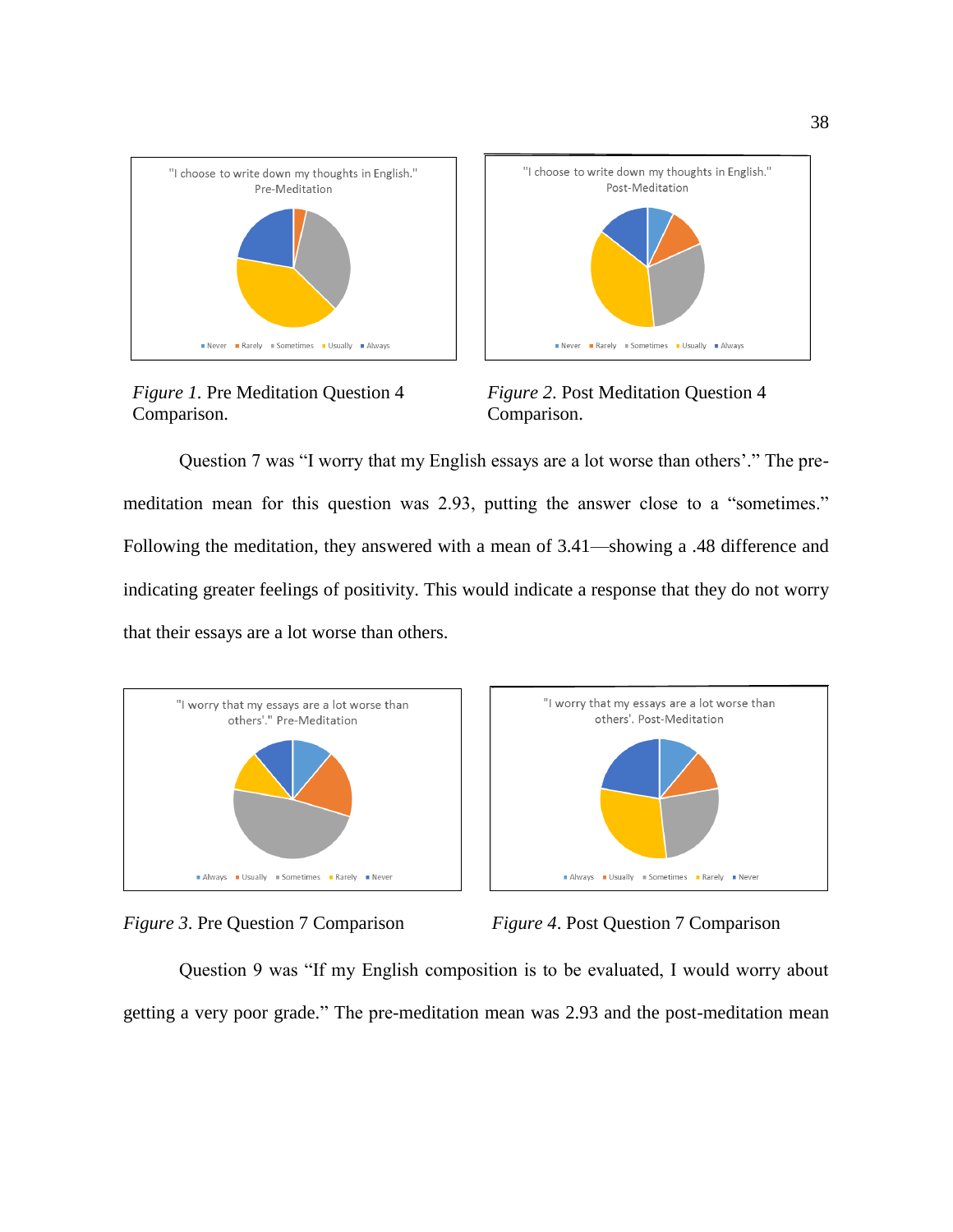*Figure 1*. Pre Meditation Question 4 Comparison.

*Figure 2*. Post Meditation Question 4 Comparison.

Question 7 was “I worry that my English essays are a lot worse than others’.” The pre-meditation mean for this question was 2.93, putting the answer close to a “sometimes.” Following the meditation, they answered with a mean of 3.41—showing a .48 difference and indicating greater feelings of positivity. This would indicate a response that they do not worry that their essays are a lot worse than others.

*Figure 3*. Pre Question 7 Comparison

*Figure 4*. Post Question 7 Comparison

Question 9 was “If my English composition is to be evaluated, I would worry about getting a very poor grade.” The pre-meditation mean was 2.93 and the post-meditation mean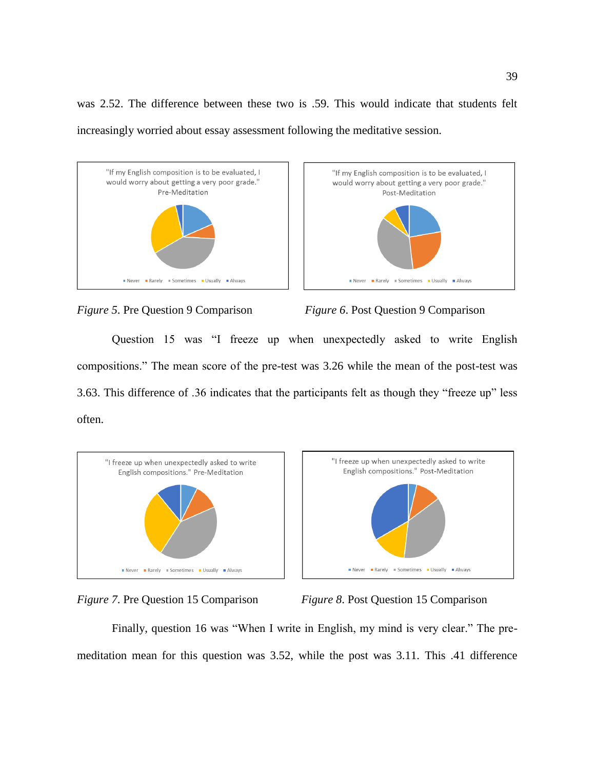was 2.52. The difference between these two is .59. This would indicate that students felt increasingly worried about essay assessment following the meditative session.

*Figure 5*. Pre Question 9 Comparison

*Figure 6*. Post Question 9 Comparison

Question 15 was "I freeze up when unexpectedly asked to write English compositions." The mean score of the pre-test was 3.26 while the mean of the post-test was 3.63. This difference of .36 indicates that the participants felt as though they "freeze up" less often.

*Figure 7*. Pre Question 15 Comparison

*Figure 8*. Post Question 15 Comparison

Finally, question 16 was "When I write in English, my mind is very clear." The pre-meditation mean for this question was 3.52, while the post was 3.11. This .41 difference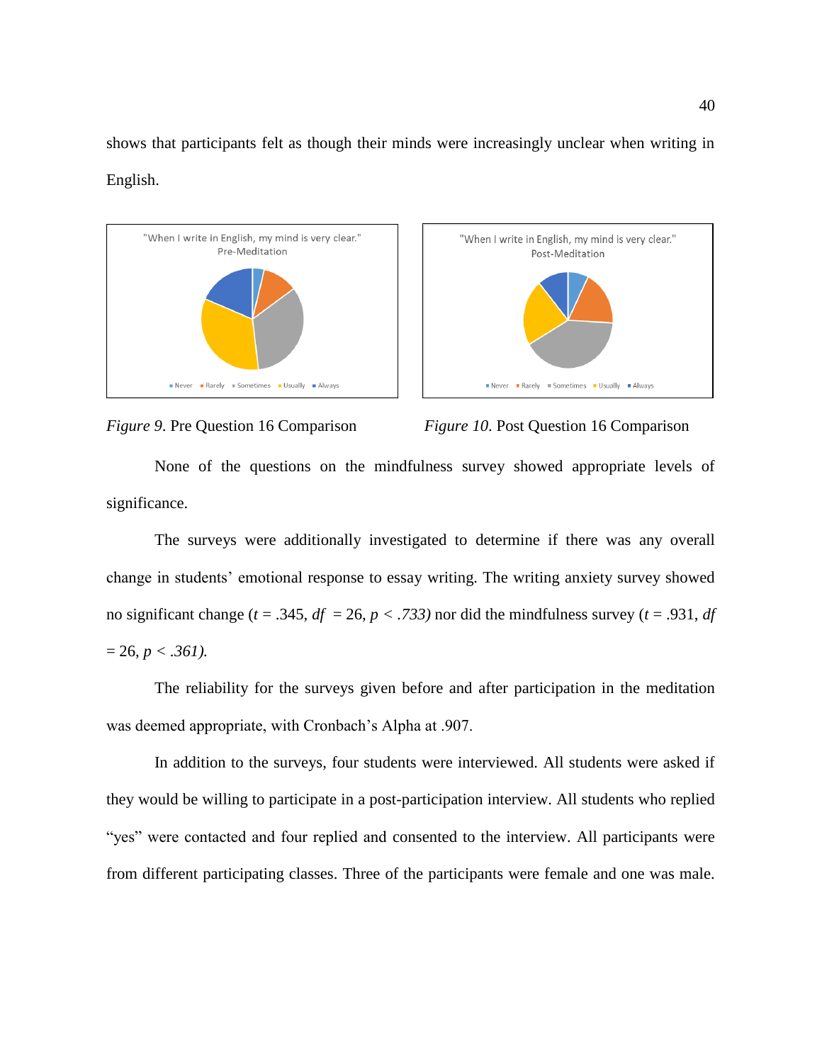shows that participants felt as though their minds were increasingly unclear when writing in English.

*Figure 9.* Pre Question 16 Comparison

*Figure 10.* Post Question 16 Comparison

None of the questions on the mindfulness survey showed appropriate levels of significance.

The surveys were additionally investigated to determine if there was any overall change in students' emotional response to essay writing. The writing anxiety survey showed no significant change ($t$ = .345, $df$ = 26, $p$ < *.733)* nor did the mindfulness survey ($t$ = .931, $df$ = 26, $p$ < *.361).*

The reliability for the surveys given before and after participation in the meditation was deemed appropriate, with Cronbach's Alpha at .907.

In addition to the surveys, four students were interviewed. All students were asked if they would be willing to participate in a post-participation interview. All students who replied "yes" were contacted and four replied and consented to the interview. All participants were from different participating classes. Three of the participants were female and one was male.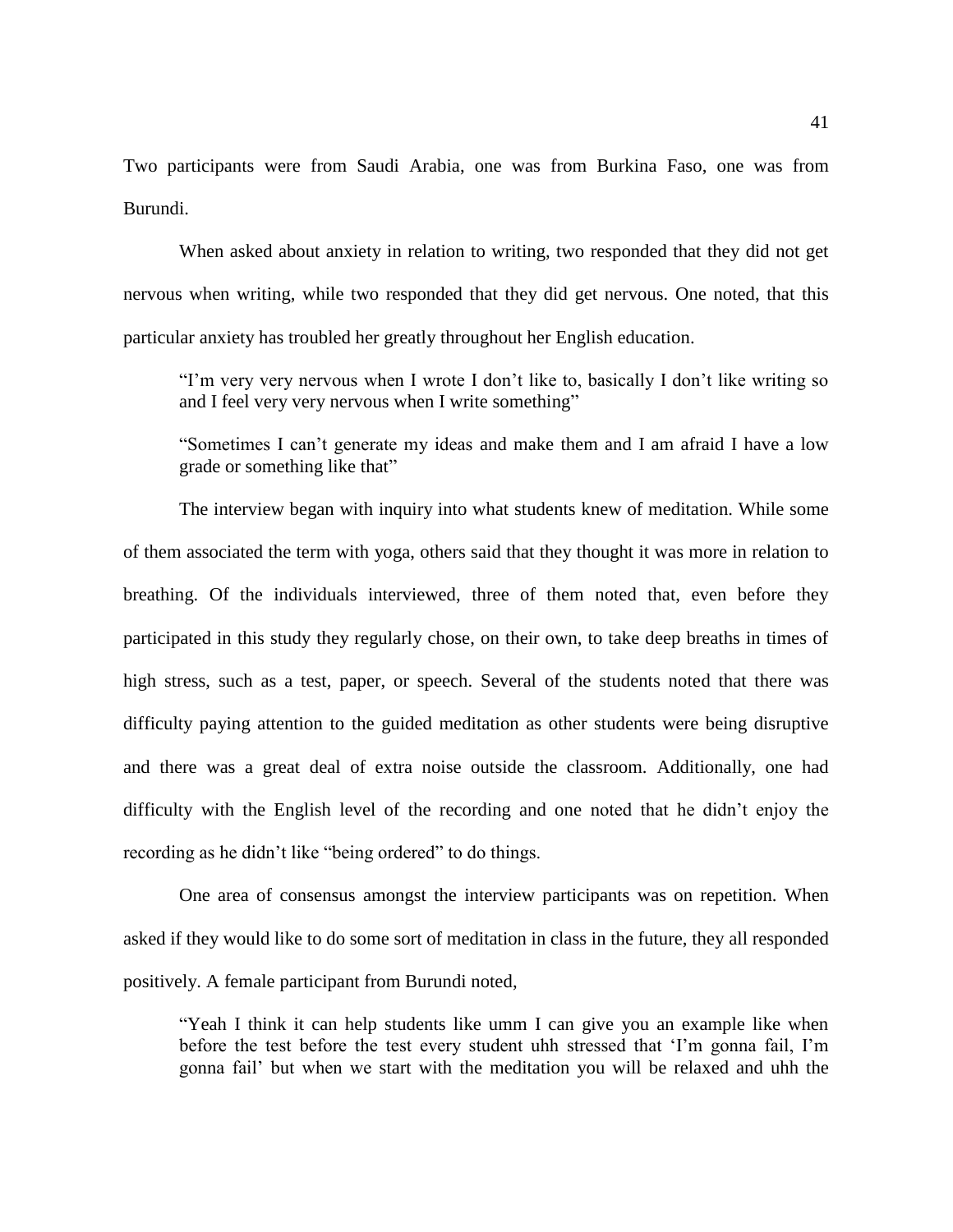Two participants were from Saudi Arabia, one was from Burkina Faso, one was from Burundi.

When asked about anxiety in relation to writing, two responded that they did not get nervous when writing, while two responded that they did get nervous. One noted, that this particular anxiety has troubled her greatly throughout her English education.

> "I'm very very nervous when I wrote I don't like to, basically I don't like writing so and I feel very very nervous when I write something"

> "Sometimes I can't generate my ideas and make them and I am afraid I have a low grade or something like that"

The interview began with inquiry into what students knew of meditation. While some of them associated the term with yoga, others said that they thought it was more in relation to breathing. Of the individuals interviewed, three of them noted that, even before they participated in this study they regularly chose, on their own, to take deep breaths in times of high stress, such as a test, paper, or speech. Several of the students noted that there was difficulty paying attention to the guided meditation as other students were being disruptive and there was a great deal of extra noise outside the classroom. Additionally, one had difficulty with the English level of the recording and one noted that he didn't enjoy the recording as he didn't like "being ordered" to do things.

One area of consensus amongst the interview participants was on repetition. When asked if they would like to do some sort of meditation in class in the future, they all responded positively. A female participant from Burundi noted,

> "Yeah I think it can help students like umm I can give you an example like when before the test before the test every student uhh stressed that 'I'm gonna fail, I'm gonna fail' but when we start with the meditation you will be relaxed and uhh the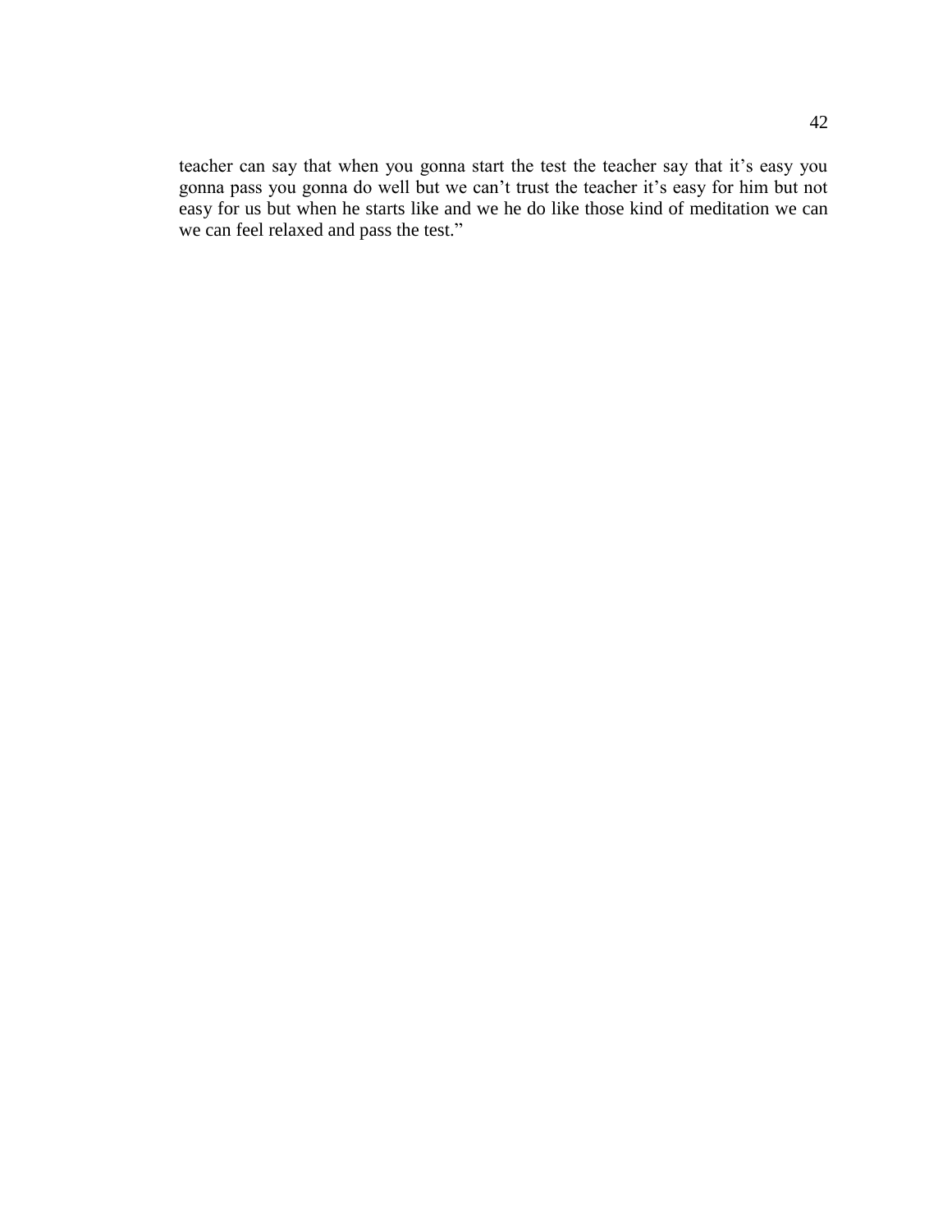teacher can say that when you gonna start the test the teacher say that it's easy you gonna pass you gonna do well but we can't trust the teacher it's easy for him but not easy for us but when he starts like and we he do like those kind of meditation we can we can feel relaxed and pass the test."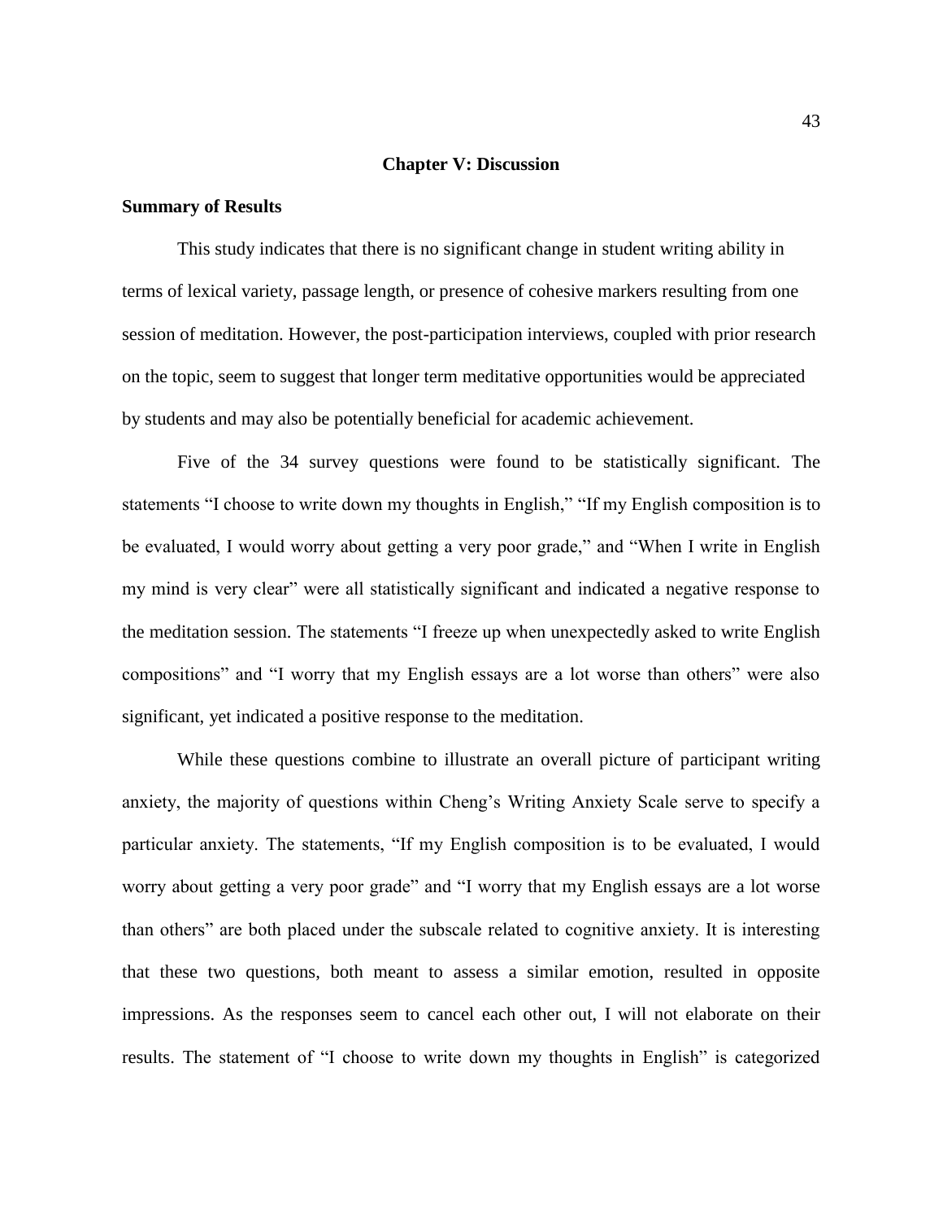# Chapter V: Discussion

## Summary of Results

This study indicates that there is no significant change in student writing ability in terms of lexical variety, passage length, or presence of cohesive markers resulting from one session of meditation. However, the post-participation interviews, coupled with prior research on the topic, seem to suggest that longer term meditative opportunities would be appreciated by students and may also be potentially beneficial for academic achievement.

Five of the 34 survey questions were found to be statistically significant. The statements "I choose to write down my thoughts in English," "If my English composition is to be evaluated, I would worry about getting a very poor grade," and "When I write in English my mind is very clear" were all statistically significant and indicated a negative response to the meditation session. The statements "I freeze up when unexpectedly asked to write English compositions" and "I worry that my English essays are a lot worse than others" were also significant, yet indicated a positive response to the meditation.

While these questions combine to illustrate an overall picture of participant writing anxiety, the majority of questions within Cheng's Writing Anxiety Scale serve to specify a particular anxiety. The statements, "If my English composition is to be evaluated, I would worry about getting a very poor grade" and "I worry that my English essays are a lot worse than others" are both placed under the subscale related to cognitive anxiety. It is interesting that these two questions, both meant to assess a similar emotion, resulted in opposite impressions. As the responses seem to cancel each other out, I will not elaborate on their results. The statement of "I choose to write down my thoughts in English" is categorized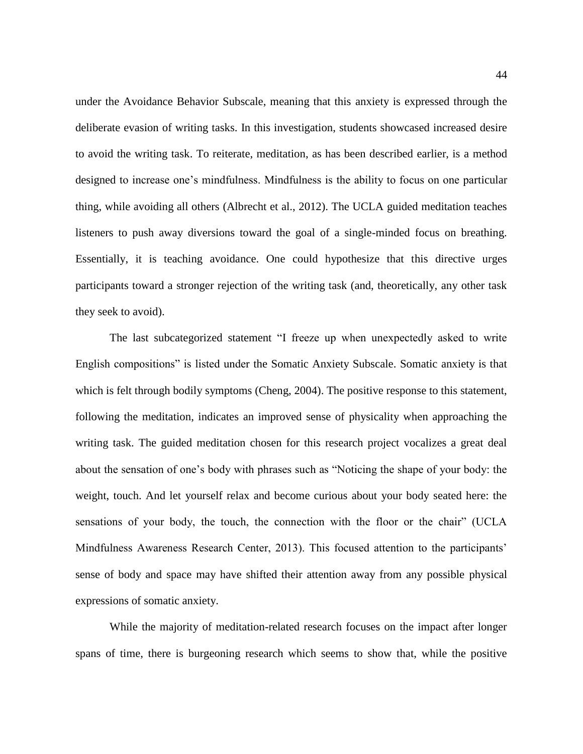under the Avoidance Behavior Subscale, meaning that this anxiety is expressed through the deliberate evasion of writing tasks. In this investigation, students showcased increased desire to avoid the writing task. To reiterate, meditation, as has been described earlier, is a method designed to increase one's mindfulness. Mindfulness is the ability to focus on one particular thing, while avoiding all others (Albrecht et al., 2012). The UCLA guided meditation teaches listeners to push away diversions toward the goal of a single-minded focus on breathing. Essentially, it is teaching avoidance. One could hypothesize that this directive urges participants toward a stronger rejection of the writing task (and, theoretically, any other task they seek to avoid).

The last subcategorized statement "I freeze up when unexpectedly asked to write English compositions" is listed under the Somatic Anxiety Subscale. Somatic anxiety is that which is felt through bodily symptoms (Cheng, 2004). The positive response to this statement, following the meditation, indicates an improved sense of physicality when approaching the writing task. The guided meditation chosen for this research project vocalizes a great deal about the sensation of one's body with phrases such as "Noticing the shape of your body: the weight, touch. And let yourself relax and become curious about your body seated here: the sensations of your body, the touch, the connection with the floor or the chair" (UCLA Mindfulness Awareness Research Center, 2013). This focused attention to the participants' sense of body and space may have shifted their attention away from any possible physical expressions of somatic anxiety.

While the majority of meditation-related research focuses on the impact after longer spans of time, there is burgeoning research which seems to show that, while the positive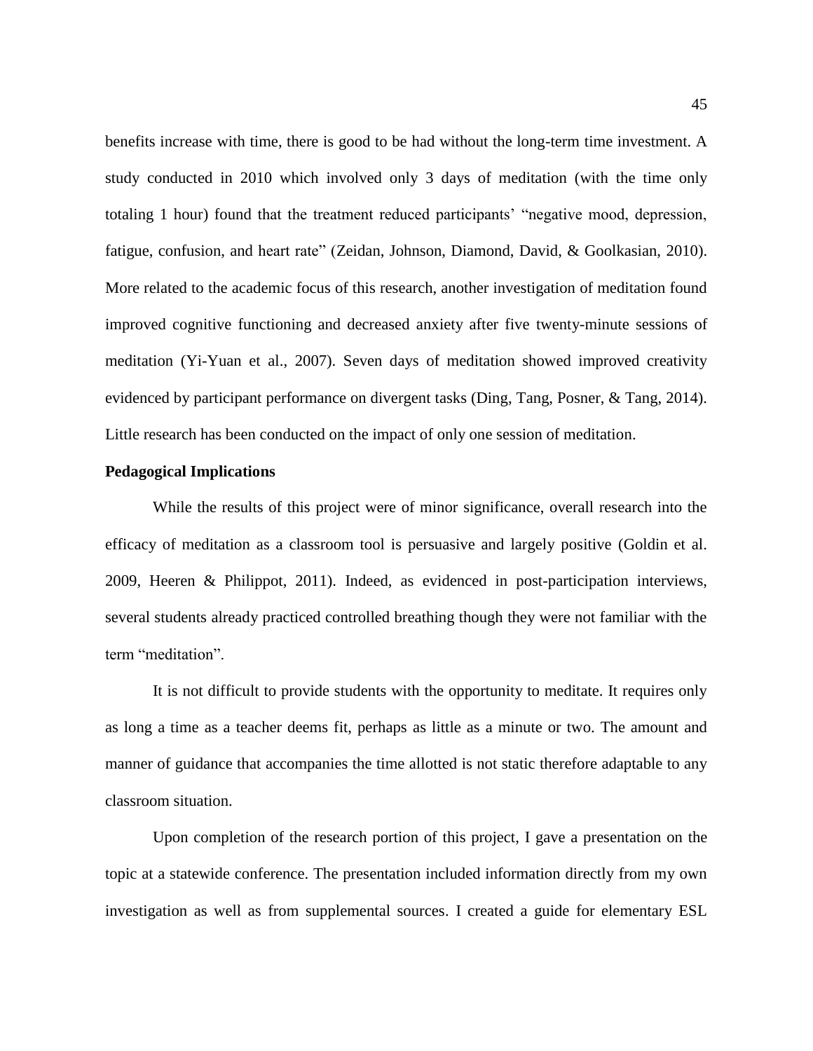benefits increase with time, there is good to be had without the long-term time investment. A study conducted in 2010 which involved only 3 days of meditation (with the time only totaling 1 hour) found that the treatment reduced participants' "negative mood, depression, fatigue, confusion, and heart rate" (Zeidan, Johnson, Diamond, David, & Goolkasian, 2010). More related to the academic focus of this research, another investigation of meditation found improved cognitive functioning and decreased anxiety after five twenty-minute sessions of meditation (Yi-Yuan et al., 2007). Seven days of meditation showed improved creativity evidenced by participant performance on divergent tasks (Ding, Tang, Posner, & Tang, 2014). Little research has been conducted on the impact of only one session of meditation.

**Pedagogical Implications**

While the results of this project were of minor significance, overall research into the efficacy of meditation as a classroom tool is persuasive and largely positive (Goldin et al. 2009, Heeren & Philippot, 2011). Indeed, as evidenced in post-participation interviews, several students already practiced controlled breathing though they were not familiar with the term "meditation".

It is not difficult to provide students with the opportunity to meditate. It requires only as long a time as a teacher deems fit, perhaps as little as a minute or two. The amount and manner of guidance that accompanies the time allotted is not static therefore adaptable to any classroom situation.

Upon completion of the research portion of this project, I gave a presentation on the topic at a statewide conference. The presentation included information directly from my own investigation as well as from supplemental sources. I created a guide for elementary ESL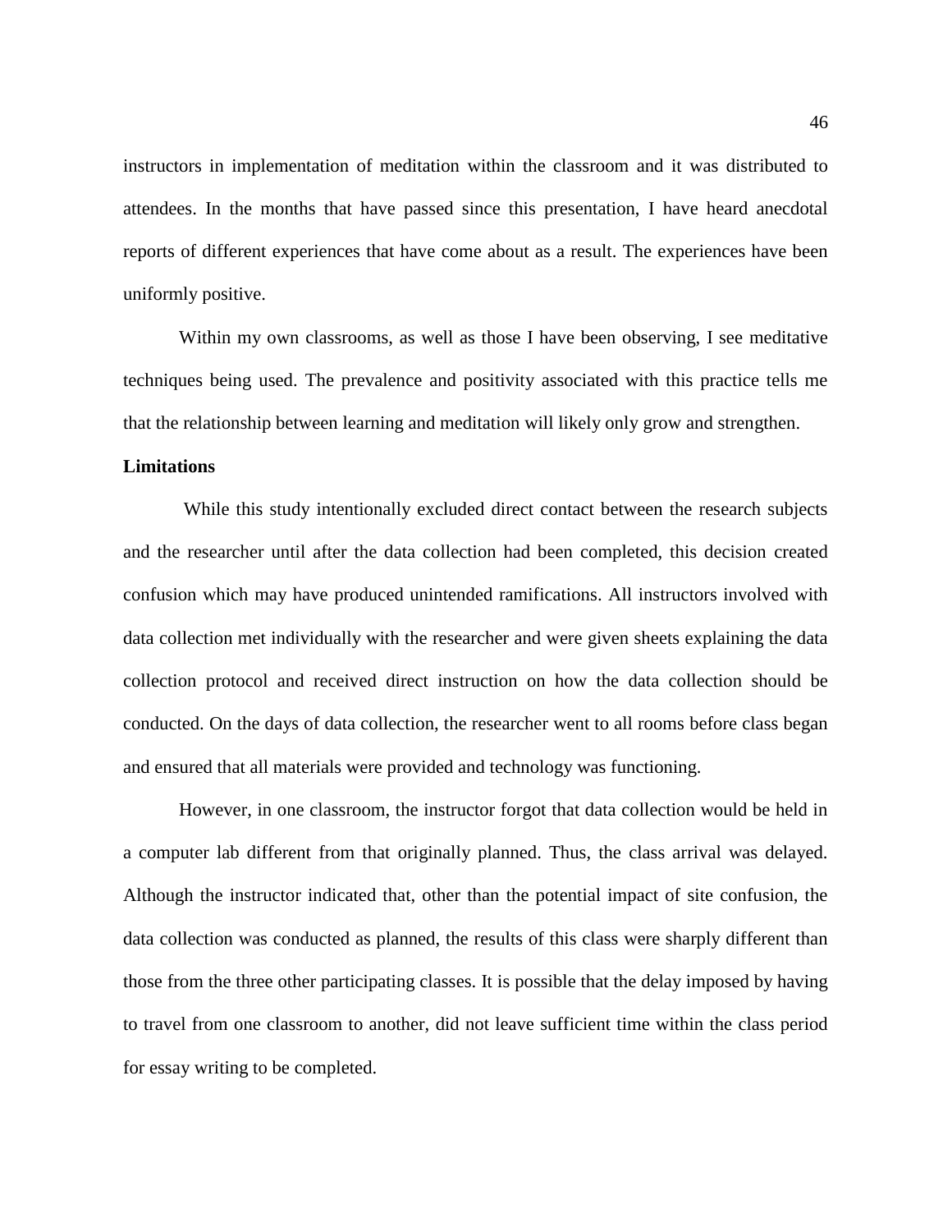instructors in implementation of meditation within the classroom and it was distributed to attendees. In the months that have passed since this presentation, I have heard anecdotal reports of different experiences that have come about as a result. The experiences have been uniformly positive.

Within my own classrooms, as well as those I have been observing, I see meditative techniques being used. The prevalence and positivity associated with this practice tells me that the relationship between learning and meditation will likely only grow and strengthen.

**Limitations**

While this study intentionally excluded direct contact between the research subjects and the researcher until after the data collection had been completed, this decision created confusion which may have produced unintended ramifications. All instructors involved with data collection met individually with the researcher and were given sheets explaining the data collection protocol and received direct instruction on how the data collection should be conducted. On the days of data collection, the researcher went to all rooms before class began and ensured that all materials were provided and technology was functioning.

However, in one classroom, the instructor forgot that data collection would be held in a computer lab different from that originally planned. Thus, the class arrival was delayed. Although the instructor indicated that, other than the potential impact of site confusion, the data collection was conducted as planned, the results of this class were sharply different than those from the three other participating classes. It is possible that the delay imposed by having to travel from one classroom to another, did not leave sufficient time within the class period for essay writing to be completed.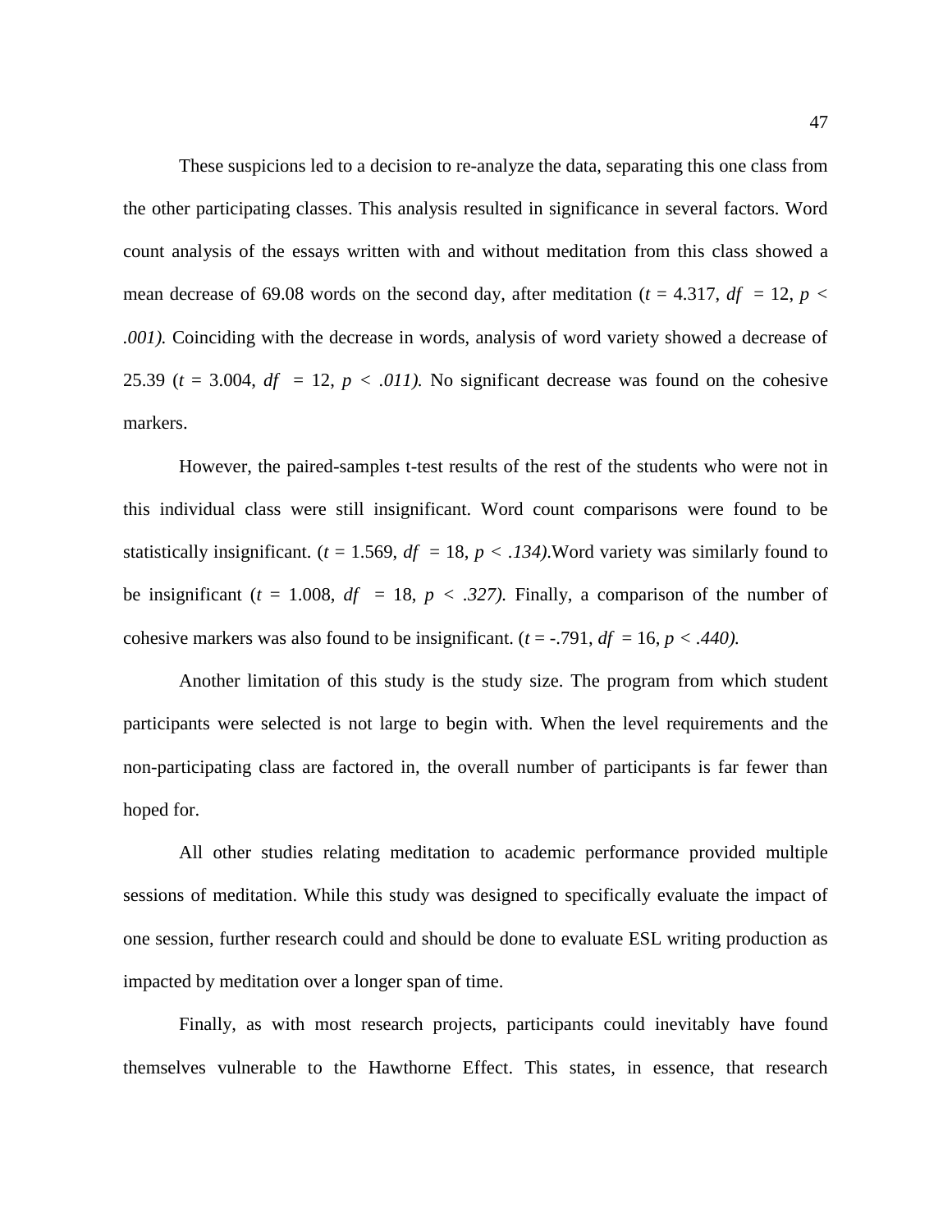These suspicions led to a decision to re-analyze the data, separating this one class from the other participating classes. This analysis resulted in significance in several factors. Word count analysis of the essays written with and without meditation from this class showed a mean decrease of 69.08 words on the second day, after meditation ($t$ = 4.317, $df$ = 12, $p < .001$). Coinciding with the decrease in words, analysis of word variety showed a decrease of 25.39 ($t$ = 3.004, $df$ = 12, $p < .011$). No significant decrease was found on the cohesive markers.

However, the paired-samples t-test results of the rest of the students who were not in this individual class were still insignificant. Word count comparisons were found to be statistically insignificant. ($t$ = 1.569, $df$ = 18, $p < .134$).Word variety was similarly found to be insignificant ($t$ = 1.008, $df$ = 18, $p < .327$). Finally, a comparison of the number of cohesive markers was also found to be insignificant. ($t$ = -.791, $df$ = 16, $p < .440$).

Another limitation of this study is the study size. The program from which student participants were selected is not large to begin with. When the level requirements and the non-participating class are factored in, the overall number of participants is far fewer than hoped for.

All other studies relating meditation to academic performance provided multiple sessions of meditation. While this study was designed to specifically evaluate the impact of one session, further research could and should be done to evaluate ESL writing production as impacted by meditation over a longer span of time.

Finally, as with most research projects, participants could inevitably have found themselves vulnerable to the Hawthorne Effect. This states, in essence, that research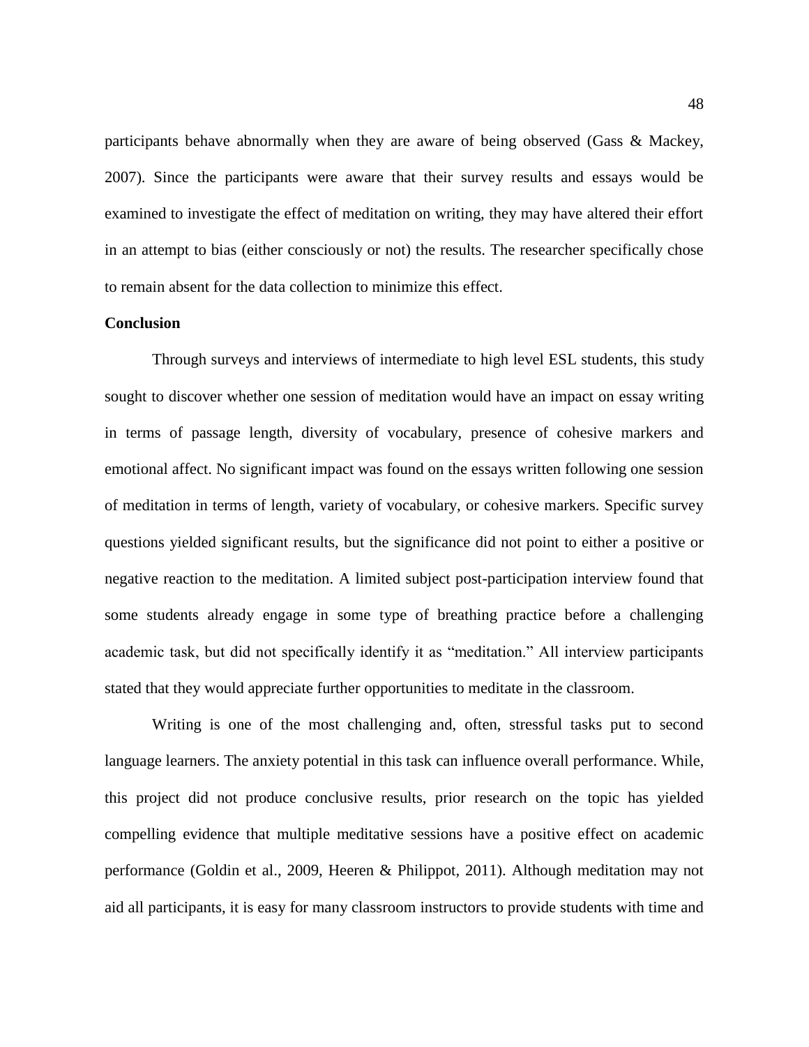participants behave abnormally when they are aware of being observed (Gass & Mackey, 2007). Since the participants were aware that their survey results and essays would be examined to investigate the effect of meditation on writing, they may have altered their effort in an attempt to bias (either consciously or not) the results. The researcher specifically chose to remain absent for the data collection to minimize this effect.

**Conclusion**

Through surveys and interviews of intermediate to high level ESL students, this study sought to discover whether one session of meditation would have an impact on essay writing in terms of passage length, diversity of vocabulary, presence of cohesive markers and emotional affect. No significant impact was found on the essays written following one session of meditation in terms of length, variety of vocabulary, or cohesive markers. Specific survey questions yielded significant results, but the significance did not point to either a positive or negative reaction to the meditation. A limited subject post-participation interview found that some students already engage in some type of breathing practice before a challenging academic task, but did not specifically identify it as "meditation." All interview participants stated that they would appreciate further opportunities to meditate in the classroom.

Writing is one of the most challenging and, often, stressful tasks put to second language learners. The anxiety potential in this task can influence overall performance. While, this project did not produce conclusive results, prior research on the topic has yielded compelling evidence that multiple meditative sessions have a positive effect on academic performance (Goldin et al., 2009, Heeren & Philippot, 2011). Although meditation may not aid all participants, it is easy for many classroom instructors to provide students with time and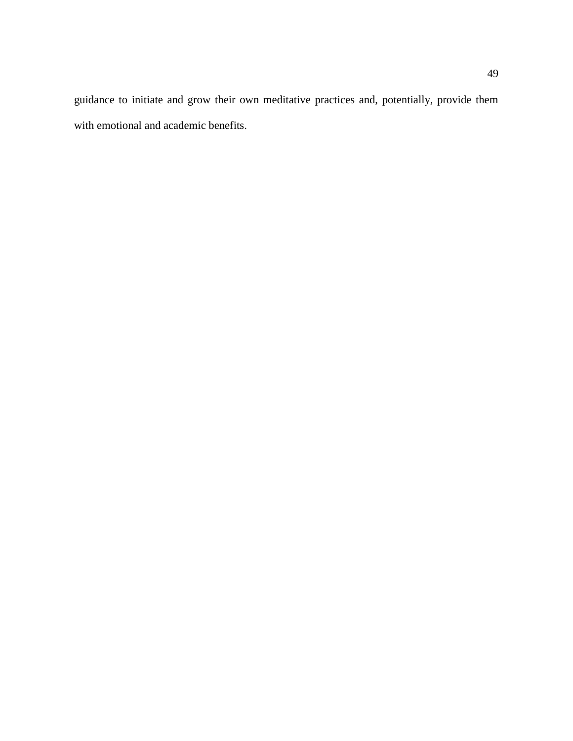guidance to initiate and grow their own meditative practices and, potentially, provide them with emotional and academic benefits.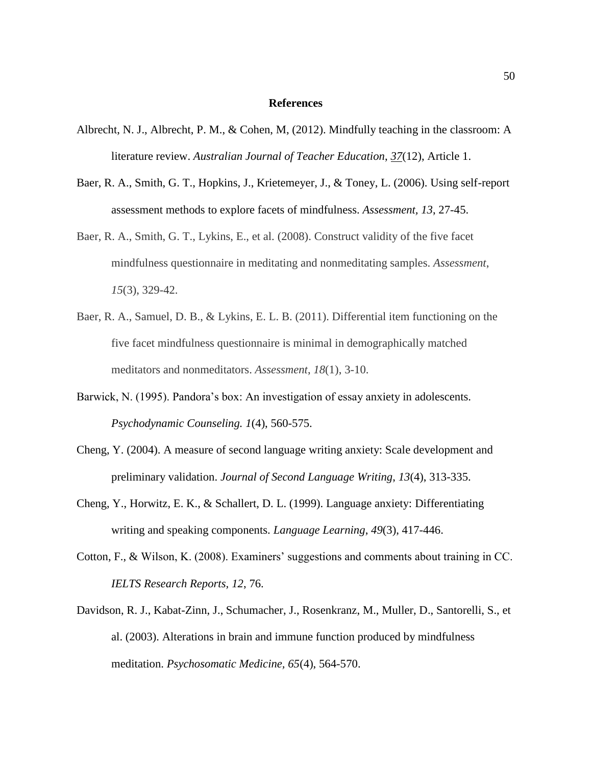# References

Albrecht, N. J., Albrecht, P. M., & Cohen, M, (2012). Mindfully teaching in the classroom: A literature review. *Australian Journal of Teacher Education*, *37*(12), Article 1.

Baer, R. A., Smith, G. T., Hopkins, J., Krietemeyer, J., & Toney, L. (2006). Using self-report assessment methods to explore facets of mindfulness. *Assessment, 13*, 27-45.

Baer, R. A., Smith, G. T., Lykins, E., et al. (2008). Construct validity of the five facet mindfulness questionnaire in meditating and nonmeditating samples. *Assessment*, *15*(3), 329-42.

Baer, R. A., Samuel, D. B., & Lykins, E. L. B. (2011). Differential item functioning on the five facet mindfulness questionnaire is minimal in demographically matched meditators and nonmeditators. *Assessment*, *18*(1), 3-10.

Barwick, N. (1995). Pandora's box: An investigation of essay anxiety in adolescents. *Psychodynamic Counseling. 1*(4), 560-575.

Cheng, Y. (2004). A measure of second language writing anxiety: Scale development and preliminary validation. *Journal of Second Language Writing*, *13*(4), 313-335.

Cheng, Y., Horwitz, E. K., & Schallert, D. L. (1999). Language anxiety: Differentiating writing and speaking components. *Language Learning*, *49*(3), 417-446.

Cotton, F., & Wilson, K. (2008). Examiners' suggestions and comments about training in CC. *IELTS Research Reports*, *12*, 76.

Davidson, R. J., Kabat-Zinn, J., Schumacher, J., Rosenkranz, M., Muller, D., Santorelli, S., et al. (2003). Alterations in brain and immune function produced by mindfulness meditation. *Psychosomatic Medicine, 65*(4), 564-570.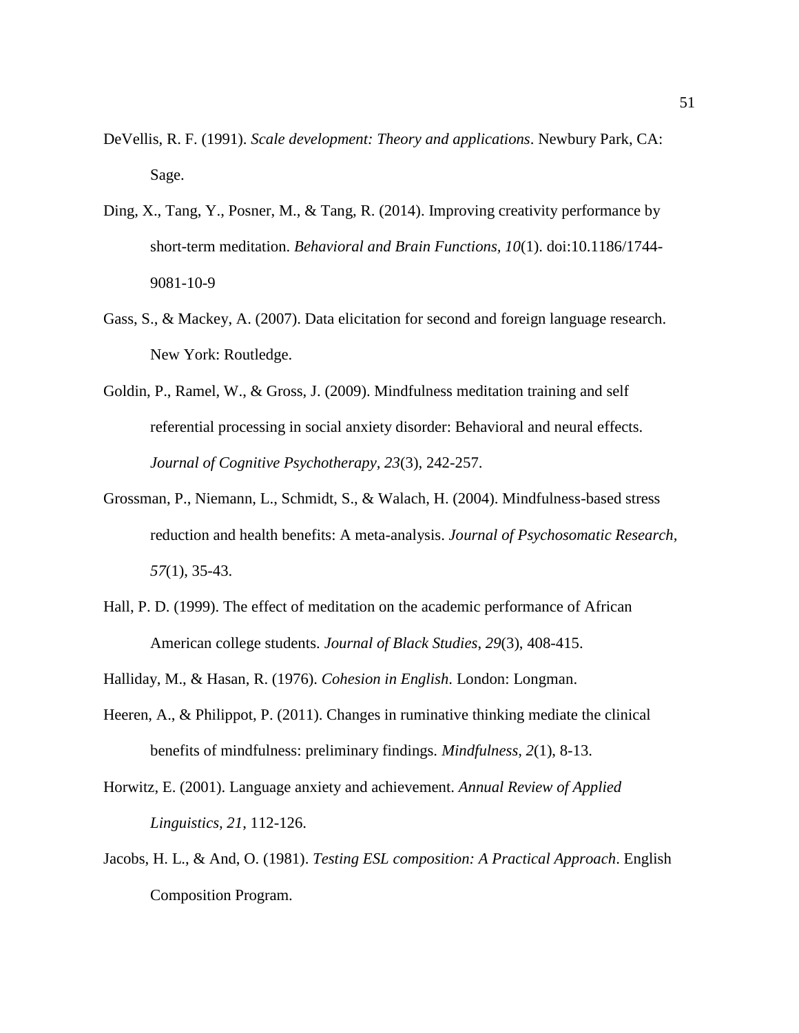DeVellis, R. F. (1991). *Scale development: Theory and applications*. Newbury Park, CA: Sage.

Ding, X., Tang, Y., Posner, M., & Tang, R. (2014). Improving creativity performance by short-term meditation. *Behavioral and Brain Functions, 10*(1). doi:10.1186/1744-9081-10-9

Gass, S., & Mackey, A. (2007). Data elicitation for second and foreign language research. New York: Routledge.

Goldin, P., Ramel, W., & Gross, J. (2009). Mindfulness meditation training and self referential processing in social anxiety disorder: Behavioral and neural effects. *Journal of Cognitive Psychotherapy*, *23*(3), 242-257.

Grossman, P., Niemann, L., Schmidt, S., & Walach, H. (2004). Mindfulness-based stress reduction and health benefits: A meta-analysis. *Journal of Psychosomatic Research*, *57*(1), 35-43.

Hall, P. D. (1999). The effect of meditation on the academic performance of African American college students. *Journal of Black Studies*, *29*(3), 408-415.

Halliday, M., & Hasan, R. (1976). *Cohesion in English*. London: Longman.

Heeren, A., & Philippot, P. (2011). Changes in ruminative thinking mediate the clinical benefits of mindfulness: preliminary findings. *Mindfulness*, *2*(1), 8-13.

Horwitz, E. (2001). Language anxiety and achievement. *Annual Review of Applied Linguistics*, *21*, 112-126.

Jacobs, H. L., & And, O. (1981). *Testing ESL composition: A Practical Approach*. English Composition Program.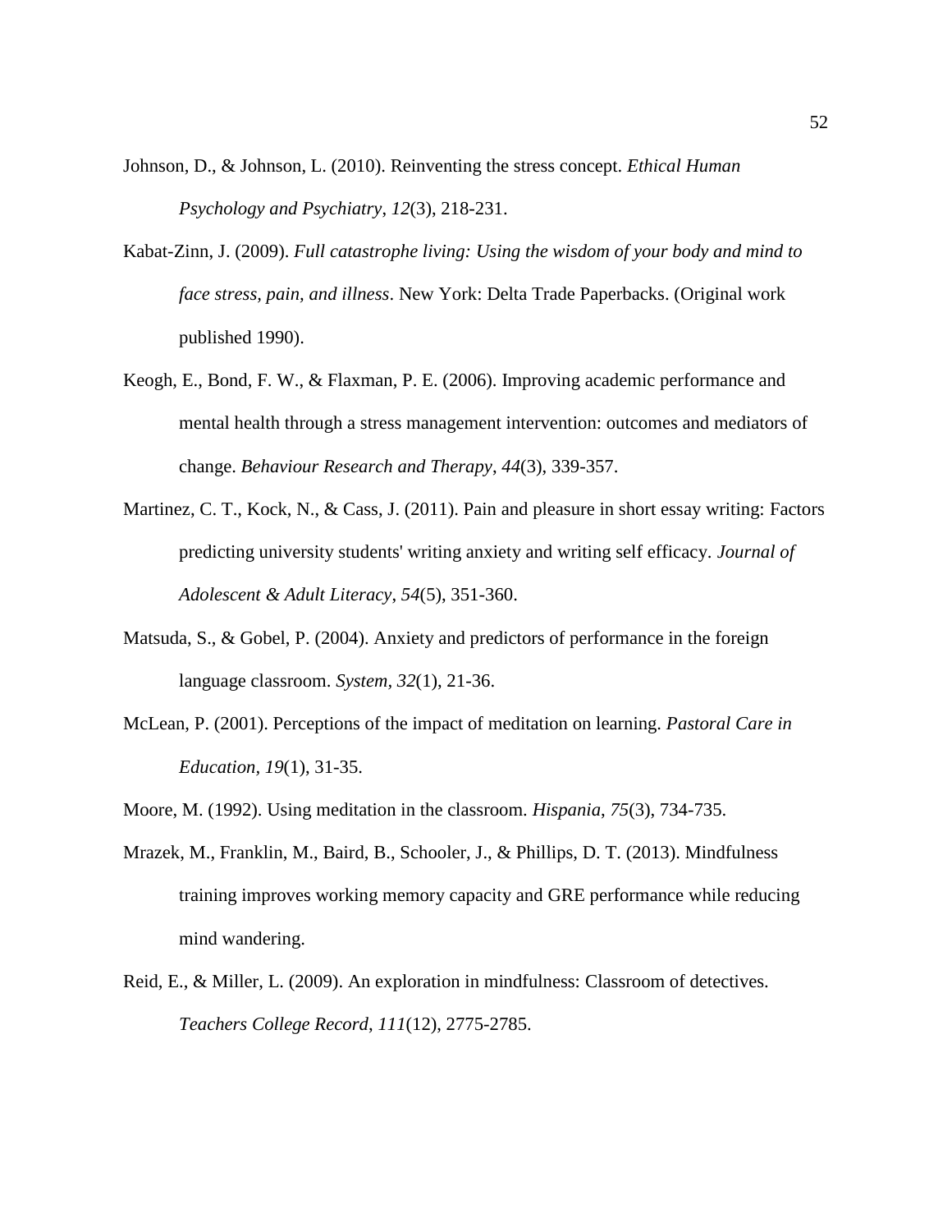Johnson, D., & Johnson, L. (2010). Reinventing the stress concept. *Ethical Human Psychology and Psychiatry*, *12*(3), 218-231.

Kabat-Zinn, J. (2009). *Full catastrophe living: Using the wisdom of your body and mind to face stress, pain, and illness*. New York: Delta Trade Paperbacks. (Original work published 1990).

Keogh, E., Bond, F. W., & Flaxman, P. E. (2006). Improving academic performance and mental health through a stress management intervention: outcomes and mediators of change. *Behaviour Research and Therapy*, *44*(3), 339-357.

Martinez, C. T., Kock, N., & Cass, J. (2011). Pain and pleasure in short essay writing: Factors predicting university students' writing anxiety and writing self efficacy. *Journal of Adolescent & Adult Literacy*, *54*(5), 351-360.

Matsuda, S., & Gobel, P. (2004). Anxiety and predictors of performance in the foreign language classroom. *System, 32*(1), 21-36.

McLean, P. (2001). Perceptions of the impact of meditation on learning. *Pastoral Care in Education*, *19*(1), 31-35.

Moore, M. (1992). Using meditation in the classroom. *Hispania*, *75*(3), 734-735.

Mrazek, M., Franklin, M., Baird, B., Schooler, J., & Phillips, D. T. (2013). Mindfulness training improves working memory capacity and GRE performance while reducing mind wandering.

Reid, E., & Miller, L. (2009). An exploration in mindfulness: Classroom of detectives. *Teachers College Record*, *111*(12), 2775-2785.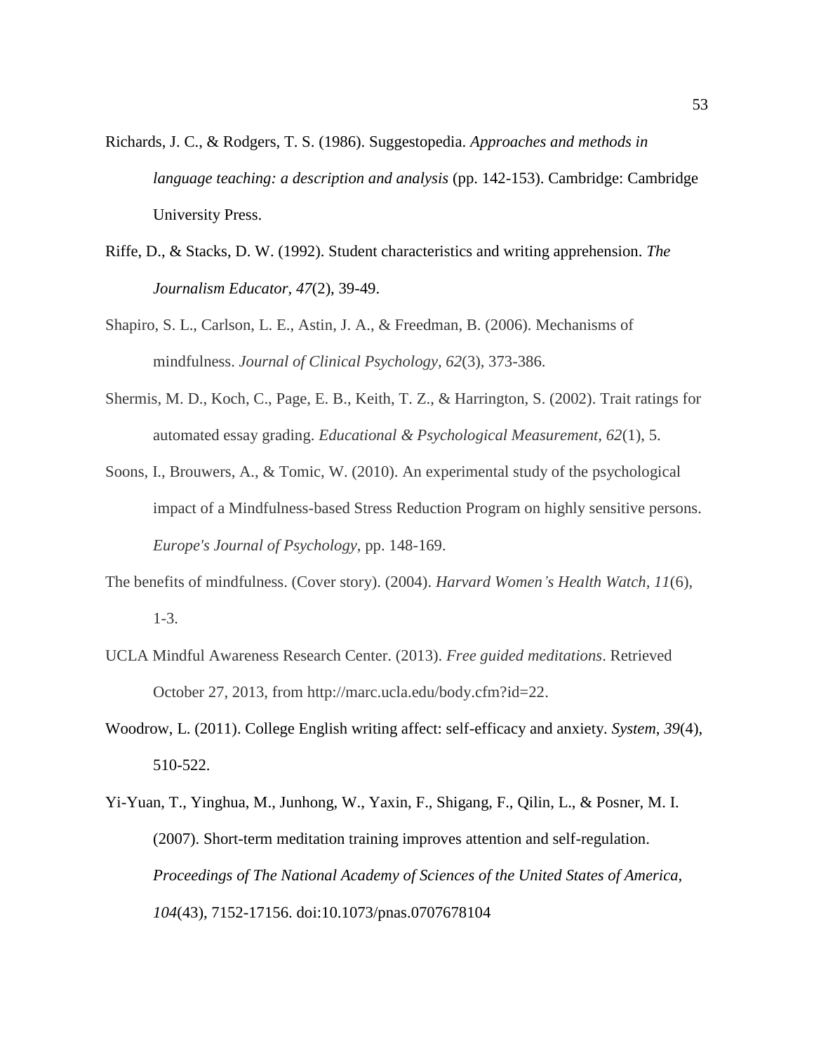Richards, J. C., & Rodgers, T. S. (1986). Suggestopedia. *Approaches and methods in language teaching: a description and analysis* (pp. 142-153). Cambridge: Cambridge University Press.

Riffe, D., & Stacks, D. W. (1992). Student characteristics and writing apprehension. *The Journalism Educator*, *47*(2), 39-49.

Shapiro, S. L., Carlson, L. E., Astin, J. A., & Freedman, B. (2006). Mechanisms of mindfulness. *Journal of Clinical Psychology*, *62*(3), 373-386.

Shermis, M. D., Koch, C., Page, E. B., Keith, T. Z., & Harrington, S. (2002). Trait ratings for automated essay grading. *Educational & Psychological Measurement*, *62*(1), 5.

Soons, I., Brouwers, A., & Tomic, W. (2010). An experimental study of the psychological impact of a Mindfulness-based Stress Reduction Program on highly sensitive persons. *Europe's Journal of Psychology*, pp. 148-169.

The benefits of mindfulness. (Cover story). (2004). *Harvard Women's Health Watch*, *11*(6), 1-3.

UCLA Mindful Awareness Research Center. (2013). *Free guided meditations*. Retrieved October 27, 2013, from http://marc.ucla.edu/body.cfm?id=22.

Woodrow, L. (2011). College English writing affect: self-efficacy and anxiety. *System*, *39*(4), 510-522.

Yi-Yuan, T., Yinghua, M., Junhong, W., Yaxin, F., Shigang, F., Qilin, L., & Posner, M. I. (2007). Short-term meditation training improves attention and self-regulation. *Proceedings of The National Academy of Sciences of the United States of America*, *104*(43), 7152-17156. doi:10.1073/pnas.0707678104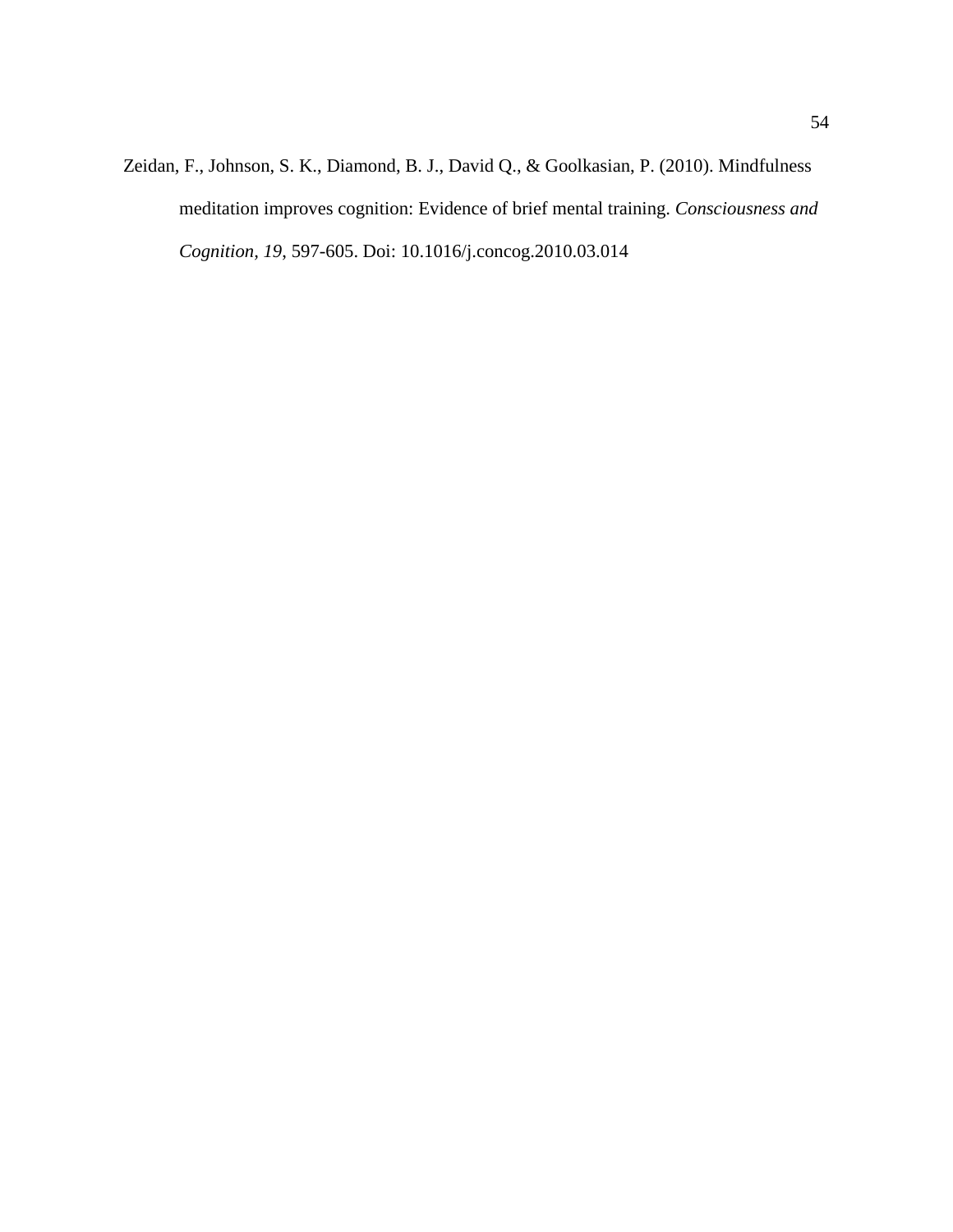Zeidan, F., Johnson, S. K., Diamond, B. J., David Q., & Goolkasian, P. (2010). Mindfulness meditation improves cognition: Evidence of brief mental training. *Consciousness and Cognition*, *19*, 597-605. Doi: 10.1016/j.concog.2010.03.014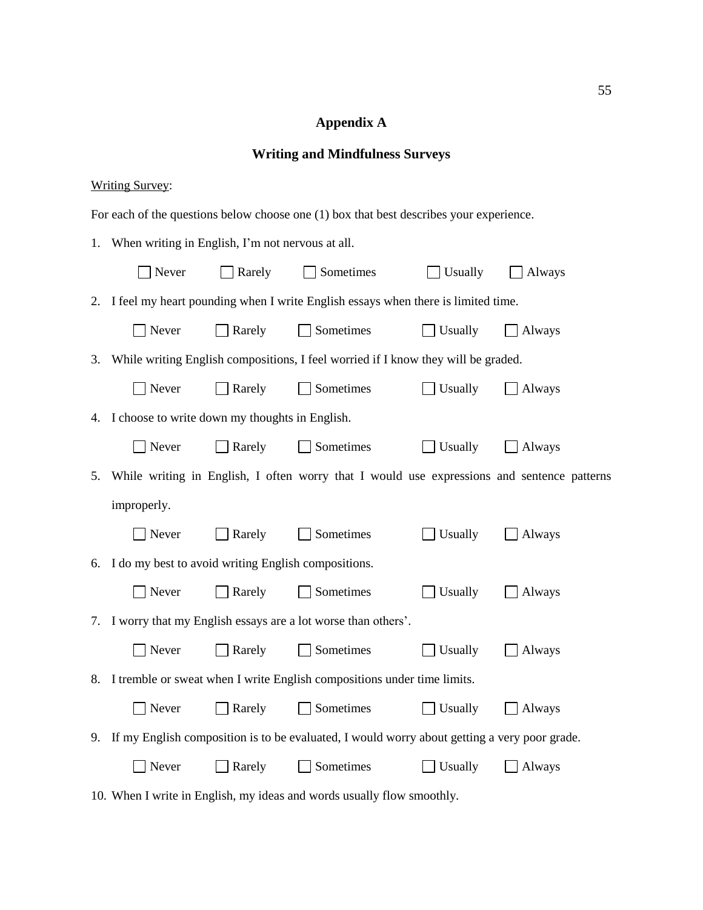# Appendix A

## Writing and Mindfulness Surveys

Writing Survey:

For each of the questions below choose one (1) box that best describes your experience.

1. When writing in English, I'm not nervous at all.

   ☐ Never ☐ Rarely ☐ Sometimes ☐ Usually ☐ Always

2. I feel my heart pounding when I write English essays when there is limited time.

   ☐ Never ☐ Rarely ☐ Sometimes ☐ Usually ☐ Always

3. While writing English compositions, I feel worried if I know they will be graded.

   ☐ Never ☐ Rarely ☐ Sometimes ☐ Usually ☐ Always

4. I choose to write down my thoughts in English.

   ☐ Never ☐ Rarely ☐ Sometimes ☐ Usually ☐ Always

5. While writing in English, I often worry that I would use expressions and sentence patterns improperly.

   ☐ Never ☐ Rarely ☐ Sometimes ☐ Usually ☐ Always

6. I do my best to avoid writing English compositions.

   ☐ Never ☐ Rarely ☐ Sometimes ☐ Usually ☐ Always

7. I worry that my English essays are a lot worse than others'.

   ☐ Never ☐ Rarely ☐ Sometimes ☐ Usually ☐ Always

8. I tremble or sweat when I write English compositions under time limits.

   ☐ Never ☐ Rarely ☐ Sometimes ☐ Usually ☐ Always

9. If my English composition is to be evaluated, I would worry about getting a very poor grade.

   ☐ Never ☐ Rarely ☐ Sometimes ☐ Usually ☐ Always

10. When I write in English, my ideas and words usually flow smoothly.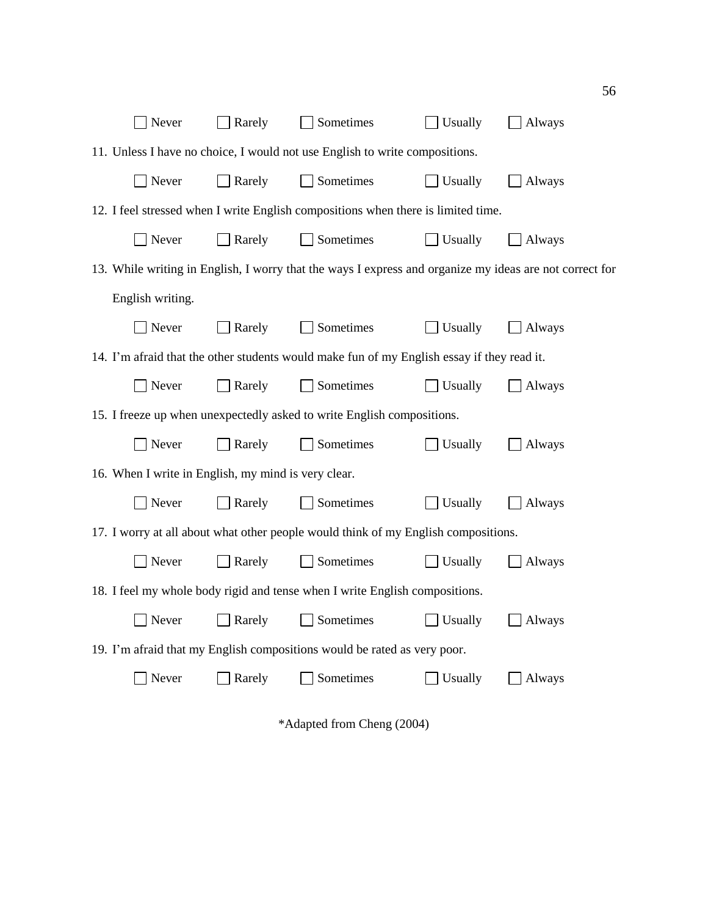☐ Never ☐ Rarely ☐ Sometimes ☐ Usually ☐ Always

11. Unless I have no choice, I would not use English to write compositions.

    ☐ Never ☐ Rarely ☐ Sometimes ☐ Usually ☐ Always

12. I feel stressed when I write English compositions when there is limited time.

    ☐ Never ☐ Rarely ☐ Sometimes ☐ Usually ☐ Always

13. While writing in English, I worry that the ways I express and organize my ideas are not correct for English writing.

    ☐ Never ☐ Rarely ☐ Sometimes ☐ Usually ☐ Always

14. I'm afraid that the other students would make fun of my English essay if they read it.

    ☐ Never ☐ Rarely ☐ Sometimes ☐ Usually ☐ Always

15. I freeze up when unexpectedly asked to write English compositions.

    ☐ Never ☐ Rarely ☐ Sometimes ☐ Usually ☐ Always

16. When I write in English, my mind is very clear.

    ☐ Never ☐ Rarely ☐ Sometimes ☐ Usually ☐ Always

17. I worry at all about what other people would think of my English compositions.

    ☐ Never ☐ Rarely ☐ Sometimes ☐ Usually ☐ Always

18. I feel my whole body rigid and tense when I write English compositions.

    ☐ Never ☐ Rarely ☐ Sometimes ☐ Usually ☐ Always

19. I'm afraid that my English compositions would be rated as very poor.

    ☐ Never ☐ Rarely ☐ Sometimes ☐ Usually ☐ Always

*Adapted from Cheng (2004)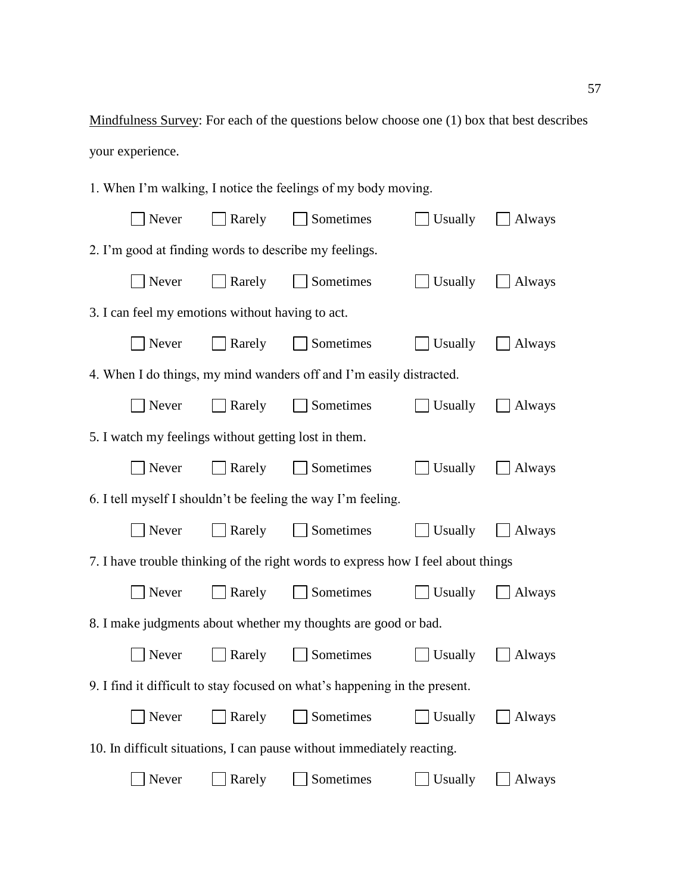<u>Mindfulness Survey</u>: For each of the questions below choose one (1) box that best describes your experience.

1. When I'm walking, I notice the feelings of my body moving.

☐ Never ☐ Rarely ☐ Sometimes ☐ Usually ☐ Always

2. I'm good at finding words to describe my feelings.

☐ Never ☐ Rarely ☐ Sometimes ☐ Usually ☐ Always

3. I can feel my emotions without having to act.

☐ Never ☐ Rarely ☐ Sometimes ☐ Usually ☐ Always

4. When I do things, my mind wanders off and I'm easily distracted.

☐ Never ☐ Rarely ☐ Sometimes ☐ Usually ☐ Always

5. I watch my feelings without getting lost in them.

☐ Never ☐ Rarely ☐ Sometimes ☐ Usually ☐ Always

6. I tell myself I shouldn't be feeling the way I'm feeling.

☐ Never ☐ Rarely ☐ Sometimes ☐ Usually ☐ Always

7. I have trouble thinking of the right words to express how I feel about things

☐ Never ☐ Rarely ☐ Sometimes ☐ Usually ☐ Always

8. I make judgments about whether my thoughts are good or bad.

☐ Never ☐ Rarely ☐ Sometimes ☐ Usually ☐ Always

9. I find it difficult to stay focused on what's happening in the present.

☐ Never ☐ Rarely ☐ Sometimes ☐ Usually ☐ Always

10. In difficult situations, I can pause without immediately reacting.

☐ Never ☐ Rarely ☐ Sometimes ☐ Usually ☐ Always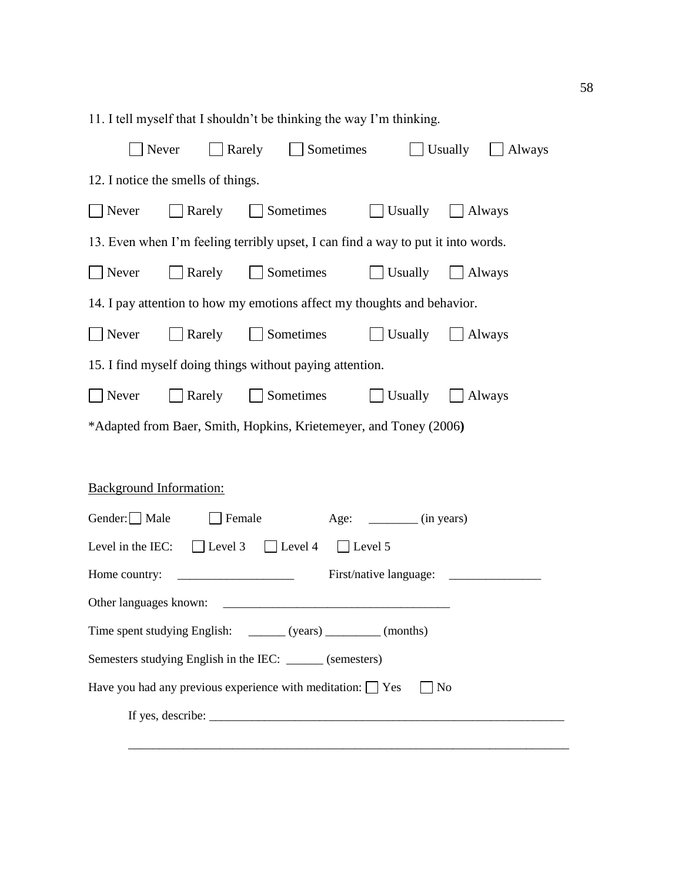11. I tell myself that I shouldn't be thinking the way I'm thinking.

☐ Never ☐ Rarely ☐ Sometimes ☐ Usually ☐ Always

12. I notice the smells of things.

☐ Never ☐ Rarely ☐ Sometimes ☐ Usually ☐ Always

13. Even when I'm feeling terribly upset, I can find a way to put it into words.

☐ Never ☐ Rarely ☐ Sometimes ☐ Usually ☐ Always

14. I pay attention to how my emotions affect my thoughts and behavior.

☐ Never ☐ Rarely ☐ Sometimes ☐ Usually ☐ Always

15. I find myself doing things without paying attention.

☐ Never ☐ Rarely ☐ Sometimes ☐ Usually ☐ Always

*Adapted from Baer, Smith, Hopkins, Krietemeyer, and Toney (2006**)**

<u>Background Information:</u>

Gender: ☐ Male ☐ Female Age: ________ (in years)

Level in the IEC: ☐ Level 3 ☐ Level 4 ☐ Level 5

Home country: ___________________ First/native language: _______________

Other languages known: ____________________________________

Time spent studying English: ______ (years) _________ (months)

Semesters studying English in the IEC: ______ (semesters)

Have you had any previous experience with meditation: ☐ Yes ☐ No

If yes, describe: ___________________________________________________________

_________________________________________________________________________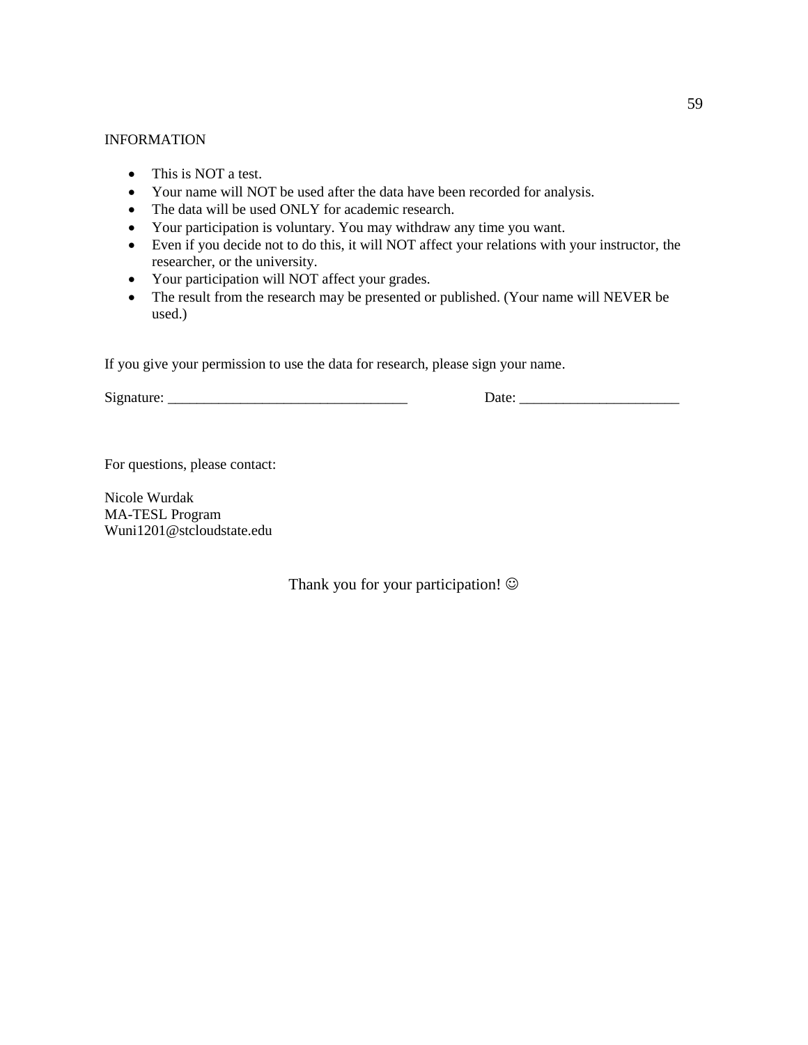INFORMATION

- This is NOT a test.
- Your name will NOT be used after the data have been recorded for analysis.
- The data will be used ONLY for academic research.
- Your participation is voluntary. You may withdraw any time you want.
- Even if you decide not to do this, it will NOT affect your relations with your instructor, the researcher, or the university.
- Your participation will NOT affect your grades.
- The result from the research may be presented or published. (Your name will NEVER be used.)

If you give your permission to use the data for research, please sign your name.

Signature: _________________________________ Date: ______________________

For questions, please contact:

Nicole Wurdak
MA-TESL Program
Wuni1201@stcloudstate.edu

Thank you for your participation! ☺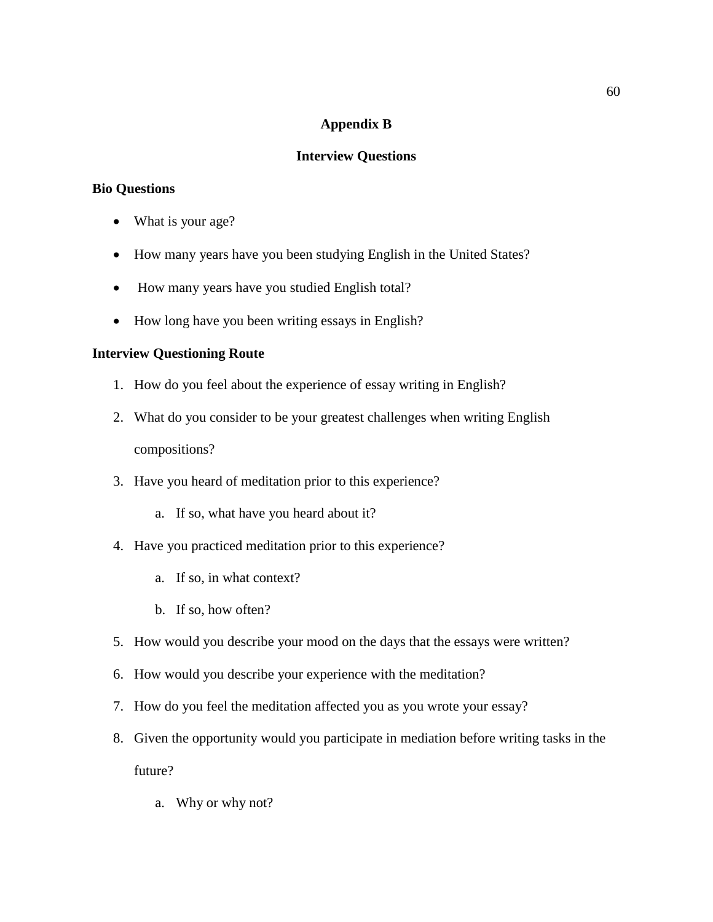## Appendix B

## Interview Questions

**Bio Questions**

- What is your age?
- How many years have you been studying English in the United States?
- How many years have you studied English total?
- How long have you been writing essays in English?

**Interview Questioning Route**

1. How do you feel about the experience of essay writing in English?
2. What do you consider to be your greatest challenges when writing English compositions?
3. Have you heard of meditation prior to this experience?
   a. If so, what have you heard about it?
4. Have you practiced meditation prior to this experience?
   a. If so, in what context?
   b. If so, how often?
5. How would you describe your mood on the days that the essays were written?
6. How would you describe your experience with the meditation?
7. How do you feel the meditation affected you as you wrote your essay?
8. Given the opportunity would you participate in mediation before writing tasks in the future?
   a. Why or why not?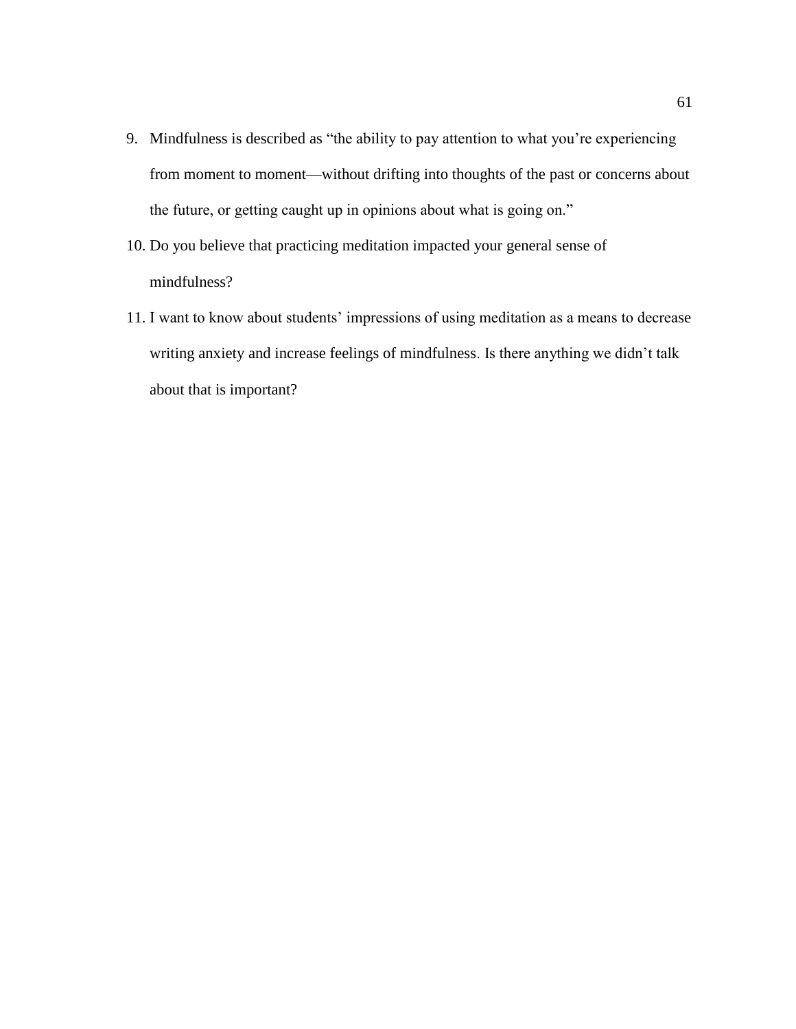9. Mindfulness is described as "the ability to pay attention to what you're experiencing from moment to moment—without drifting into thoughts of the past or concerns about the future, or getting caught up in opinions about what is going on."
10. Do you believe that practicing meditation impacted your general sense of mindfulness?
11. I want to know about students' impressions of using meditation as a means to decrease writing anxiety and increase feelings of mindfulness. Is there anything we didn't talk about that is important?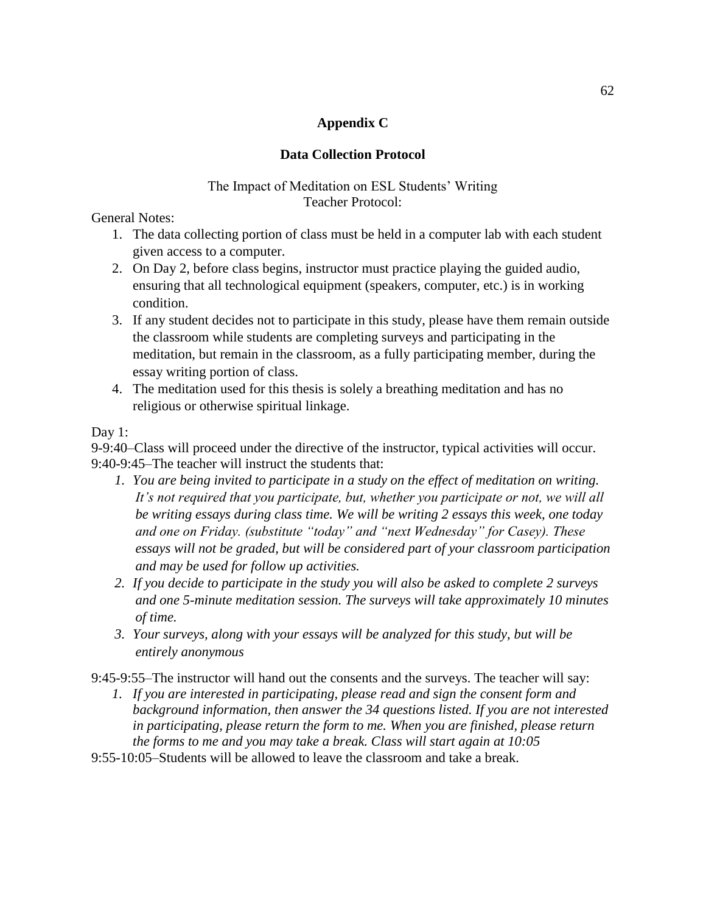## Appendix C

### Data Collection Protocol

The Impact of Meditation on ESL Students' Writing
Teacher Protocol:

General Notes:

1. The data collecting portion of class must be held in a computer lab with each student given access to a computer.
2. On Day 2, before class begins, instructor must practice playing the guided audio, ensuring that all technological equipment (speakers, computer, etc.) is in working condition.
3. If any student decides not to participate in this study, please have them remain outside the classroom while students are completing surveys and participating in the meditation, but remain in the classroom, as a fully participating member, during the essay writing portion of class.
4. The meditation used for this thesis is solely a breathing meditation and has no religious or otherwise spiritual linkage.

Day 1:

9-9:40–Class will proceed under the directive of the instructor, typical activities will occur.
9:40-9:45–The teacher will instruct the students that:

1. *You are being invited to participate in a study on the effect of meditation on writing. It's not required that you participate, but, whether you participate or not, we will all be writing essays during class time. We will be writing 2 essays this week, one today and one on Friday. (substitute "today" and "next Wednesday" for Casey). These essays will not be graded, but will be considered part of your classroom participation and may be used for follow up activities.*
2. *If you decide to participate in the study you will also be asked to complete 2 surveys and one 5-minute meditation session. The surveys will take approximately 10 minutes of time.*
3. *Your surveys, along with your essays will be analyzed for this study, but will be entirely anonymous*

9:45-9:55–The instructor will hand out the consents and the surveys. The teacher will say:

1. *If you are interested in participating, please read and sign the consent form and background information, then answer the 34 questions listed. If you are not interested in participating, please return the form to me. When you are finished, please return the forms to me and you may take a break. Class will start again at 10:05*

9:55-10:05–Students will be allowed to leave the classroom and take a break.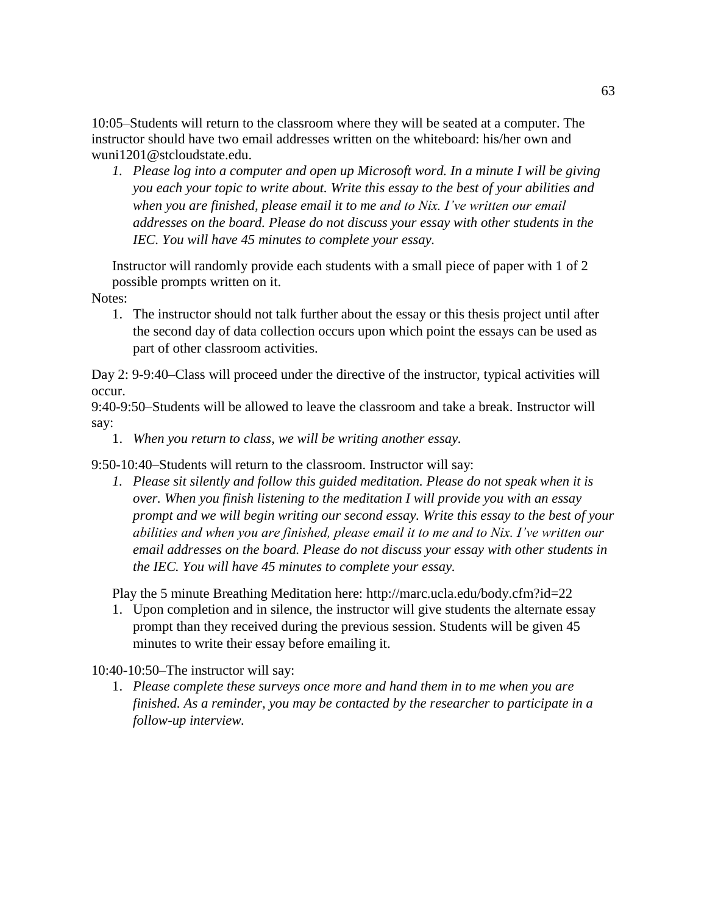10:05–Students will return to the classroom where they will be seated at a computer. The instructor should have two email addresses written on the whiteboard: his/her own and wuni1201@stcloudstate.edu.

1. *Please log into a computer and open up Microsoft word. In a minute I will be giving you each your topic to write about. Write this essay to the best of your abilities and when you are finished, please email it to me and to Nix. I've written our email addresses on the board. Please do not discuss your essay with other students in the IEC. You will have 45 minutes to complete your essay.*

Instructor will randomly provide each students with a small piece of paper with 1 of 2 possible prompts written on it.

Notes:

1. The instructor should not talk further about the essay or this thesis project until after the second day of data collection occurs upon which point the essays can be used as part of other classroom activities.

Day 2: 9-9:40–Class will proceed under the directive of the instructor, typical activities will occur.

9:40-9:50–Students will be allowed to leave the classroom and take a break. Instructor will say:

1. *When you return to class, we will be writing another essay.*

9:50-10:40–Students will return to the classroom. Instructor will say:

1. *Please sit silently and follow this guided meditation. Please do not speak when it is over. When you finish listening to the meditation I will provide you with an essay prompt and we will begin writing our second essay. Write this essay to the best of your abilities and when you are finished, please email it to me and to Nix. I've written our email addresses on the board. Please do not discuss your essay with other students in the IEC. You will have 45 minutes to complete your essay.*

Play the 5 minute Breathing Meditation here: http://marc.ucla.edu/body.cfm?id=22

1. Upon completion and in silence, the instructor will give students the alternate essay prompt than they received during the previous session. Students will be given 45 minutes to write their essay before emailing it.

10:40-10:50–The instructor will say:

1. *Please complete these surveys once more and hand them in to me when you are finished. As a reminder, you may be contacted by the researcher to participate in a follow-up interview.*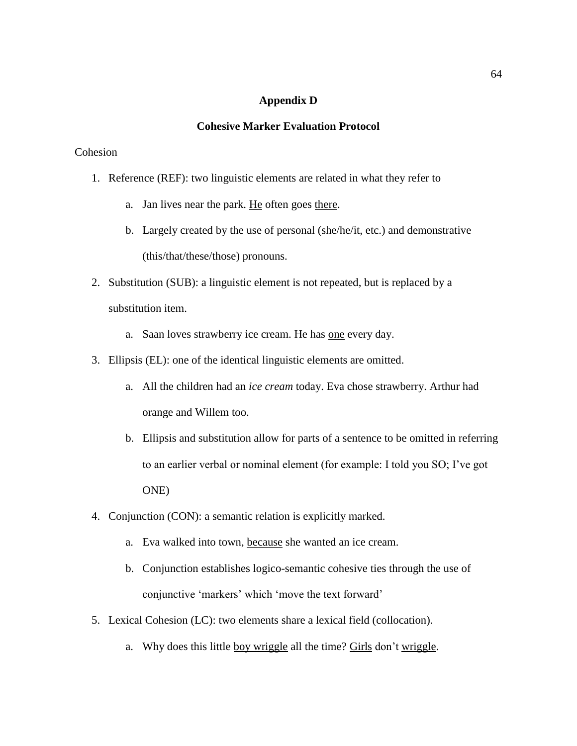# Appendix D

## Cohesive Marker Evaluation Protocol

Cohesion

1. Reference (REF): two linguistic elements are related in what they refer to
    a. Jan lives near the park. <u>He</u> often goes <u>there</u>.
    b. Largely created by the use of personal (she/he/it, etc.) and demonstrative (this/that/these/those) pronouns.
2. Substitution (SUB): a linguistic element is not repeated, but is replaced by a substitution item.
    a. Saan loves strawberry ice cream. He has <u>one</u> every day.
3. Ellipsis (EL): one of the identical linguistic elements are omitted.
    a. All the children had an *ice cream* today. Eva chose strawberry. Arthur had orange and Willem too.
    b. Ellipsis and substitution allow for parts of a sentence to be omitted in referring to an earlier verbal or nominal element (for example: I told you SO; I've got ONE)
4. Conjunction (CON): a semantic relation is explicitly marked.
    a. Eva walked into town, <u>because</u> she wanted an ice cream.
    b. Conjunction establishes logico-semantic cohesive ties through the use of conjunctive 'markers' which 'move the text forward'
5. Lexical Cohesion (LC): two elements share a lexical field (collocation).
    a. Why does this little <u>boy wriggle</u> all the time? <u>Girls</u> don't <u>wriggle</u>.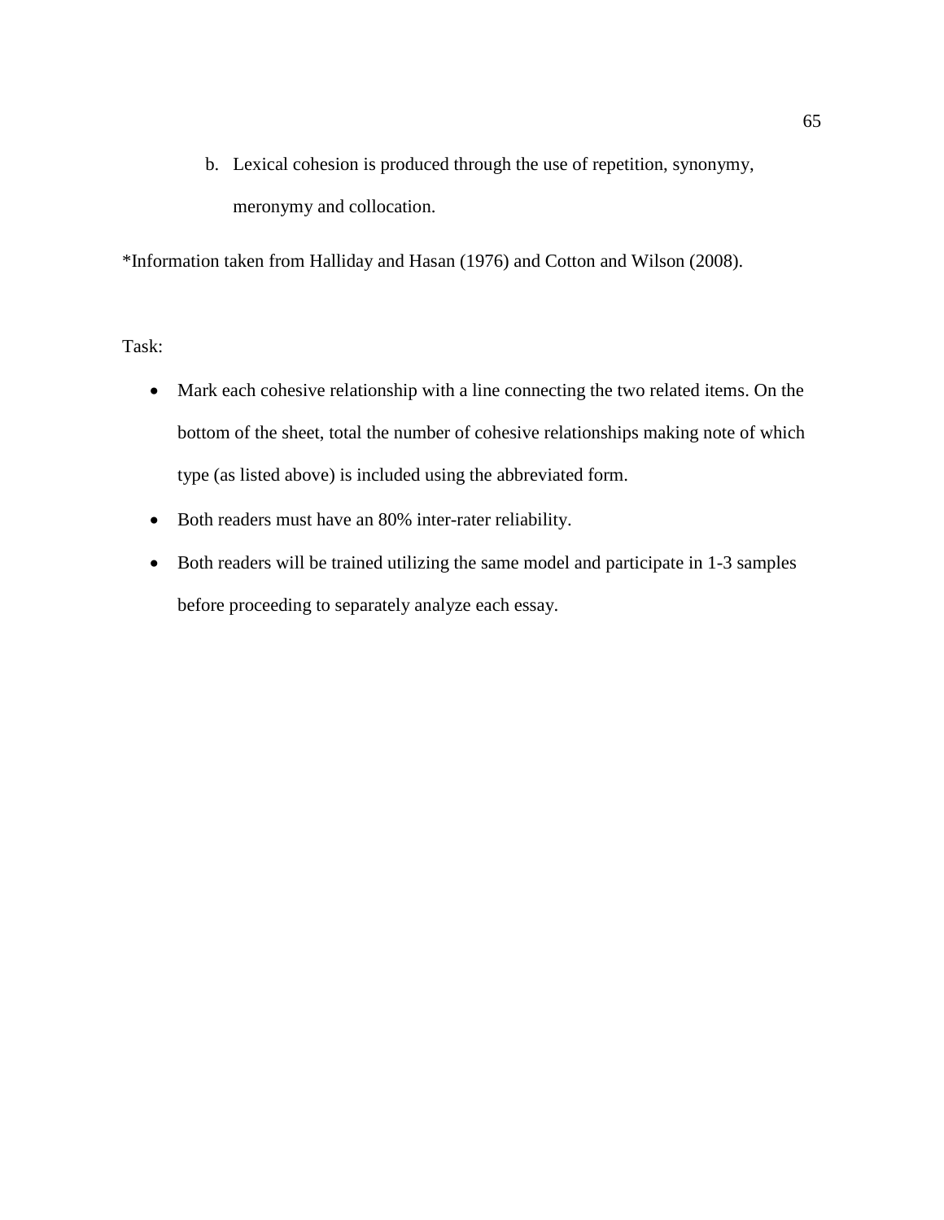b. Lexical cohesion is produced through the use of repetition, synonymy, meronymy and collocation.

*Information taken from Halliday and Hasan (1976) and Cotton and Wilson (2008).

Task:

- Mark each cohesive relationship with a line connecting the two related items. On the bottom of the sheet, total the number of cohesive relationships making note of which type (as listed above) is included using the abbreviated form.
- Both readers must have an 80% inter-rater reliability.
- Both readers will be trained utilizing the same model and participate in 1-3 samples before proceeding to separately analyze each essay.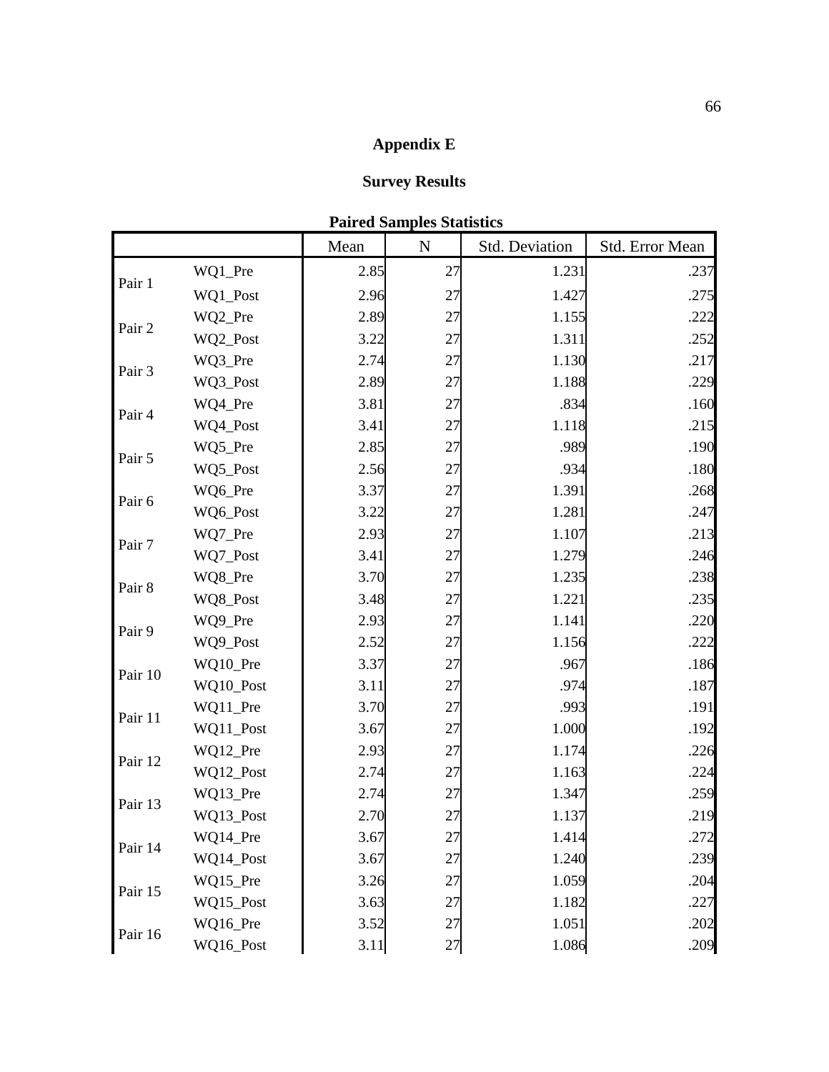# Appendix E

## Survey Results

**Paired Samples Statistics**

| | | Mean | N | Std. Deviation | Std. Error Mean |
|---|---|---|---|---|---|
| Pair 1 | WQ1_Pre | 2.85 | 27 | 1.231 | .237 |
| | WQ1_Post | 2.96 | 27 | 1.427 | .275 |
| Pair 2 | WQ2_Pre | 2.89 | 27 | 1.155 | .222 |
| | WQ2_Post | 3.22 | 27 | 1.311 | .252 |
| Pair 3 | WQ3_Pre | 2.74 | 27 | 1.130 | .217 |
| | WQ3_Post | 2.89 | 27 | 1.188 | .229 |
| Pair 4 | WQ4_Pre | 3.81 | 27 | .834 | .160 |
| | WQ4_Post | 3.41 | 27 | 1.118 | .215 |
| Pair 5 | WQ5_Pre | 2.85 | 27 | .989 | .190 |
| | WQ5_Post | 2.56 | 27 | .934 | .180 |
| Pair 6 | WQ6_Pre | 3.37 | 27 | 1.391 | .268 |
| | WQ6_Post | 3.22 | 27 | 1.281 | .247 |
| Pair 7 | WQ7_Pre | 2.93 | 27 | 1.107 | .213 |
| | WQ7_Post | 3.41 | 27 | 1.279 | .246 |
| Pair 8 | WQ8_Pre | 3.70 | 27 | 1.235 | .238 |
| | WQ8_Post | 3.48 | 27 | 1.221 | .235 |
| Pair 9 | WQ9_Pre | 2.93 | 27 | 1.141 | .220 |
| | WQ9_Post | 2.52 | 27 | 1.156 | .222 |
| Pair 10 | WQ10_Pre | 3.37 | 27 | .967 | .186 |
| | WQ10_Post | 3.11 | 27 | .974 | .187 |
| Pair 11 | WQ11_Pre | 3.70 | 27 | .993 | .191 |
| | WQ11_Post | 3.67 | 27 | 1.000 | .192 |
| Pair 12 | WQ12_Pre | 2.93 | 27 | 1.174 | .226 |
| | WQ12_Post | 2.74 | 27 | 1.163 | .224 |
| Pair 13 | WQ13_Pre | 2.74 | 27 | 1.347 | .259 |
| | WQ13_Post | 2.70 | 27 | 1.137 | .219 |
| Pair 14 | WQ14_Pre | 3.67 | 27 | 1.414 | .272 |
| | WQ14_Post | 3.67 | 27 | 1.240 | .239 |
| Pair 15 | WQ15_Pre | 3.26 | 27 | 1.059 | .204 |
| | WQ15_Post | 3.63 | 27 | 1.182 | .227 |
| Pair 16 | WQ16_Pre | 3.52 | 27 | 1.051 | .202 |
| | WQ16_Post | 3.11 | 27 | 1.086 | .209 |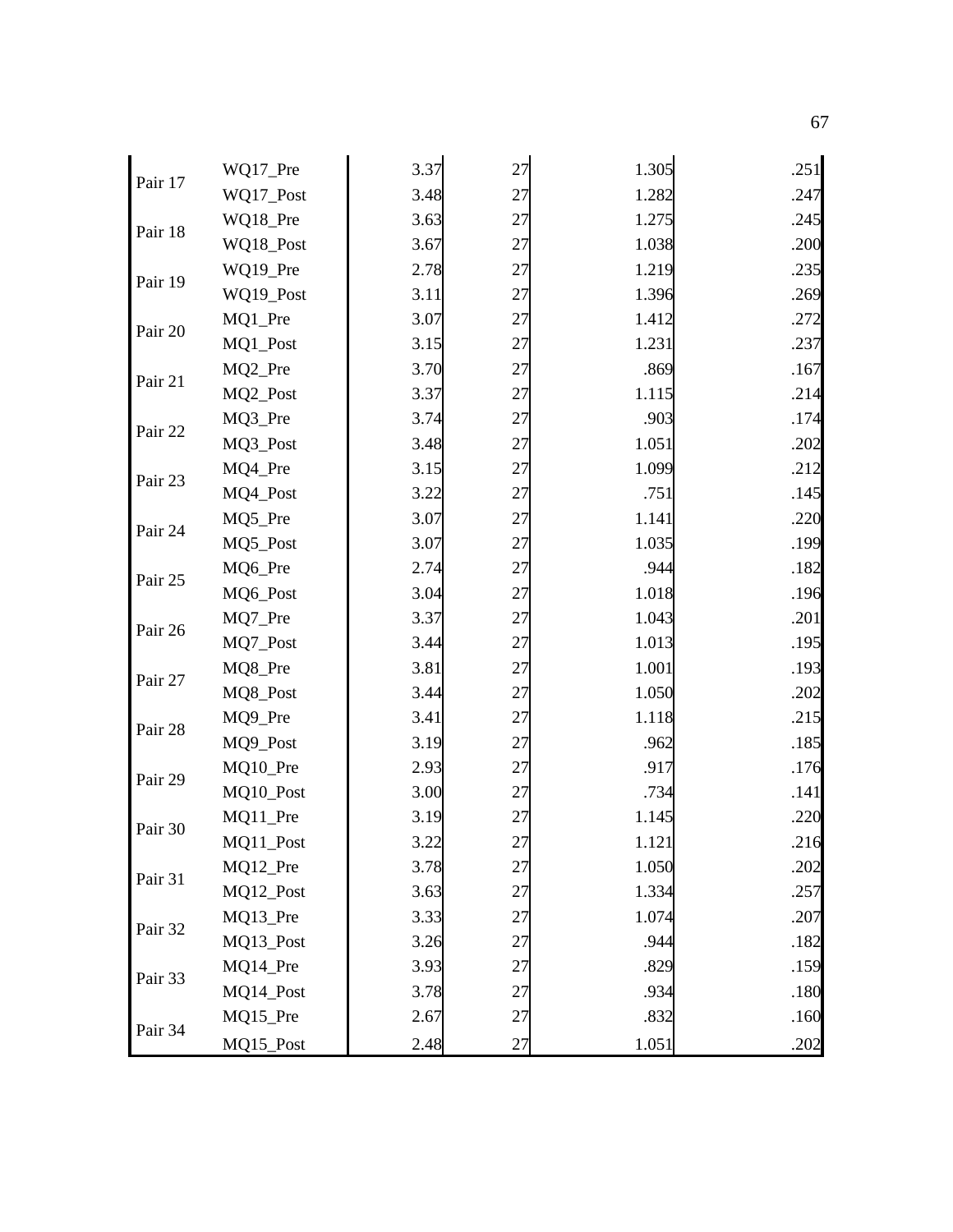| | | | | | |
|---|---|---|---|---|---|
| Pair 17 | WQ17_Pre | 3.37 | 27 | 1.305 | .251 |
| | WQ17_Post | 3.48 | 27 | 1.282 | .247 |
| Pair 18 | WQ18_Pre | 3.63 | 27 | 1.275 | .245 |
| | WQ18_Post | 3.67 | 27 | 1.038 | .200 |
| Pair 19 | WQ19_Pre | 2.78 | 27 | 1.219 | .235 |
| | WQ19_Post | 3.11 | 27 | 1.396 | .269 |
| Pair 20 | MQ1_Pre | 3.07 | 27 | 1.412 | .272 |
| | MQ1_Post | 3.15 | 27 | 1.231 | .237 |
| Pair 21 | MQ2_Pre | 3.70 | 27 | .869 | .167 |
| | MQ2_Post | 3.37 | 27 | 1.115 | .214 |
| Pair 22 | MQ3_Pre | 3.74 | 27 | .903 | .174 |
| | MQ3_Post | 3.48 | 27 | 1.051 | .202 |
| Pair 23 | MQ4_Pre | 3.15 | 27 | 1.099 | .212 |
| | MQ4_Post | 3.22 | 27 | .751 | .145 |
| Pair 24 | MQ5_Pre | 3.07 | 27 | 1.141 | .220 |
| | MQ5_Post | 3.07 | 27 | 1.035 | .199 |
| Pair 25 | MQ6_Pre | 2.74 | 27 | .944 | .182 |
| | MQ6_Post | 3.04 | 27 | 1.018 | .196 |
| Pair 26 | MQ7_Pre | 3.37 | 27 | 1.043 | .201 |
| | MQ7_Post | 3.44 | 27 | 1.013 | .195 |
| Pair 27 | MQ8_Pre | 3.81 | 27 | 1.001 | .193 |
| | MQ8_Post | 3.44 | 27 | 1.050 | .202 |
| Pair 28 | MQ9_Pre | 3.41 | 27 | 1.118 | .215 |
| | MQ9_Post | 3.19 | 27 | .962 | .185 |
| Pair 29 | MQ10_Pre | 2.93 | 27 | .917 | .176 |
| | MQ10_Post | 3.00 | 27 | .734 | .141 |
| Pair 30 | MQ11_Pre | 3.19 | 27 | 1.145 | .220 |
| | MQ11_Post | 3.22 | 27 | 1.121 | .216 |
| Pair 31 | MQ12_Pre | 3.78 | 27 | 1.050 | .202 |
| | MQ12_Post | 3.63 | 27 | 1.334 | .257 |
| Pair 32 | MQ13_Pre | 3.33 | 27 | 1.074 | .207 |
| | MQ13_Post | 3.26 | 27 | .944 | .182 |
| Pair 33 | MQ14_Pre | 3.93 | 27 | .829 | .159 |
| | MQ14_Post | 3.78 | 27 | .934 | .180 |
| Pair 34 | MQ15_Pre | 2.67 | 27 | .832 | .160 |
| | MQ15_Post | 2.48 | 27 | 1.051 | .202 |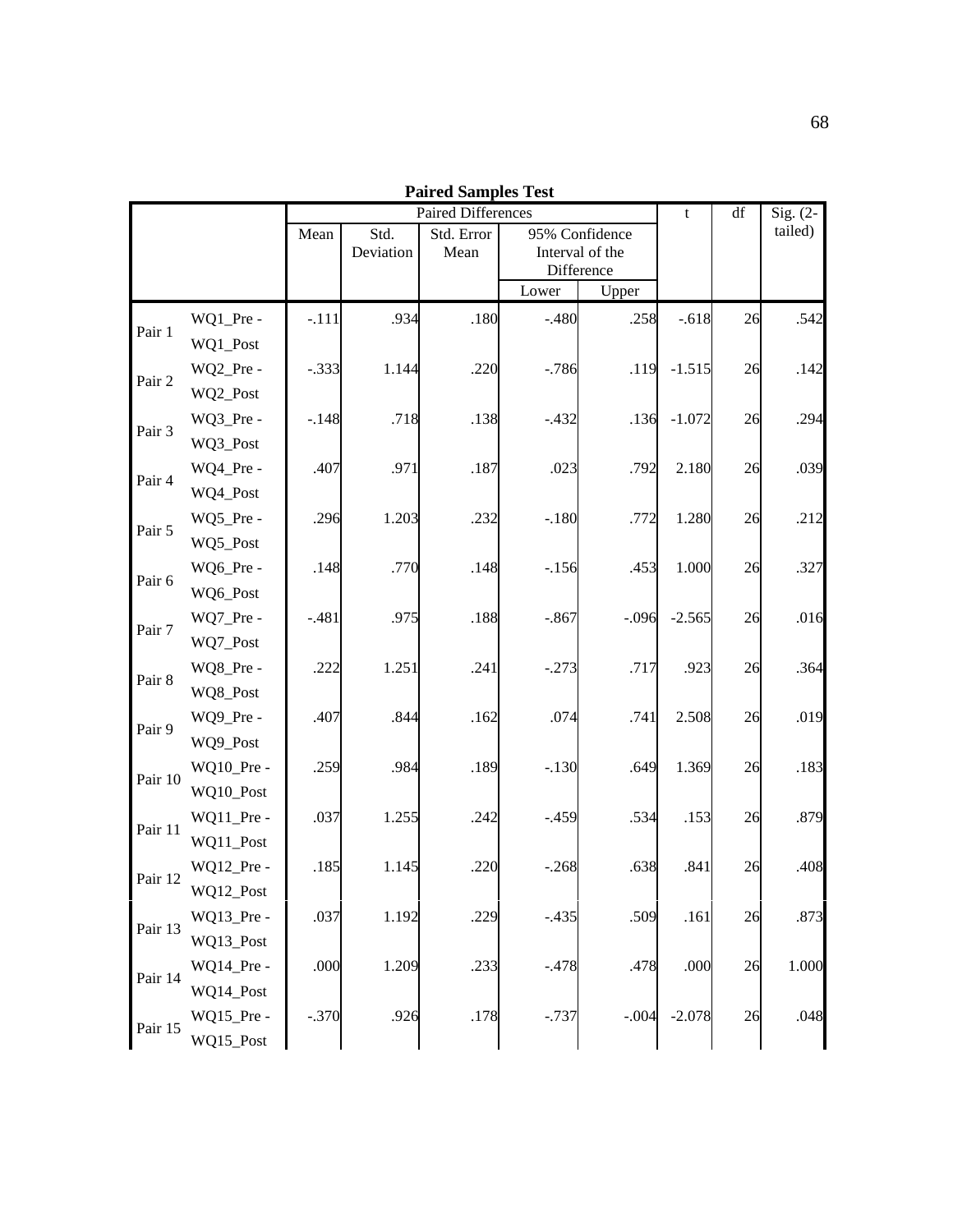**Paired Samples Test**

| | | Paired Differences | | | | | t | df | Sig. (2-tailed) |
|---|---|---|---|---|---|---|---|---|---|
| | | Mean | Std. Deviation | Std. Error Mean | 95% Confidence Interval of the Difference | | | | |
| | | | | | Lower | Upper | | | |
| Pair 1 | WQ1_Pre - WQ1_Post | -.111 | .934 | .180 | -.480 | .258 | -.618 | 26 | .542 |
| Pair 2 | WQ2_Pre - WQ2_Post | -.333 | 1.144 | .220 | -.786 | .119 | -1.515 | 26 | .142 |
| Pair 3 | WQ3_Pre - WQ3_Post | -.148 | .718 | .138 | -.432 | .136 | -1.072 | 26 | .294 |
| Pair 4 | WQ4_Pre - WQ4_Post | .407 | .971 | .187 | .023 | .792 | 2.180 | 26 | .039 |
| Pair 5 | WQ5_Pre - WQ5_Post | .296 | 1.203 | .232 | -.180 | .772 | 1.280 | 26 | .212 |
| Pair 6 | WQ6_Pre - WQ6_Post | .148 | .770 | .148 | -.156 | .453 | 1.000 | 26 | .327 |
| Pair 7 | WQ7_Pre - WQ7_Post | -.481 | .975 | .188 | -.867 | -.096 | -2.565 | 26 | .016 |
| Pair 8 | WQ8_Pre - WQ8_Post | .222 | 1.251 | .241 | -.273 | .717 | .923 | 26 | .364 |
| Pair 9 | WQ9_Pre - WQ9_Post | .407 | .844 | .162 | .074 | .741 | 2.508 | 26 | .019 |
| Pair 10 | WQ10_Pre - WQ10_Post | .259 | .984 | .189 | -.130 | .649 | 1.369 | 26 | .183 |
| Pair 11 | WQ11_Pre - WQ11_Post | .037 | 1.255 | .242 | -.459 | .534 | .153 | 26 | .879 |
| Pair 12 | WQ12_Pre - WQ12_Post | .185 | 1.145 | .220 | -.268 | .638 | .841 | 26 | .408 |
| Pair 13 | WQ13_Pre - WQ13_Post | .037 | 1.192 | .229 | -.435 | .509 | .161 | 26 | .873 |
| Pair 14 | WQ14_Pre - WQ14_Post | .000 | 1.209 | .233 | -.478 | .478 | .000 | 26 | 1.000 |
| Pair 15 | WQ15_Pre - WQ15_Post | -.370 | .926 | .178 | -.737 | -.004 | -2.078 | 26 | .048 |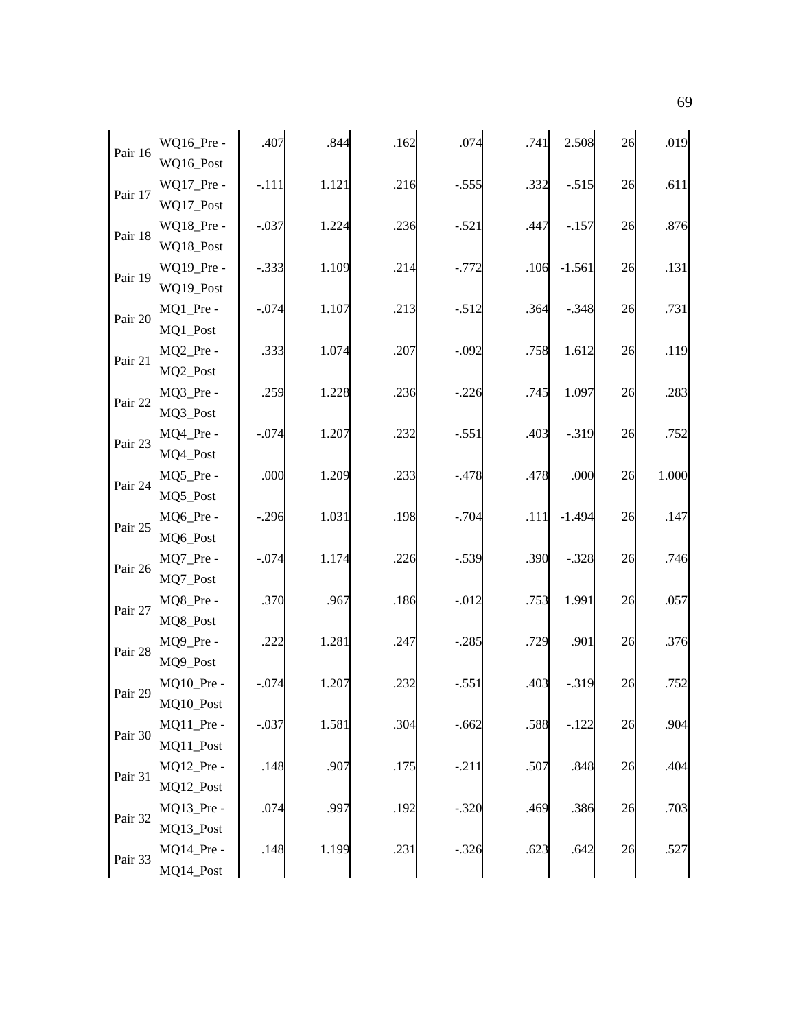| | | | | | | | | | |
|---|---|---|---|---|---|---|---|---|---|
| Pair 16 | WQ16_Pre - WQ16_Post | .407 | .844 | .162 | .074 | .741 | 2.508 | 26 | .019 |
| Pair 17 | WQ17_Pre - WQ17_Post | -.111 | 1.121 | .216 | -.555 | .332 | -.515 | 26 | .611 |
| Pair 18 | WQ18_Pre - WQ18_Post | -.037 | 1.224 | .236 | -.521 | .447 | -.157 | 26 | .876 |
| Pair 19 | WQ19_Pre - WQ19_Post | -.333 | 1.109 | .214 | -.772 | .106 | -1.561 | 26 | .131 |
| Pair 20 | MQ1_Pre - MQ1_Post | -.074 | 1.107 | .213 | -.512 | .364 | -.348 | 26 | .731 |
| Pair 21 | MQ2_Pre - MQ2_Post | .333 | 1.074 | .207 | -.092 | .758 | 1.612 | 26 | .119 |
| Pair 22 | MQ3_Pre - MQ3_Post | .259 | 1.228 | .236 | -.226 | .745 | 1.097 | 26 | .283 |
| Pair 23 | MQ4_Pre - MQ4_Post | -.074 | 1.207 | .232 | -.551 | .403 | -.319 | 26 | .752 |
| Pair 24 | MQ5_Pre - MQ5_Post | .000 | 1.209 | .233 | -.478 | .478 | .000 | 26 | 1.000 |
| Pair 25 | MQ6_Pre - MQ6_Post | -.296 | 1.031 | .198 | -.704 | .111 | -1.494 | 26 | .147 |
| Pair 26 | MQ7_Pre - MQ7_Post | -.074 | 1.174 | .226 | -.539 | .390 | -.328 | 26 | .746 |
| Pair 27 | MQ8_Pre - MQ8_Post | .370 | .967 | .186 | -.012 | .753 | 1.991 | 26 | .057 |
| Pair 28 | MQ9_Pre - MQ9_Post | .222 | 1.281 | .247 | -.285 | .729 | .901 | 26 | .376 |
| Pair 29 | MQ10_Pre - MQ10_Post | -.074 | 1.207 | .232 | -.551 | .403 | -.319 | 26 | .752 |
| Pair 30 | MQ11_Pre - MQ11_Post | -.037 | 1.581 | .304 | -.662 | .588 | -.122 | 26 | .904 |
| Pair 31 | MQ12_Pre - MQ12_Post | .148 | .907 | .175 | -.211 | .507 | .848 | 26 | .404 |
| Pair 32 | MQ13_Pre - MQ13_Post | .074 | .997 | .192 | -.320 | .469 | .386 | 26 | .703 |
| Pair 33 | MQ14_Pre - MQ14_Post | .148 | 1.199 | .231 | -.326 | .623 | .642 | 26 | .527 |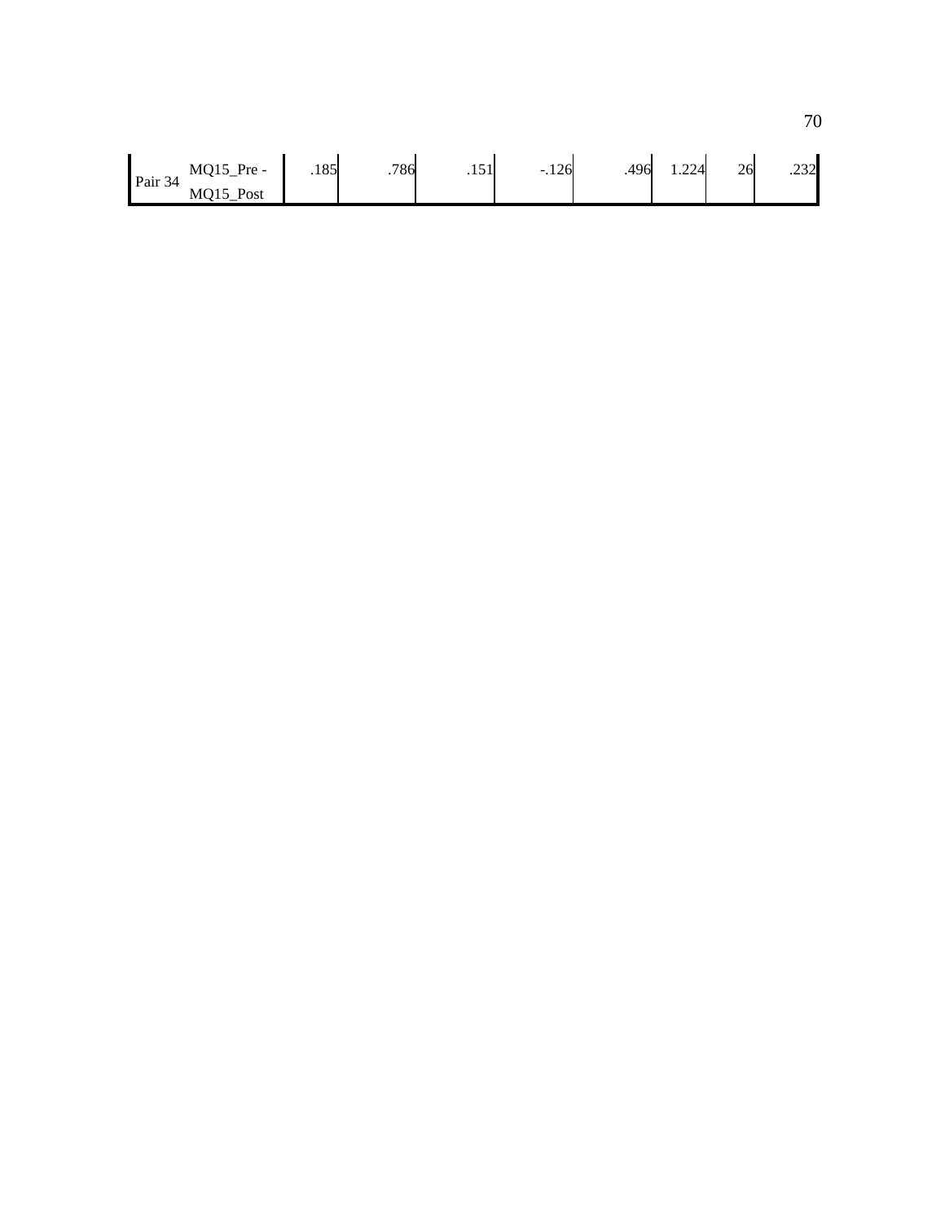| | | | | | | | | | |
|---|---|---|---|---|---|---|---|---|---|
| Pair 34 | MQ15_Pre - MQ15_Post | .185 | .786 | .151 | -.126 | .496 | 1.224 | 26 | .232 |